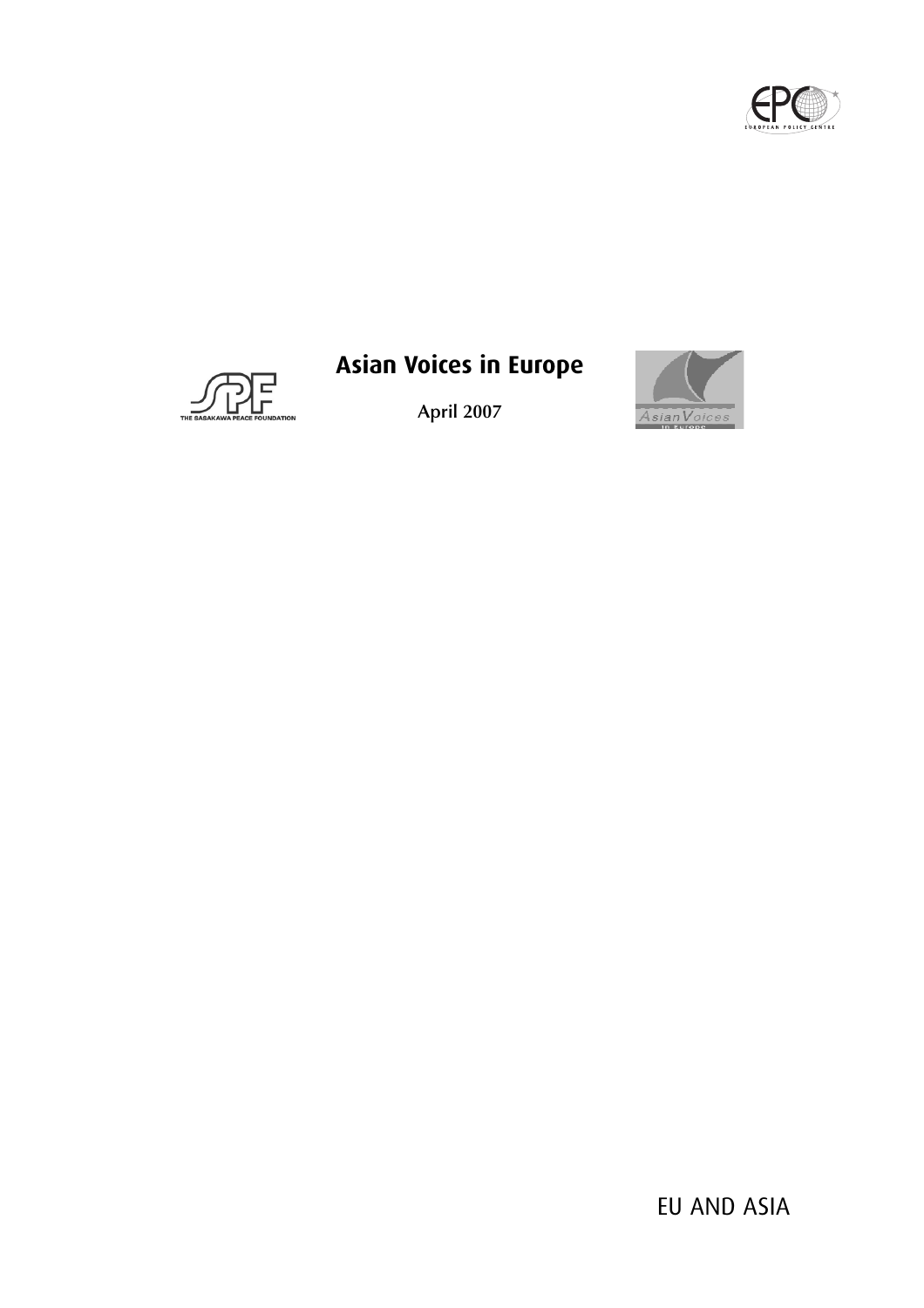# Asian Voices in Europe

April 2007

EU AND ASIA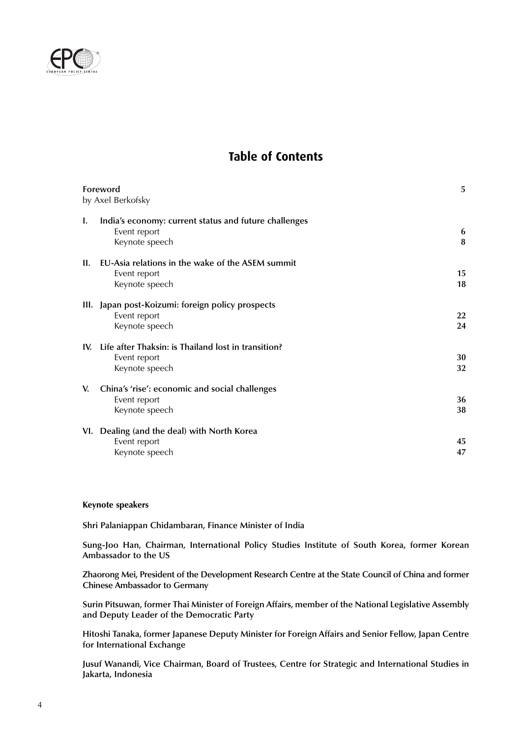# Table of Contents

| | | |
|---|---|---|
| **Foreword** | | **5** |
| by Axel Berkofsky | | |
| **I.** | **India's economy: current status and future challenges** | |
| | Event report | **6** |
| | Keynote speech | **8** |
| **II.** | **EU-Asia relations in the wake of the ASEM summit** | |
| | Event report | **15** |
| | Keynote speech | **18** |
| **III.** | **Japan post-Koizumi: foreign policy prospects** | |
| | Event report | **22** |
| | Keynote speech | **24** |
| **IV.** | **Life after Thaksin: is Thailand lost in transition?** | |
| | Event report | **30** |
| | Keynote speech | **32** |
| **V.** | **China's 'rise': economic and social challenges** | |
| | Event report | **36** |
| | Keynote speech | **38** |
| **VI.** | **Dealing (and the deal) with North Korea** | |
| | Event report | **45** |
| | Keynote speech | **47** |

**Keynote speakers**

**Shri Palaniappan Chidambaran, Finance Minister of India**

**Sung-Joo Han, Chairman, International Policy Studies Institute of South Korea, former Korean Ambassador to the US**

**Zhaorong Mei, President of the Development Research Centre at the State Council of China and former Chinese Ambassador to Germany**

**Surin Pitsuwan, former Thai Minister of Foreign Affairs, member of the National Legislative Assembly and Deputy Leader of the Democratic Party**

**Hitoshi Tanaka, former Japanese Deputy Minister for Foreign Affairs and Senior Fellow, Japan Centre for International Exchange**

**Jusuf Wanandi, Vice Chairman, Board of Trustees, Centre for Strategic and International Studies in Jakarta, Indonesia**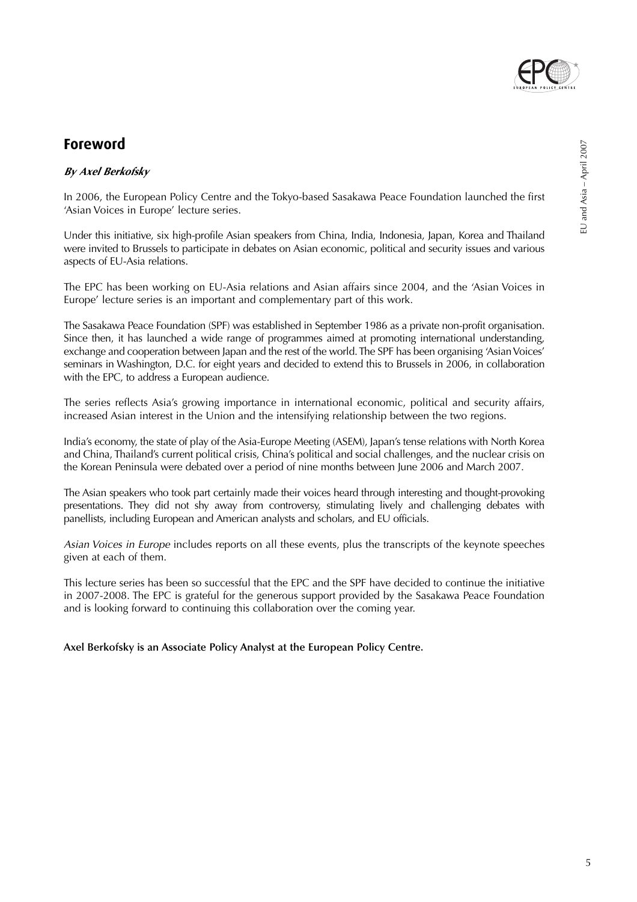# Foreword

***By Axel Berkofsky***

In 2006, the European Policy Centre and the Tokyo-based Sasakawa Peace Foundation launched the first 'Asian Voices in Europe' lecture series.

Under this initiative, six high-profile Asian speakers from China, India, Indonesia, Japan, Korea and Thailand were invited to Brussels to participate in debates on Asian economic, political and security issues and various aspects of EU-Asia relations.

The EPC has been working on EU-Asia relations and Asian affairs since 2004, and the 'Asian Voices in Europe' lecture series is an important and complementary part of this work.

The Sasakawa Peace Foundation (SPF) was established in September 1986 as a private non-profit organisation. Since then, it has launched a wide range of programmes aimed at promoting international understanding, exchange and cooperation between Japan and the rest of the world. The SPF has been organising 'Asian Voices' seminars in Washington, D.C. for eight years and decided to extend this to Brussels in 2006, in collaboration with the EPC, to address a European audience.

The series reflects Asia's growing importance in international economic, political and security affairs, increased Asian interest in the Union and the intensifying relationship between the two regions.

India's economy, the state of play of the Asia-Europe Meeting (ASEM), Japan's tense relations with North Korea and China, Thailand's current political crisis, China's political and social challenges, and the nuclear crisis on the Korean Peninsula were debated over a period of nine months between June 2006 and March 2007.

The Asian speakers who took part certainly made their voices heard through interesting and thought-provoking presentations. They did not shy away from controversy, stimulating lively and challenging debates with panellists, including European and American analysts and scholars, and EU officials.

*Asian Voices in Europe* includes reports on all these events, plus the transcripts of the keynote speeches given at each of them.

This lecture series has been so successful that the EPC and the SPF have decided to continue the initiative in 2007-2008. The EPC is grateful for the generous support provided by the Sasakawa Peace Foundation and is looking forward to continuing this collaboration over the coming year.

**Axel Berkofsky is an Associate Policy Analyst at the European Policy Centre.**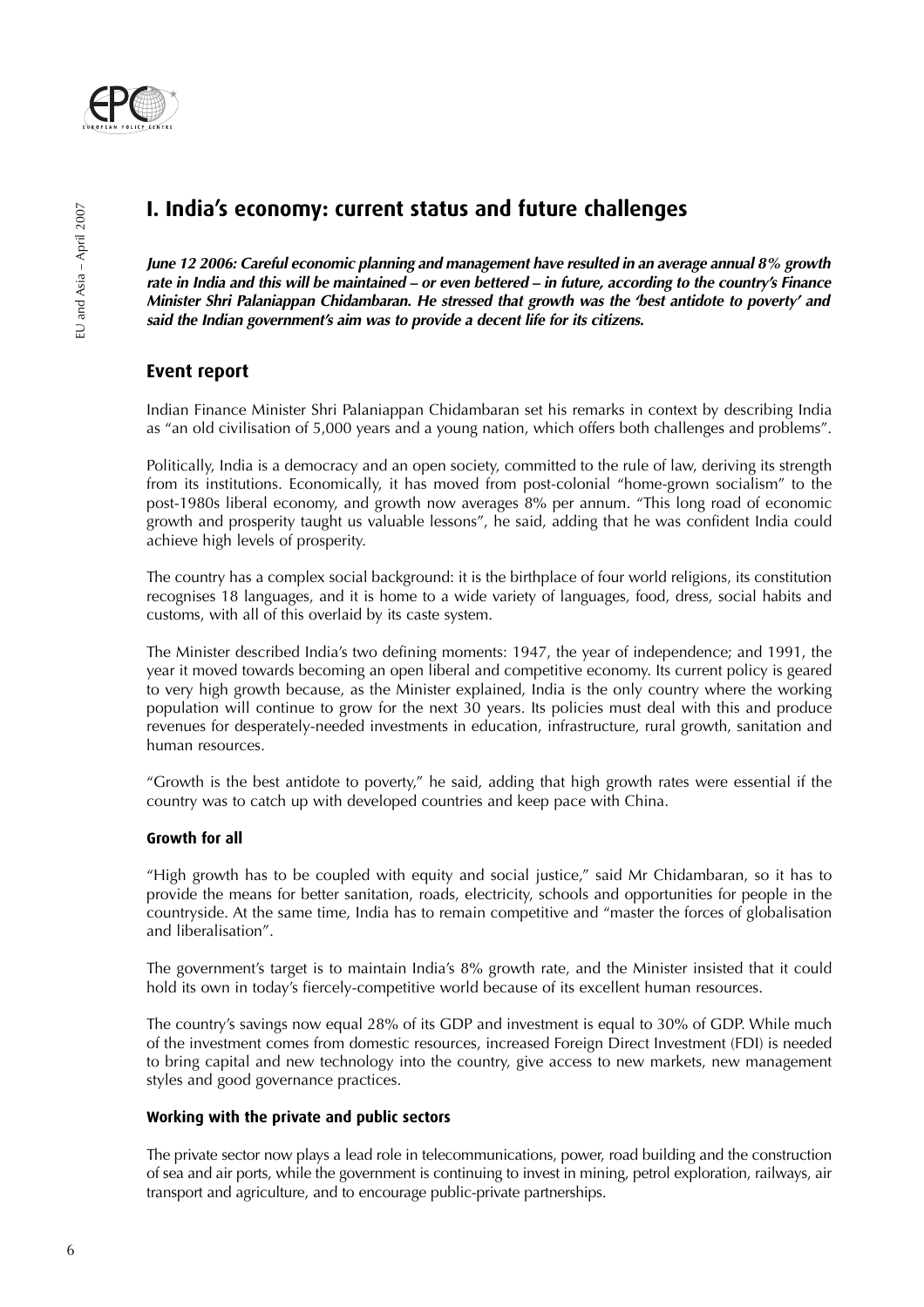# I. India's economy: current status and future challenges

***June 12 2006: Careful economic planning and management have resulted in an average annual 8% growth rate in India and this will be maintained – or even bettered – in future, according to the country's Finance Minister Shri Palaniappan Chidambaran. He stressed that growth was the 'best antidote to poverty' and said the Indian government's aim was to provide a decent life for its citizens.***

## Event report

Indian Finance Minister Shri Palaniappan Chidambaran set his remarks in context by describing India as "an old civilisation of 5,000 years and a young nation, which offers both challenges and problems".

Politically, India is a democracy and an open society, committed to the rule of law, deriving its strength from its institutions. Economically, it has moved from post-colonial "home-grown socialism" to the post-1980s liberal economy, and growth now averages 8% per annum. "This long road of economic growth and prosperity taught us valuable lessons", he said, adding that he was confident India could achieve high levels of prosperity.

The country has a complex social background: it is the birthplace of four world religions, its constitution recognises 18 languages, and it is home to a wide variety of languages, food, dress, social habits and customs, with all of this overlaid by its caste system.

The Minister described India's two defining moments: 1947, the year of independence; and 1991, the year it moved towards becoming an open liberal and competitive economy. Its current policy is geared to very high growth because, as the Minister explained, India is the only country where the working population will continue to grow for the next 30 years. Its policies must deal with this and produce revenues for desperately-needed investments in education, infrastructure, rural growth, sanitation and human resources.

"Growth is the best antidote to poverty," he said, adding that high growth rates were essential if the country was to catch up with developed countries and keep pace with China.

### Growth for all

"High growth has to be coupled with equity and social justice," said Mr Chidambaran, so it has to provide the means for better sanitation, roads, electricity, schools and opportunities for people in the countryside. At the same time, India has to remain competitive and "master the forces of globalisation and liberalisation".

The government's target is to maintain India's 8% growth rate, and the Minister insisted that it could hold its own in today's fiercely-competitive world because of its excellent human resources.

The country's savings now equal 28% of its GDP and investment is equal to 30% of GDP. While much of the investment comes from domestic resources, increased Foreign Direct Investment (FDI) is needed to bring capital and new technology into the country, give access to new markets, new management styles and good governance practices.

### Working with the private and public sectors

The private sector now plays a lead role in telecommunications, power, road building and the construction of sea and air ports, while the government is continuing to invest in mining, petrol exploration, railways, air transport and agriculture, and to encourage public-private partnerships.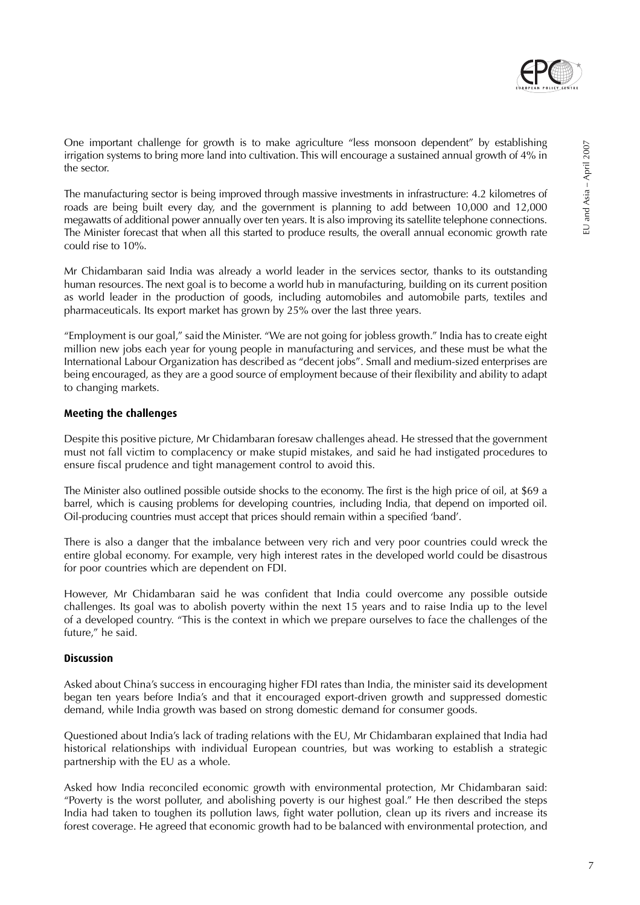One important challenge for growth is to make agriculture "less monsoon dependent" by establishing irrigation systems to bring more land into cultivation. This will encourage a sustained annual growth of 4% in the sector.

The manufacturing sector is being improved through massive investments in infrastructure: 4.2 kilometres of roads are being built every day, and the government is planning to add between 10,000 and 12,000 megawatts of additional power annually over ten years. It is also improving its satellite telephone connections. The Minister forecast that when all this started to produce results, the overall annual economic growth rate could rise to 10%.

Mr Chidambaran said India was already a world leader in the services sector, thanks to its outstanding human resources. The next goal is to become a world hub in manufacturing, building on its current position as world leader in the production of goods, including automobiles and automobile parts, textiles and pharmaceuticals. Its export market has grown by 25% over the last three years.

"Employment is our goal," said the Minister. "We are not going for jobless growth." India has to create eight million new jobs each year for young people in manufacturing and services, and these must be what the International Labour Organization has described as "decent jobs". Small and medium-sized enterprises are being encouraged, as they are a good source of employment because of their flexibility and ability to adapt to changing markets.

### Meeting the challenges

Despite this positive picture, Mr Chidambaran foresaw challenges ahead. He stressed that the government must not fall victim to complacency or make stupid mistakes, and said he had instigated procedures to ensure fiscal prudence and tight management control to avoid this.

The Minister also outlined possible outside shocks to the economy. The first is the high price of oil, at $69 a barrel, which is causing problems for developing countries, including India, that depend on imported oil. Oil-producing countries must accept that prices should remain within a specified 'band'.

There is also a danger that the imbalance between very rich and very poor countries could wreck the entire global economy. For example, very high interest rates in the developed world could be disastrous for poor countries which are dependent on FDI.

However, Mr Chidambaran said he was confident that India could overcome any possible outside challenges. Its goal was to abolish poverty within the next 15 years and to raise India up to the level of a developed country. "This is the context in which we prepare ourselves to face the challenges of the future," he said.

### Discussion

Asked about China's success in encouraging higher FDI rates than India, the minister said its development began ten years before India's and that it encouraged export-driven growth and suppressed domestic demand, while India growth was based on strong domestic demand for consumer goods.

Questioned about India's lack of trading relations with the EU, Mr Chidambaran explained that India had historical relationships with individual European countries, but was working to establish a strategic partnership with the EU as a whole.

Asked how India reconciled economic growth with environmental protection, Mr Chidambaran said: "Poverty is the worst polluter, and abolishing poverty is our highest goal." He then described the steps India had taken to toughen its pollution laws, fight water pollution, clean up its rivers and increase its forest coverage. He agreed that economic growth had to be balanced with environmental protection, and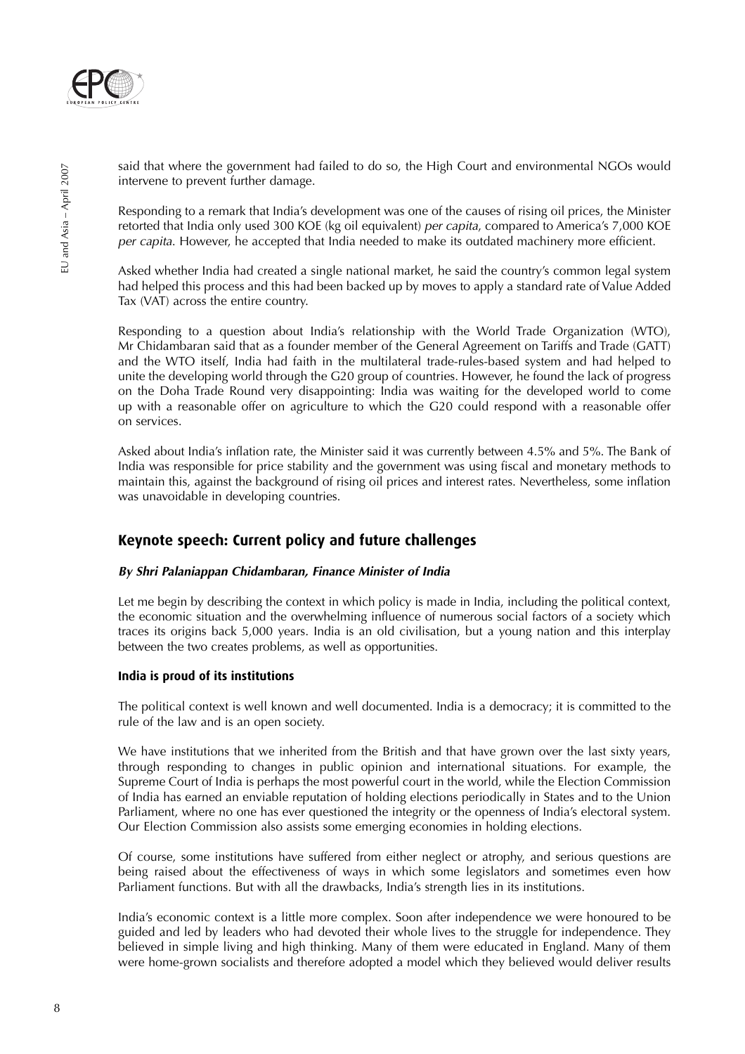said that where the government had failed to do so, the High Court and environmental NGOs would intervene to prevent further damage.

Responding to a remark that India's development was one of the causes of rising oil prices, the Minister retorted that India only used 300 KOE (kg oil equivalent) *per capita*, compared to America's 7,000 KOE *per capita*. However, he accepted that India needed to make its outdated machinery more efficient.

Asked whether India had created a single national market, he said the country's common legal system had helped this process and this had been backed up by moves to apply a standard rate of Value Added Tax (VAT) across the entire country.

Responding to a question about India's relationship with the World Trade Organization (WTO), Mr Chidambaran said that as a founder member of the General Agreement on Tariffs and Trade (GATT) and the WTO itself, India had faith in the multilateral trade-rules-based system and had helped to unite the developing world through the G20 group of countries. However, he found the lack of progress on the Doha Trade Round very disappointing: India was waiting for the developed world to come up with a reasonable offer on agriculture to which the G20 could respond with a reasonable offer on services.

Asked about India's inflation rate, the Minister said it was currently between 4.5% and 5%. The Bank of India was responsible for price stability and the government was using fiscal and monetary methods to maintain this, against the background of rising oil prices and interest rates. Nevertheless, some inflation was unavoidable in developing countries.

## Keynote speech: Current policy and future challenges

***By Shri Palaniappan Chidambaran, Finance Minister of India***

Let me begin by describing the context in which policy is made in India, including the political context, the economic situation and the overwhelming influence of numerous social factors of a society which traces its origins back 5,000 years. India is an old civilisation, but a young nation and this interplay between the two creates problems, as well as opportunities.

### India is proud of its institutions

The political context is well known and well documented. India is a democracy; it is committed to the rule of the law and is an open society.

We have institutions that we inherited from the British and that have grown over the last sixty years, through responding to changes in public opinion and international situations. For example, the Supreme Court of India is perhaps the most powerful court in the world, while the Election Commission of India has earned an enviable reputation of holding elections periodically in States and to the Union Parliament, where no one has ever questioned the integrity or the openness of India's electoral system. Our Election Commission also assists some emerging economies in holding elections.

Of course, some institutions have suffered from either neglect or atrophy, and serious questions are being raised about the effectiveness of ways in which some legislators and sometimes even how Parliament functions. But with all the drawbacks, India's strength lies in its institutions.

India's economic context is a little more complex. Soon after independence we were honoured to be guided and led by leaders who had devoted their whole lives to the struggle for independence. They believed in simple living and high thinking. Many of them were educated in England. Many of them were home-grown socialists and therefore adopted a model which they believed would deliver results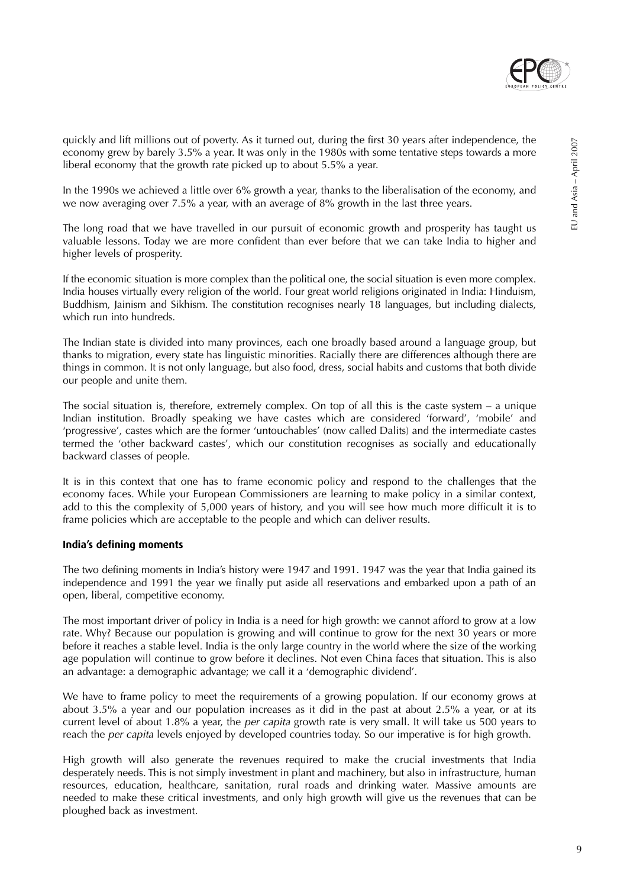quickly and lift millions out of poverty. As it turned out, during the first 30 years after independence, the economy grew by barely 3.5% a year. It was only in the 1980s with some tentative steps towards a more liberal economy that the growth rate picked up to about 5.5% a year.

In the 1990s we achieved a little over 6% growth a year, thanks to the liberalisation of the economy, and we now averaging over 7.5% a year, with an average of 8% growth in the last three years.

The long road that we have travelled in our pursuit of economic growth and prosperity has taught us valuable lessons. Today we are more confident than ever before that we can take India to higher and higher levels of prosperity.

If the economic situation is more complex than the political one, the social situation is even more complex. India houses virtually every religion of the world. Four great world religions originated in India: Hinduism, Buddhism, Jainism and Sikhism. The constitution recognises nearly 18 languages, but including dialects, which run into hundreds.

The Indian state is divided into many provinces, each one broadly based around a language group, but thanks to migration, every state has linguistic minorities. Racially there are differences although there are things in common. It is not only language, but also food, dress, social habits and customs that both divide our people and unite them.

The social situation is, therefore, extremely complex. On top of all this is the caste system – a unique Indian institution. Broadly speaking we have castes which are considered 'forward', 'mobile' and 'progressive', castes which are the former 'untouchables' (now called Dalits) and the intermediate castes termed the 'other backward castes', which our constitution recognises as socially and educationally backward classes of people.

It is in this context that one has to frame economic policy and respond to the challenges that the economy faces. While your European Commissioners are learning to make policy in a similar context, add to this the complexity of 5,000 years of history, and you will see how much more difficult it is to frame policies which are acceptable to the people and which can deliver results.

### India's defining moments

The two defining moments in India's history were 1947 and 1991. 1947 was the year that India gained its independence and 1991 the year we finally put aside all reservations and embarked upon a path of an open, liberal, competitive economy.

The most important driver of policy in India is a need for high growth: we cannot afford to grow at a low rate. Why? Because our population is growing and will continue to grow for the next 30 years or more before it reaches a stable level. India is the only large country in the world where the size of the working age population will continue to grow before it declines. Not even China faces that situation. This is also an advantage: a demographic advantage; we call it a 'demographic dividend'.

We have to frame policy to meet the requirements of a growing population. If our economy grows at about 3.5% a year and our population increases as it did in the past at about 2.5% a year, or at its current level of about 1.8% a year, the *per capita* growth rate is very small. It will take us 500 years to reach the *per capita* levels enjoyed by developed countries today. So our imperative is for high growth.

High growth will also generate the revenues required to make the crucial investments that India desperately needs. This is not simply investment in plant and machinery, but also in infrastructure, human resources, education, healthcare, sanitation, rural roads and drinking water. Massive amounts are needed to make these critical investments, and only high growth will give us the revenues that can be ploughed back as investment.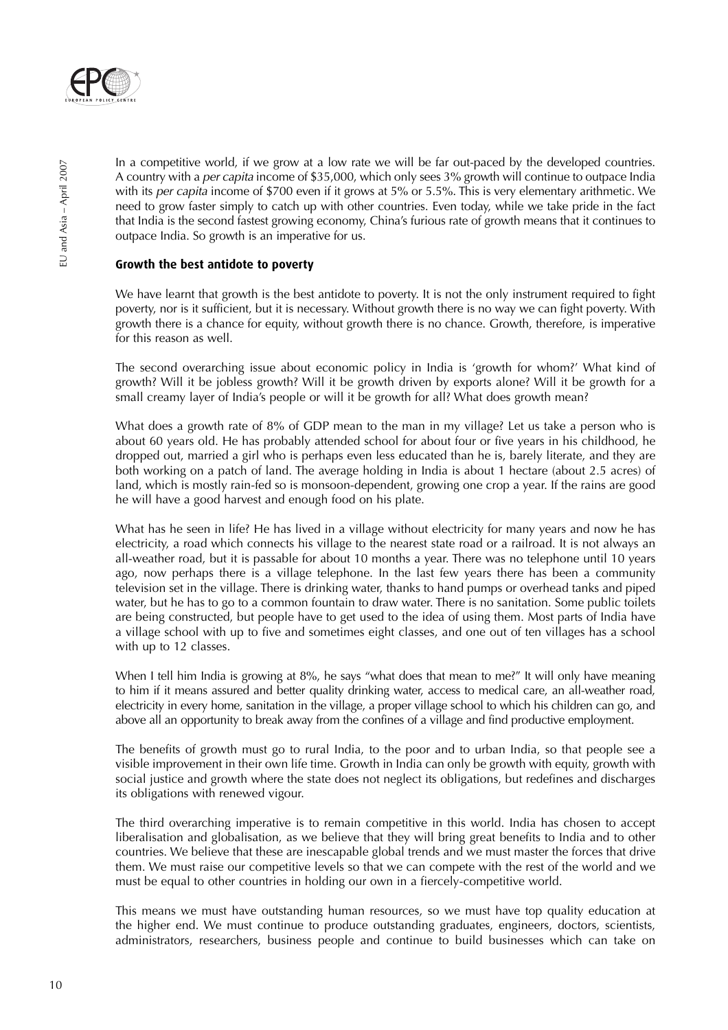In a competitive world, if we grow at a low rate we will be far out-paced by the developed countries. A country with a *per capita* income of $35,000, which only sees 3% growth will continue to outpace India with its *per capita* income of $700 even if it grows at 5% or 5.5%. This is very elementary arithmetic. We need to grow faster simply to catch up with other countries. Even today, while we take pride in the fact that India is the second fastest growing economy, China's furious rate of growth means that it continues to outpace India. So growth is an imperative for us.

### Growth the best antidote to poverty

We have learnt that growth is the best antidote to poverty. It is not the only instrument required to fight poverty, nor is it sufficient, but it is necessary. Without growth there is no way we can fight poverty. With growth there is a chance for equity, without growth there is no chance. Growth, therefore, is imperative for this reason as well.

The second overarching issue about economic policy in India is 'growth for whom?' What kind of growth? Will it be jobless growth? Will it be growth driven by exports alone? Will it be growth for a small creamy layer of India's people or will it be growth for all? What does growth mean?

What does a growth rate of 8% of GDP mean to the man in my village? Let us take a person who is about 60 years old. He has probably attended school for about four or five years in his childhood, he dropped out, married a girl who is perhaps even less educated than he is, barely literate, and they are both working on a patch of land. The average holding in India is about 1 hectare (about 2.5 acres) of land, which is mostly rain-fed so is monsoon-dependent, growing one crop a year. If the rains are good he will have a good harvest and enough food on his plate.

What has he seen in life? He has lived in a village without electricity for many years and now he has electricity, a road which connects his village to the nearest state road or a railroad. It is not always an all-weather road, but it is passable for about 10 months a year. There was no telephone until 10 years ago, now perhaps there is a village telephone. In the last few years there has been a community television set in the village. There is drinking water, thanks to hand pumps or overhead tanks and piped water, but he has to go to a common fountain to draw water. There is no sanitation. Some public toilets are being constructed, but people have to get used to the idea of using them. Most parts of India have a village school with up to five and sometimes eight classes, and one out of ten villages has a school with up to 12 classes.

When I tell him India is growing at 8%, he says "what does that mean to me?" It will only have meaning to him if it means assured and better quality drinking water, access to medical care, an all-weather road, electricity in every home, sanitation in the village, a proper village school to which his children can go, and above all an opportunity to break away from the confines of a village and find productive employment.

The benefits of growth must go to rural India, to the poor and to urban India, so that people see a visible improvement in their own life time. Growth in India can only be growth with equity, growth with social justice and growth where the state does not neglect its obligations, but redefines and discharges its obligations with renewed vigour.

The third overarching imperative is to remain competitive in this world. India has chosen to accept liberalisation and globalisation, as we believe that they will bring great benefits to India and to other countries. We believe that these are inescapable global trends and we must master the forces that drive them. We must raise our competitive levels so that we can compete with the rest of the world and we must be equal to other countries in holding our own in a fiercely-competitive world.

This means we must have outstanding human resources, so we must have top quality education at the higher end. We must continue to produce outstanding graduates, engineers, doctors, scientists, administrators, researchers, business people and continue to build businesses which can take on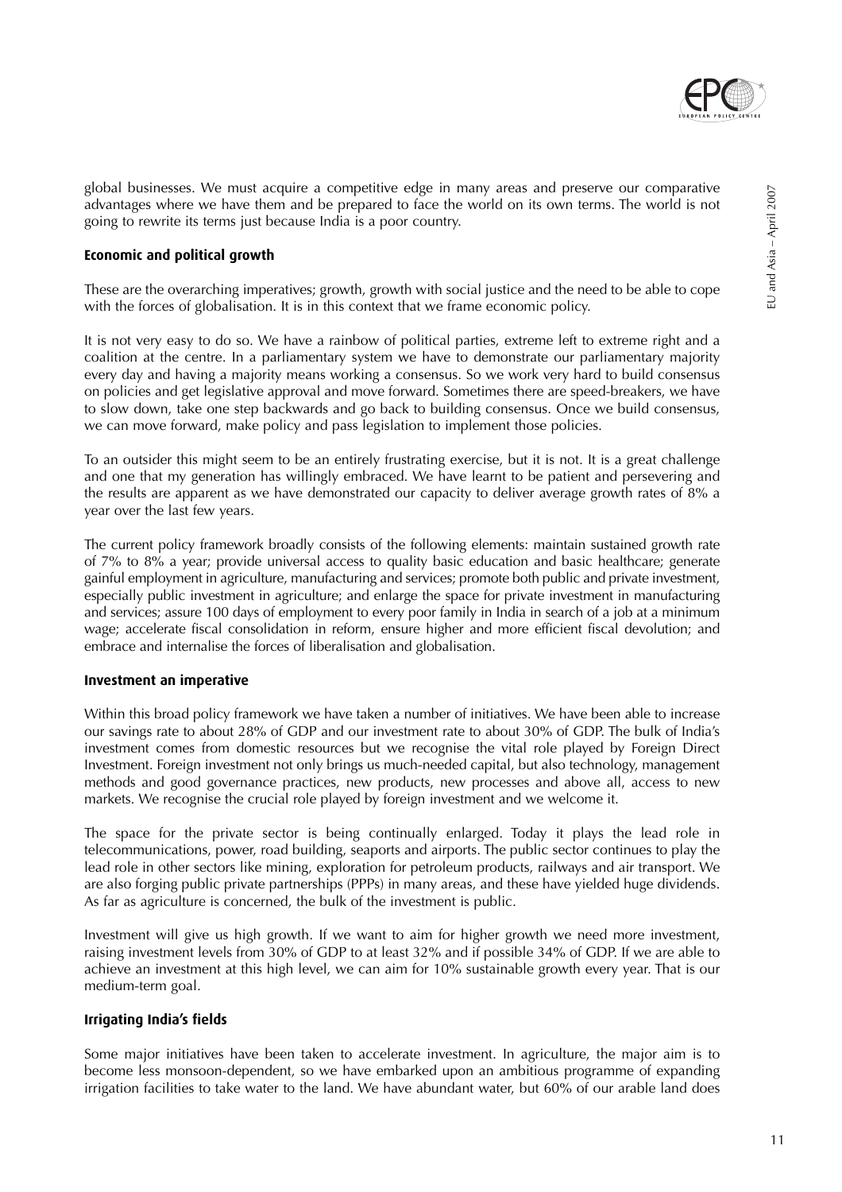global businesses. We must acquire a competitive edge in many areas and preserve our comparative advantages where we have them and be prepared to face the world on its own terms. The world is not going to rewrite its terms just because India is a poor country.

### Economic and political growth

These are the overarching imperatives; growth, growth with social justice and the need to be able to cope with the forces of globalisation. It is in this context that we frame economic policy.

It is not very easy to do so. We have a rainbow of political parties, extreme left to extreme right and a coalition at the centre. In a parliamentary system we have to demonstrate our parliamentary majority every day and having a majority means working a consensus. So we work very hard to build consensus on policies and get legislative approval and move forward. Sometimes there are speed-breakers, we have to slow down, take one step backwards and go back to building consensus. Once we build consensus, we can move forward, make policy and pass legislation to implement those policies.

To an outsider this might seem to be an entirely frustrating exercise, but it is not. It is a great challenge and one that my generation has willingly embraced. We have learnt to be patient and persevering and the results are apparent as we have demonstrated our capacity to deliver average growth rates of 8% a year over the last few years.

The current policy framework broadly consists of the following elements: maintain sustained growth rate of 7% to 8% a year; provide universal access to quality basic education and basic healthcare; generate gainful employment in agriculture, manufacturing and services; promote both public and private investment, especially public investment in agriculture; and enlarge the space for private investment in manufacturing and services; assure 100 days of employment to every poor family in India in search of a job at a minimum wage; accelerate fiscal consolidation in reform, ensure higher and more efficient fiscal devolution; and embrace and internalise the forces of liberalisation and globalisation.

### Investment an imperative

Within this broad policy framework we have taken a number of initiatives. We have been able to increase our savings rate to about 28% of GDP and our investment rate to about 30% of GDP. The bulk of India's investment comes from domestic resources but we recognise the vital role played by Foreign Direct Investment. Foreign investment not only brings us much-needed capital, but also technology, management methods and good governance practices, new products, new processes and above all, access to new markets. We recognise the crucial role played by foreign investment and we welcome it.

The space for the private sector is being continually enlarged. Today it plays the lead role in telecommunications, power, road building, seaports and airports. The public sector continues to play the lead role in other sectors like mining, exploration for petroleum products, railways and air transport. We are also forging public private partnerships (PPPs) in many areas, and these have yielded huge dividends. As far as agriculture is concerned, the bulk of the investment is public.

Investment will give us high growth. If we want to aim for higher growth we need more investment, raising investment levels from 30% of GDP to at least 32% and if possible 34% of GDP. If we are able to achieve an investment at this high level, we can aim for 10% sustainable growth every year. That is our medium-term goal.

### Irrigating India's fields

Some major initiatives have been taken to accelerate investment. In agriculture, the major aim is to become less monsoon-dependent, so we have embarked upon an ambitious programme of expanding irrigation facilities to take water to the land. We have abundant water, but 60% of our arable land does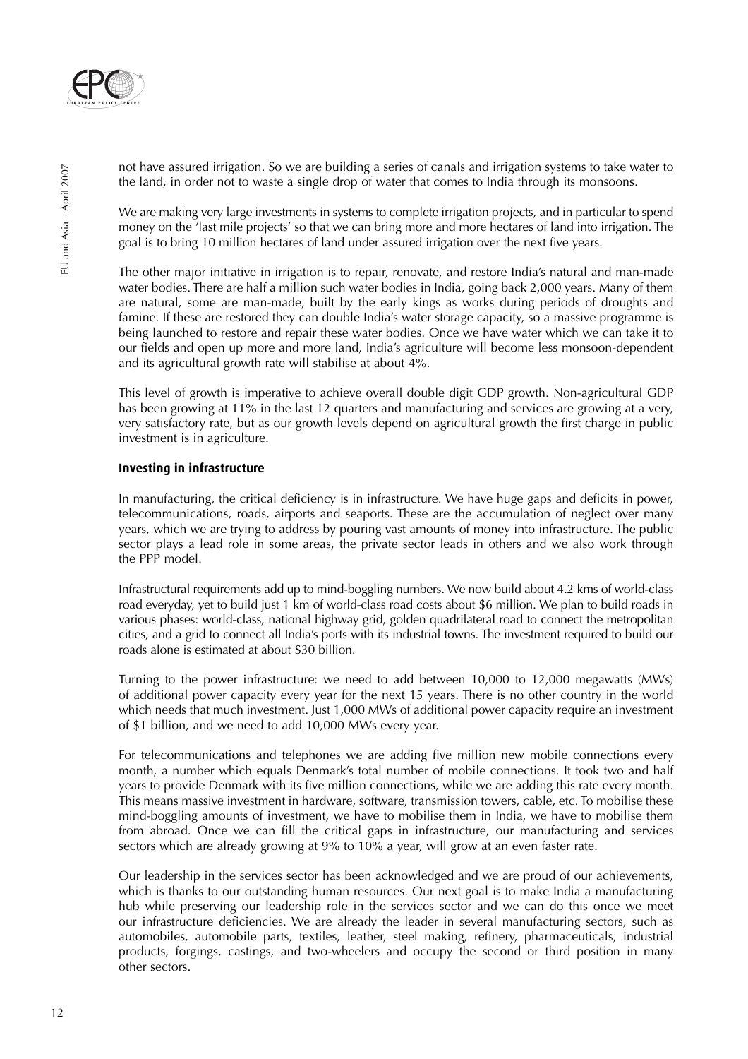not have assured irrigation. So we are building a series of canals and irrigation systems to take water to the land, in order not to waste a single drop of water that comes to India through its monsoons.

We are making very large investments in systems to complete irrigation projects, and in particular to spend money on the 'last mile projects' so that we can bring more and more hectares of land into irrigation. The goal is to bring 10 million hectares of land under assured irrigation over the next five years.

The other major initiative in irrigation is to repair, renovate, and restore India's natural and man-made water bodies. There are half a million such water bodies in India, going back 2,000 years. Many of them are natural, some are man-made, built by the early kings as works during periods of droughts and famine. If these are restored they can double India's water storage capacity, so a massive programme is being launched to restore and repair these water bodies. Once we have water which we can take it to our fields and open up more and more land, India's agriculture will become less monsoon-dependent and its agricultural growth rate will stabilise at about 4%.

This level of growth is imperative to achieve overall double digit GDP growth. Non-agricultural GDP has been growing at 11% in the last 12 quarters and manufacturing and services are growing at a very, very satisfactory rate, but as our growth levels depend on agricultural growth the first charge in public investment is in agriculture.

### Investing in infrastructure

In manufacturing, the critical deficiency is in infrastructure. We have huge gaps and deficits in power, telecommunications, roads, airports and seaports. These are the accumulation of neglect over many years, which we are trying to address by pouring vast amounts of money into infrastructure. The public sector plays a lead role in some areas, the private sector leads in others and we also work through the PPP model.

Infrastructural requirements add up to mind-boggling numbers. We now build about 4.2 kms of world-class road everyday, yet to build just 1 km of world-class road costs about $6 million. We plan to build roads in various phases: world-class, national highway grid, golden quadrilateral road to connect the metropolitan cities, and a grid to connect all India's ports with its industrial towns. The investment required to build our roads alone is estimated at about $30 billion.

Turning to the power infrastructure: we need to add between 10,000 to 12,000 megawatts (MWs) of additional power capacity every year for the next 15 years. There is no other country in the world which needs that much investment. Just 1,000 MWs of additional power capacity require an investment of $1 billion, and we need to add 10,000 MWs every year.

For telecommunications and telephones we are adding five million new mobile connections every month, a number which equals Denmark's total number of mobile connections. It took two and half years to provide Denmark with its five million connections, while we are adding this rate every month. This means massive investment in hardware, software, transmission towers, cable, etc. To mobilise these mind-boggling amounts of investment, we have to mobilise them in India, we have to mobilise them from abroad. Once we can fill the critical gaps in infrastructure, our manufacturing and services sectors which are already growing at 9% to 10% a year, will grow at an even faster rate.

Our leadership in the services sector has been acknowledged and we are proud of our achievements, which is thanks to our outstanding human resources. Our next goal is to make India a manufacturing hub while preserving our leadership role in the services sector and we can do this once we meet our infrastructure deficiencies. We are already the leader in several manufacturing sectors, such as automobiles, automobile parts, textiles, leather, steel making, refinery, pharmaceuticals, industrial products, forgings, castings, and two-wheelers and occupy the second or third position in many other sectors.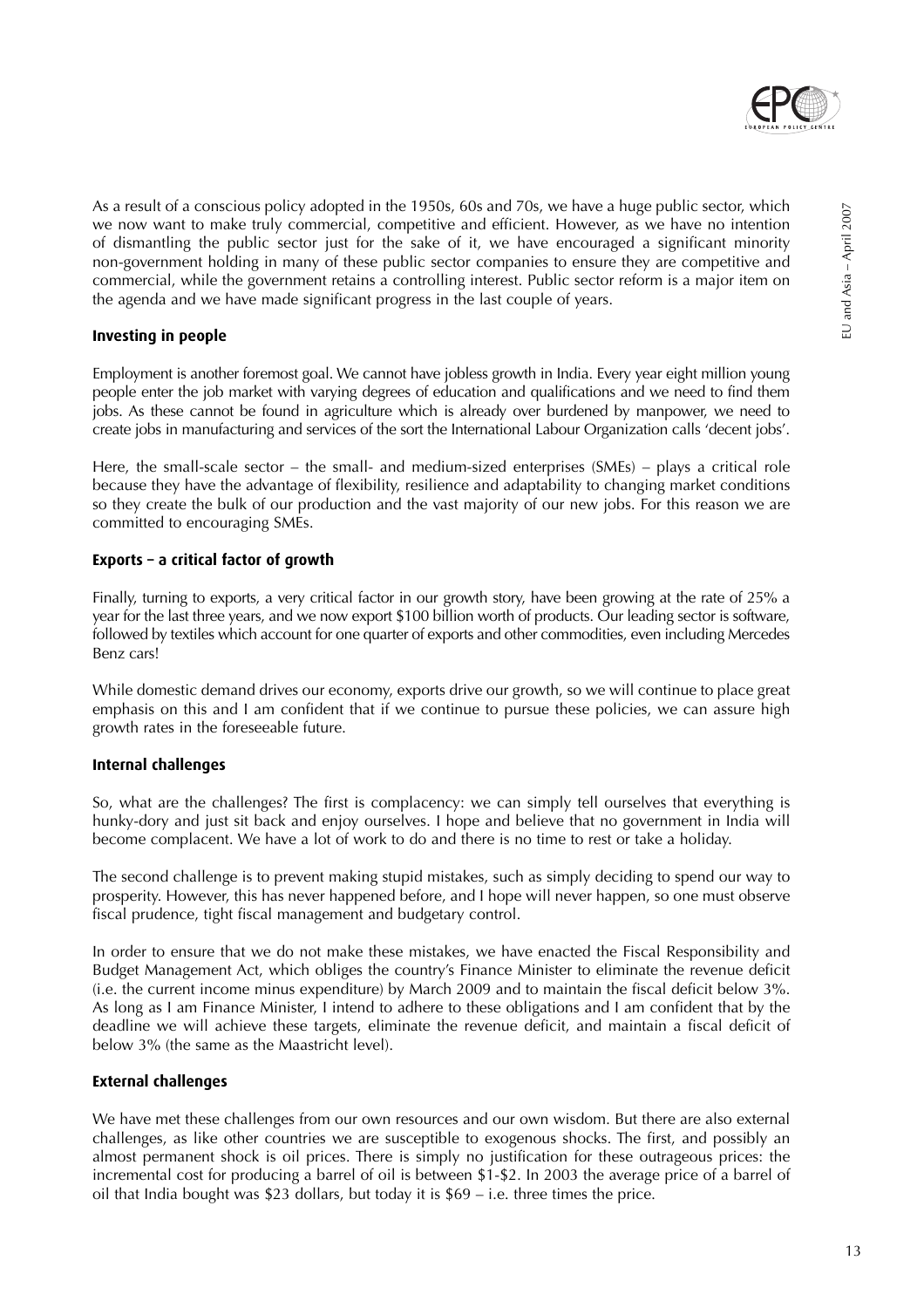As a result of a conscious policy adopted in the 1950s, 60s and 70s, we have a huge public sector, which we now want to make truly commercial, competitive and efficient. However, as we have no intention of dismantling the public sector just for the sake of it, we have encouraged a significant minority non-government holding in many of these public sector companies to ensure they are competitive and commercial, while the government retains a controlling interest. Public sector reform is a major item on the agenda and we have made significant progress in the last couple of years.

### Investing in people

Employment is another foremost goal. We cannot have jobless growth in India. Every year eight million young people enter the job market with varying degrees of education and qualifications and we need to find them jobs. As these cannot be found in agriculture which is already over burdened by manpower, we need to create jobs in manufacturing and services of the sort the International Labour Organization calls 'decent jobs'.

Here, the small-scale sector – the small- and medium-sized enterprises (SMEs) – plays a critical role because they have the advantage of flexibility, resilience and adaptability to changing market conditions so they create the bulk of our production and the vast majority of our new jobs. For this reason we are committed to encouraging SMEs.

### Exports – a critical factor of growth

Finally, turning to exports, a very critical factor in our growth story, have been growing at the rate of 25% a year for the last three years, and we now export $100 billion worth of products. Our leading sector is software, followed by textiles which account for one quarter of exports and other commodities, even including Mercedes Benz cars!

While domestic demand drives our economy, exports drive our growth, so we will continue to place great emphasis on this and I am confident that if we continue to pursue these policies, we can assure high growth rates in the foreseeable future.

### Internal challenges

So, what are the challenges? The first is complacency: we can simply tell ourselves that everything is hunky-dory and just sit back and enjoy ourselves. I hope and believe that no government in India will become complacent. We have a lot of work to do and there is no time to rest or take a holiday.

The second challenge is to prevent making stupid mistakes, such as simply deciding to spend our way to prosperity. However, this has never happened before, and I hope will never happen, so one must observe fiscal prudence, tight fiscal management and budgetary control.

In order to ensure that we do not make these mistakes, we have enacted the Fiscal Responsibility and Budget Management Act, which obliges the country's Finance Minister to eliminate the revenue deficit (i.e. the current income minus expenditure) by March 2009 and to maintain the fiscal deficit below 3%. As long as I am Finance Minister, I intend to adhere to these obligations and I am confident that by the deadline we will achieve these targets, eliminate the revenue deficit, and maintain a fiscal deficit of below 3% (the same as the Maastricht level).

### External challenges

We have met these challenges from our own resources and our own wisdom. But there are also external challenges, as like other countries we are susceptible to exogenous shocks. The first, and possibly an almost permanent shock is oil prices. There is simply no justification for these outrageous prices: the incremental cost for producing a barrel of oil is between $1-$2. In 2003 the average price of a barrel of oil that India bought was $23 dollars, but today it is $69 – i.e. three times the price.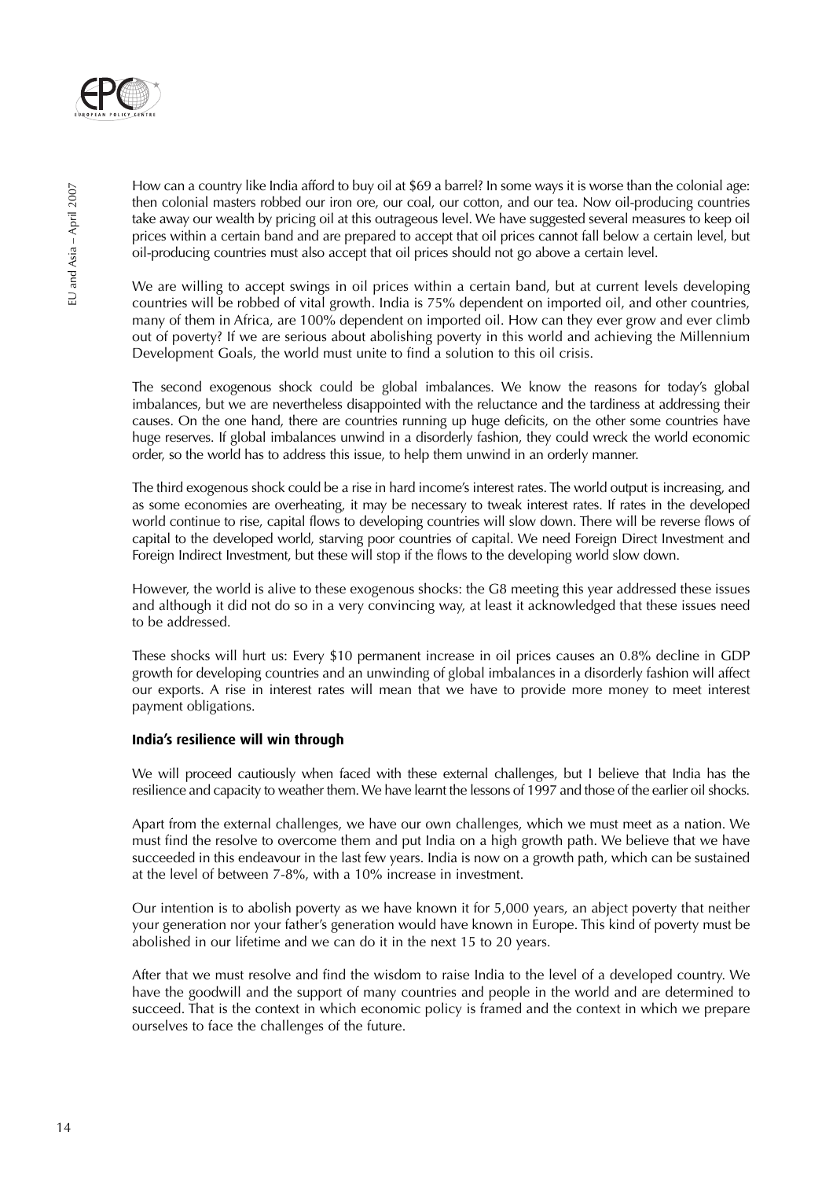How can a country like India afford to buy oil at $69 a barrel? In some ways it is worse than the colonial age: then colonial masters robbed our iron ore, our coal, our cotton, and our tea. Now oil-producing countries take away our wealth by pricing oil at this outrageous level. We have suggested several measures to keep oil prices within a certain band and are prepared to accept that oil prices cannot fall below a certain level, but oil-producing countries must also accept that oil prices should not go above a certain level.

We are willing to accept swings in oil prices within a certain band, but at current levels developing countries will be robbed of vital growth. India is 75% dependent on imported oil, and other countries, many of them in Africa, are 100% dependent on imported oil. How can they ever grow and ever climb out of poverty? If we are serious about abolishing poverty in this world and achieving the Millennium Development Goals, the world must unite to find a solution to this oil crisis.

The second exogenous shock could be global imbalances. We know the reasons for today's global imbalances, but we are nevertheless disappointed with the reluctance and the tardiness at addressing their causes. On the one hand, there are countries running up huge deficits, on the other some countries have huge reserves. If global imbalances unwind in a disorderly fashion, they could wreck the world economic order, so the world has to address this issue, to help them unwind in an orderly manner.

The third exogenous shock could be a rise in hard income's interest rates. The world output is increasing, and as some economies are overheating, it may be necessary to tweak interest rates. If rates in the developed world continue to rise, capital flows to developing countries will slow down. There will be reverse flows of capital to the developed world, starving poor countries of capital. We need Foreign Direct Investment and Foreign Indirect Investment, but these will stop if the flows to the developing world slow down.

However, the world is alive to these exogenous shocks: the G8 meeting this year addressed these issues and although it did not do so in a very convincing way, at least it acknowledged that these issues need to be addressed.

These shocks will hurt us: Every $10 permanent increase in oil prices causes an 0.8% decline in GDP growth for developing countries and an unwinding of global imbalances in a disorderly fashion will affect our exports. A rise in interest rates will mean that we have to provide more money to meet interest payment obligations.

### India's resilience will win through

We will proceed cautiously when faced with these external challenges, but I believe that India has the resilience and capacity to weather them. We have learnt the lessons of 1997 and those of the earlier oil shocks.

Apart from the external challenges, we have our own challenges, which we must meet as a nation. We must find the resolve to overcome them and put India on a high growth path. We believe that we have succeeded in this endeavour in the last few years. India is now on a growth path, which can be sustained at the level of between 7-8%, with a 10% increase in investment.

Our intention is to abolish poverty as we have known it for 5,000 years, an abject poverty that neither your generation nor your father's generation would have known in Europe. This kind of poverty must be abolished in our lifetime and we can do it in the next 15 to 20 years.

After that we must resolve and find the wisdom to raise India to the level of a developed country. We have the goodwill and the support of many countries and people in the world and are determined to succeed. That is the context in which economic policy is framed and the context in which we prepare ourselves to face the challenges of the future.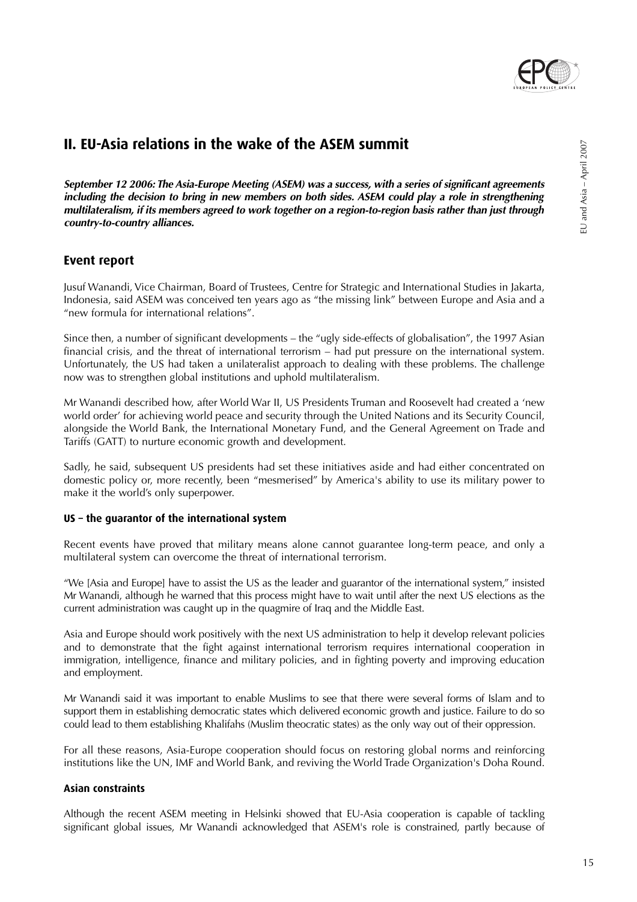## II. EU-Asia relations in the wake of the ASEM summit

***September 12 2006: The Asia-Europe Meeting (ASEM) was a success, with a series of significant agreements including the decision to bring in new members on both sides. ASEM could play a role in strengthening multilateralism, if its members agreed to work together on a region-to-region basis rather than just through country-to-country alliances.***

### Event report

Jusuf Wanandi, Vice Chairman, Board of Trustees, Centre for Strategic and International Studies in Jakarta, Indonesia, said ASEM was conceived ten years ago as "the missing link" between Europe and Asia and a "new formula for international relations".

Since then, a number of significant developments – the "ugly side-effects of globalisation", the 1997 Asian financial crisis, and the threat of international terrorism – had put pressure on the international system. Unfortunately, the US had taken a unilateralist approach to dealing with these problems. The challenge now was to strengthen global institutions and uphold multilateralism.

Mr Wanandi described how, after World War II, US Presidents Truman and Roosevelt had created a 'new world order' for achieving world peace and security through the United Nations and its Security Council, alongside the World Bank, the International Monetary Fund, and the General Agreement on Trade and Tariffs (GATT) to nurture economic growth and development.

Sadly, he said, subsequent US presidents had set these initiatives aside and had either concentrated on domestic policy or, more recently, been "mesmerised" by America's ability to use its military power to make it the world's only superpower.

#### US – the guarantor of the international system

Recent events have proved that military means alone cannot guarantee long-term peace, and only a multilateral system can overcome the threat of international terrorism.

"We [Asia and Europe] have to assist the US as the leader and guarantor of the international system," insisted Mr Wanandi, although he warned that this process might have to wait until after the next US elections as the current administration was caught up in the quagmire of Iraq and the Middle East.

Asia and Europe should work positively with the next US administration to help it develop relevant policies and to demonstrate that the fight against international terrorism requires international cooperation in immigration, intelligence, finance and military policies, and in fighting poverty and improving education and employment.

Mr Wanandi said it was important to enable Muslims to see that there were several forms of Islam and to support them in establishing democratic states which delivered economic growth and justice. Failure to do so could lead to them establishing Khalifahs (Muslim theocratic states) as the only way out of their oppression.

For all these reasons, Asia-Europe cooperation should focus on restoring global norms and reinforcing institutions like the UN, IMF and World Bank, and reviving the World Trade Organization's Doha Round.

#### Asian constraints

Although the recent ASEM meeting in Helsinki showed that EU-Asia cooperation is capable of tackling significant global issues, Mr Wanandi acknowledged that ASEM's role is constrained, partly because of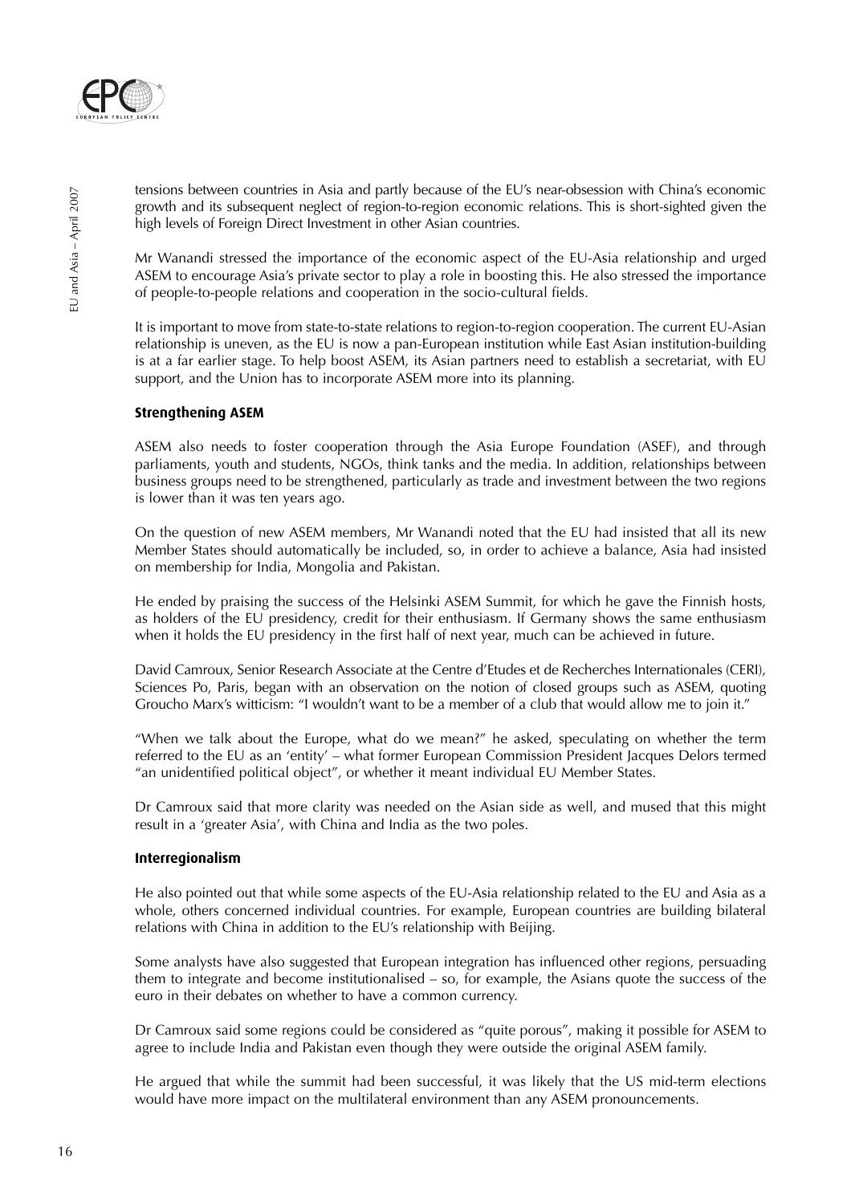tensions between countries in Asia and partly because of the EU's near-obsession with China's economic growth and its subsequent neglect of region-to-region economic relations. This is short-sighted given the high levels of Foreign Direct Investment in other Asian countries.

Mr Wanandi stressed the importance of the economic aspect of the EU-Asia relationship and urged ASEM to encourage Asia's private sector to play a role in boosting this. He also stressed the importance of people-to-people relations and cooperation in the socio-cultural fields.

It is important to move from state-to-state relations to region-to-region cooperation. The current EU-Asian relationship is uneven, as the EU is now a pan-European institution while East Asian institution-building is at a far earlier stage. To help boost ASEM, its Asian partners need to establish a secretariat, with EU support, and the Union has to incorporate ASEM more into its planning.

**Strengthening ASEM**

ASEM also needs to foster cooperation through the Asia Europe Foundation (ASEF), and through parliaments, youth and students, NGOs, think tanks and the media. In addition, relationships between business groups need to be strengthened, particularly as trade and investment between the two regions is lower than it was ten years ago.

On the question of new ASEM members, Mr Wanandi noted that the EU had insisted that all its new Member States should automatically be included, so, in order to achieve a balance, Asia had insisted on membership for India, Mongolia and Pakistan.

He ended by praising the success of the Helsinki ASEM Summit, for which he gave the Finnish hosts, as holders of the EU presidency, credit for their enthusiasm. If Germany shows the same enthusiasm when it holds the EU presidency in the first half of next year, much can be achieved in future.

David Camroux, Senior Research Associate at the Centre d'Etudes et de Recherches Internationales (CERI), Sciences Po, Paris, began with an observation on the notion of closed groups such as ASEM, quoting Groucho Marx's witticism: "I wouldn't want to be a member of a club that would allow me to join it."

"When we talk about the Europe, what do we mean?" he asked, speculating on whether the term referred to the EU as an 'entity' – what former European Commission President Jacques Delors termed "an unidentified political object", or whether it meant individual EU Member States.

Dr Camroux said that more clarity was needed on the Asian side as well, and mused that this might result in a 'greater Asia', with China and India as the two poles.

**Interregionalism**

He also pointed out that while some aspects of the EU-Asia relationship related to the EU and Asia as a whole, others concerned individual countries. For example, European countries are building bilateral relations with China in addition to the EU's relationship with Beijing.

Some analysts have also suggested that European integration has influenced other regions, persuading them to integrate and become institutionalised – so, for example, the Asians quote the success of the euro in their debates on whether to have a common currency.

Dr Camroux said some regions could be considered as "quite porous", making it possible for ASEM to agree to include India and Pakistan even though they were outside the original ASEM family.

He argued that while the summit had been successful, it was likely that the US mid-term elections would have more impact on the multilateral environment than any ASEM pronouncements.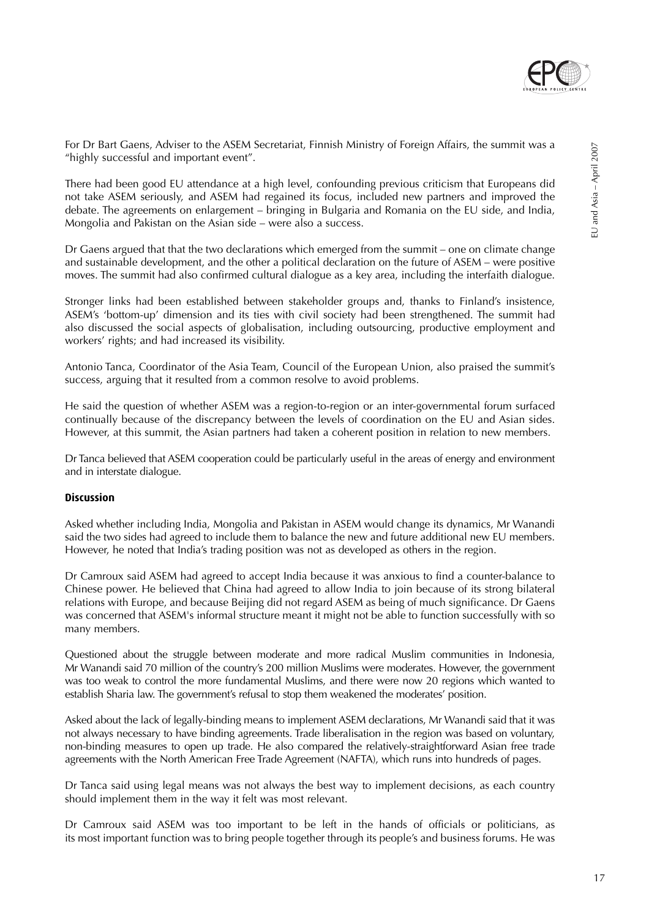For Dr Bart Gaens, Adviser to the ASEM Secretariat, Finnish Ministry of Foreign Affairs, the summit was a "highly successful and important event".

There had been good EU attendance at a high level, confounding previous criticism that Europeans did not take ASEM seriously, and ASEM had regained its focus, included new partners and improved the debate. The agreements on enlargement – bringing in Bulgaria and Romania on the EU side, and India, Mongolia and Pakistan on the Asian side – were also a success.

Dr Gaens argued that that the two declarations which emerged from the summit – one on climate change and sustainable development, and the other a political declaration on the future of ASEM – were positive moves. The summit had also confirmed cultural dialogue as a key area, including the interfaith dialogue.

Stronger links had been established between stakeholder groups and, thanks to Finland's insistence, ASEM's 'bottom-up' dimension and its ties with civil society had been strengthened. The summit had also discussed the social aspects of globalisation, including outsourcing, productive employment and workers' rights; and had increased its visibility.

Antonio Tanca, Coordinator of the Asia Team, Council of the European Union, also praised the summit's success, arguing that it resulted from a common resolve to avoid problems.

He said the question of whether ASEM was a region-to-region or an inter-governmental forum surfaced continually because of the discrepancy between the levels of coordination on the EU and Asian sides. However, at this summit, the Asian partners had taken a coherent position in relation to new members.

Dr Tanca believed that ASEM cooperation could be particularly useful in the areas of energy and environment and in interstate dialogue.

**Discussion**

Asked whether including India, Mongolia and Pakistan in ASEM would change its dynamics, Mr Wanandi said the two sides had agreed to include them to balance the new and future additional new EU members. However, he noted that India's trading position was not as developed as others in the region.

Dr Camroux said ASEM had agreed to accept India because it was anxious to find a counter-balance to Chinese power. He believed that China had agreed to allow India to join because of its strong bilateral relations with Europe, and because Beijing did not regard ASEM as being of much significance. Dr Gaens was concerned that ASEM's informal structure meant it might not be able to function successfully with so many members.

Questioned about the struggle between moderate and more radical Muslim communities in Indonesia, Mr Wanandi said 70 million of the country's 200 million Muslims were moderates. However, the government was too weak to control the more fundamental Muslims, and there were now 20 regions which wanted to establish Sharia law. The government's refusal to stop them weakened the moderates' position.

Asked about the lack of legally-binding means to implement ASEM declarations, Mr Wanandi said that it was not always necessary to have binding agreements. Trade liberalisation in the region was based on voluntary, non-binding measures to open up trade. He also compared the relatively-straightforward Asian free trade agreements with the North American Free Trade Agreement (NAFTA), which runs into hundreds of pages.

Dr Tanca said using legal means was not always the best way to implement decisions, as each country should implement them in the way it felt was most relevant.

Dr Camroux said ASEM was too important to be left in the hands of officials or politicians, as its most important function was to bring people together through its people's and business forums. He was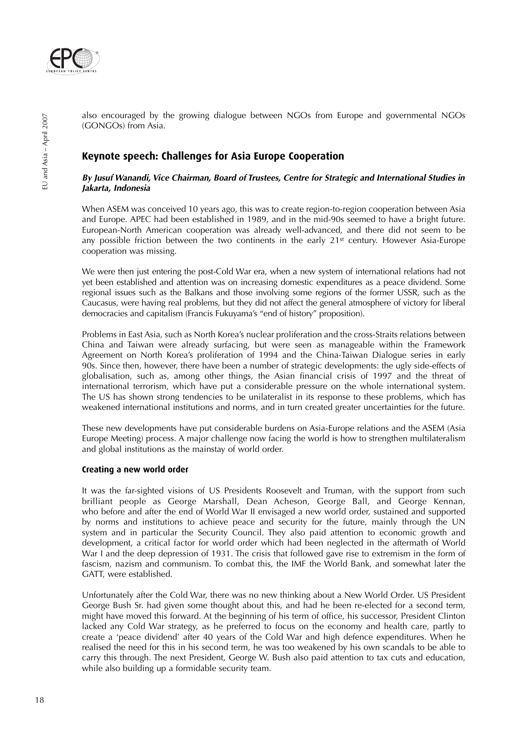also encouraged by the growing dialogue between NGOs from Europe and governmental NGOs (GONGOs) from Asia.

## Keynote speech: Challenges for Asia Europe Cooperation

***By Jusuf Wanandi, Vice Chairman, Board of Trustees, Centre for Strategic and International Studies in Jakarta, Indonesia***

When ASEM was conceived 10 years ago, this was to create region-to-region cooperation between Asia and Europe. APEC had been established in 1989, and in the mid-90s seemed to have a bright future. European-North American cooperation was already well-advanced, and there did not seem to be any possible friction between the two continents in the early 21st century. However Asia-Europe cooperation was missing.

We were then just entering the post-Cold War era, when a new system of international relations had not yet been established and attention was on increasing domestic expenditures as a peace dividend. Some regional issues such as the Balkans and those involving some regions of the former USSR, such as the Caucasus, were having real problems, but they did not affect the general atmosphere of victory for liberal democracies and capitalism (Francis Fukuyama's "end of history" proposition).

Problems in East Asia, such as North Korea's nuclear proliferation and the cross-Straits relations between China and Taiwan were already surfacing, but were seen as manageable within the Framework Agreement on North Korea's proliferation of 1994 and the China-Taiwan Dialogue series in early 90s. Since then, however, there have been a number of strategic developments: the ugly side-effects of globalisation, such as, among other things, the Asian financial crisis of 1997 and the threat of international terrorism, which have put a considerable pressure on the whole international system. The US has shown strong tendencies to be unilateralist in its response to these problems, which has weakened international institutions and norms, and in turn created greater uncertainties for the future.

These new developments have put considerable burdens on Asia-Europe relations and the ASEM (Asia Europe Meeting) process. A major challenge now facing the world is how to strengthen multilateralism and global institutions as the mainstay of world order.

### Creating a new world order

It was the far-sighted visions of US Presidents Roosevelt and Truman, with the support from such brilliant people as George Marshall, Dean Acheson, George Ball, and George Kennan, who before and after the end of World War II envisaged a new world order, sustained and supported by norms and institutions to achieve peace and security for the future, mainly through the UN system and in particular the Security Council. They also paid attention to economic growth and development, a critical factor for world order which had been neglected in the aftermath of World War I and the deep depression of 1931. The crisis that followed gave rise to extremism in the form of fascism, nazism and communism. To combat this, the IMF the World Bank, and somewhat later the GATT, were established.

Unfortunately after the Cold War, there was no new thinking about a New World Order. US President George Bush Sr. had given some thought about this, and had he been re-elected for a second term, might have moved this forward. At the beginning of his term of office, his successor, President Clinton lacked any Cold War strategy, as he preferred to focus on the economy and health care, partly to create a 'peace dividend' after 40 years of the Cold War and high defence expenditures. When he realised the need for this in his second term, he was too weakened by his own scandals to be able to carry this through. The next President, George W. Bush also paid attention to tax cuts and education, while also building up a formidable security team.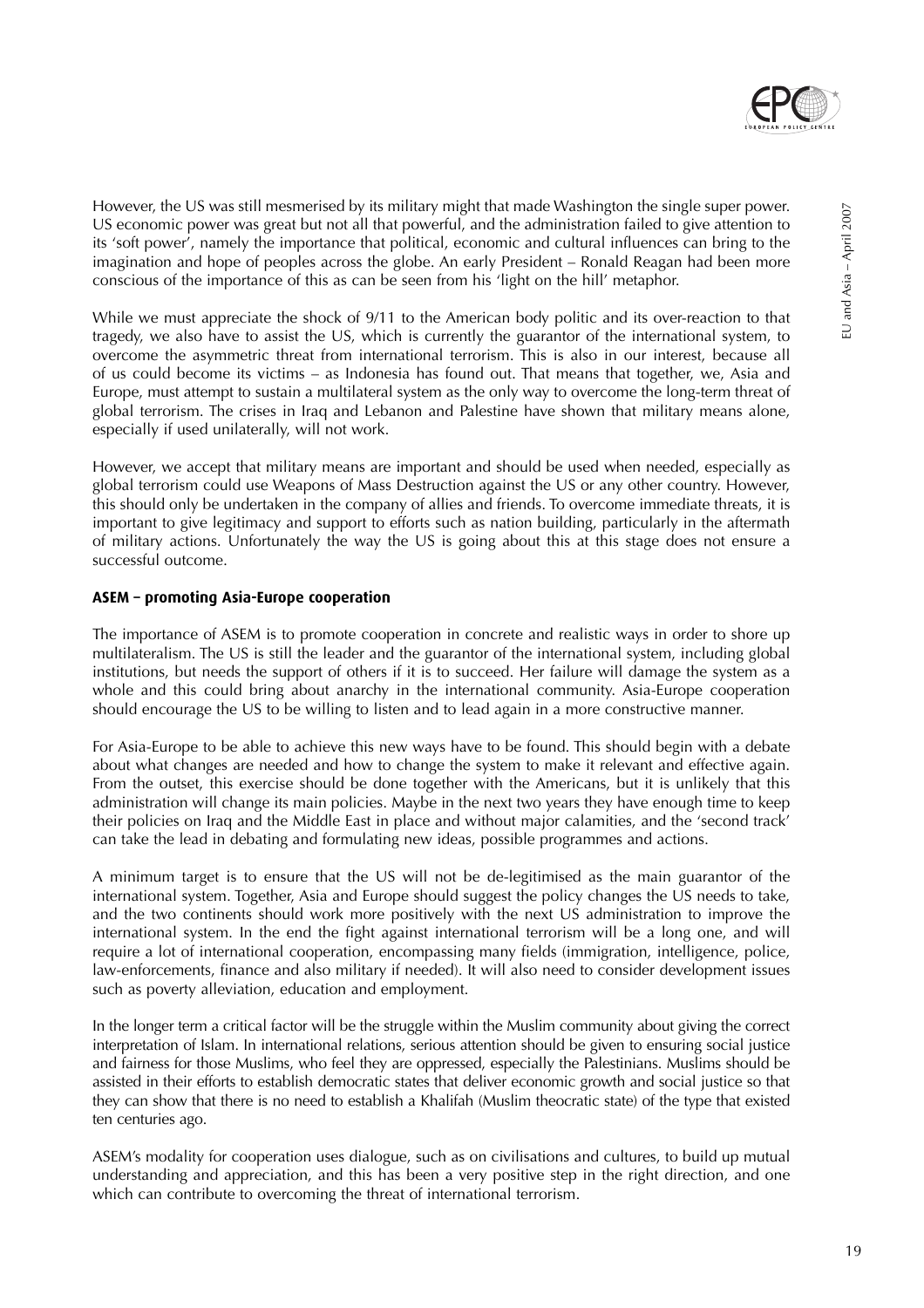However, the US was still mesmerised by its military might that made Washington the single super power. US economic power was great but not all that powerful, and the administration failed to give attention to its 'soft power', namely the importance that political, economic and cultural influences can bring to the imagination and hope of peoples across the globe. An early President – Ronald Reagan had been more conscious of the importance of this as can be seen from his 'light on the hill' metaphor.

While we must appreciate the shock of 9/11 to the American body politic and its over-reaction to that tragedy, we also have to assist the US, which is currently the guarantor of the international system, to overcome the asymmetric threat from international terrorism. This is also in our interest, because all of us could become its victims – as Indonesia has found out. That means that together, we, Asia and Europe, must attempt to sustain a multilateral system as the only way to overcome the long-term threat of global terrorism. The crises in Iraq and Lebanon and Palestine have shown that military means alone, especially if used unilaterally, will not work.

However, we accept that military means are important and should be used when needed, especially as global terrorism could use Weapons of Mass Destruction against the US or any other country. However, this should only be undertaken in the company of allies and friends. To overcome immediate threats, it is important to give legitimacy and support to efforts such as nation building, particularly in the aftermath of military actions. Unfortunately the way the US is going about this at this stage does not ensure a successful outcome.

### ASEM – promoting Asia-Europe cooperation

The importance of ASEM is to promote cooperation in concrete and realistic ways in order to shore up multilateralism. The US is still the leader and the guarantor of the international system, including global institutions, but needs the support of others if it is to succeed. Her failure will damage the system as a whole and this could bring about anarchy in the international community. Asia-Europe cooperation should encourage the US to be willing to listen and to lead again in a more constructive manner.

For Asia-Europe to be able to achieve this new ways have to be found. This should begin with a debate about what changes are needed and how to change the system to make it relevant and effective again. From the outset, this exercise should be done together with the Americans, but it is unlikely that this administration will change its main policies. Maybe in the next two years they have enough time to keep their policies on Iraq and the Middle East in place and without major calamities, and the 'second track' can take the lead in debating and formulating new ideas, possible programmes and actions.

A minimum target is to ensure that the US will not be de-legitimised as the main guarantor of the international system. Together, Asia and Europe should suggest the policy changes the US needs to take, and the two continents should work more positively with the next US administration to improve the international system. In the end the fight against international terrorism will be a long one, and will require a lot of international cooperation, encompassing many fields (immigration, intelligence, police, law-enforcements, finance and also military if needed). It will also need to consider development issues such as poverty alleviation, education and employment.

In the longer term a critical factor will be the struggle within the Muslim community about giving the correct interpretation of Islam. In international relations, serious attention should be given to ensuring social justice and fairness for those Muslims, who feel they are oppressed, especially the Palestinians. Muslims should be assisted in their efforts to establish democratic states that deliver economic growth and social justice so that they can show that there is no need to establish a Khalifah (Muslim theocratic state) of the type that existed ten centuries ago.

ASEM's modality for cooperation uses dialogue, such as on civilisations and cultures, to build up mutual understanding and appreciation, and this has been a very positive step in the right direction, and one which can contribute to overcoming the threat of international terrorism.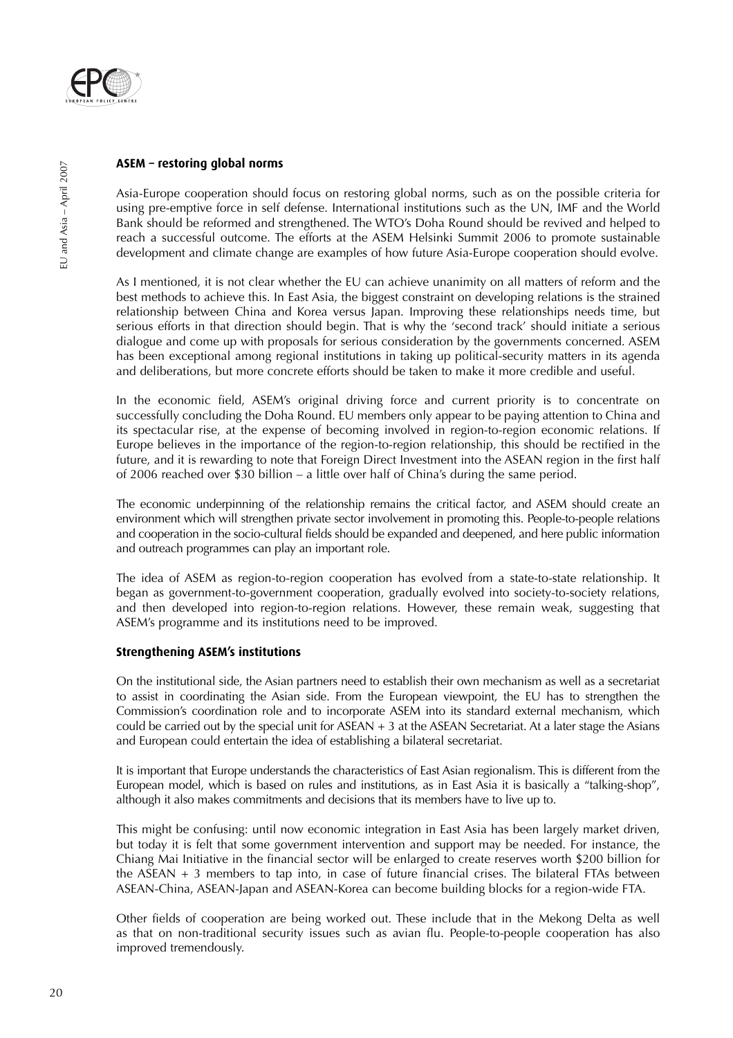## ASEM – restoring global norms

Asia-Europe cooperation should focus on restoring global norms, such as on the possible criteria for using pre-emptive force in self defense. International institutions such as the UN, IMF and the World Bank should be reformed and strengthened. The WTO's Doha Round should be revived and helped to reach a successful outcome. The efforts at the ASEM Helsinki Summit 2006 to promote sustainable development and climate change are examples of how future Asia-Europe cooperation should evolve.

As I mentioned, it is not clear whether the EU can achieve unanimity on all matters of reform and the best methods to achieve this. In East Asia, the biggest constraint on developing relations is the strained relationship between China and Korea versus Japan. Improving these relationships needs time, but serious efforts in that direction should begin. That is why the 'second track' should initiate a serious dialogue and come up with proposals for serious consideration by the governments concerned. ASEM has been exceptional among regional institutions in taking up political-security matters in its agenda and deliberations, but more concrete efforts should be taken to make it more credible and useful.

In the economic field, ASEM's original driving force and current priority is to concentrate on successfully concluding the Doha Round. EU members only appear to be paying attention to China and its spectacular rise, at the expense of becoming involved in region-to-region economic relations. If Europe believes in the importance of the region-to-region relationship, this should be rectified in the future, and it is rewarding to note that Foreign Direct Investment into the ASEAN region in the first half of 2006 reached over $30 billion – a little over half of China's during the same period.

The economic underpinning of the relationship remains the critical factor, and ASEM should create an environment which will strengthen private sector involvement in promoting this. People-to-people relations and cooperation in the socio-cultural fields should be expanded and deepened, and here public information and outreach programmes can play an important role.

The idea of ASEM as region-to-region cooperation has evolved from a state-to-state relationship. It began as government-to-government cooperation, gradually evolved into society-to-society relations, and then developed into region-to-region relations. However, these remain weak, suggesting that ASEM's programme and its institutions need to be improved.

## Strengthening ASEM's institutions

On the institutional side, the Asian partners need to establish their own mechanism as well as a secretariat to assist in coordinating the Asian side. From the European viewpoint, the EU has to strengthen the Commission's coordination role and to incorporate ASEM into its standard external mechanism, which could be carried out by the special unit for ASEAN + 3 at the ASEAN Secretariat. At a later stage the Asians and European could entertain the idea of establishing a bilateral secretariat.

It is important that Europe understands the characteristics of East Asian regionalism. This is different from the European model, which is based on rules and institutions, as in East Asia it is basically a "talking-shop", although it also makes commitments and decisions that its members have to live up to.

This might be confusing: until now economic integration in East Asia has been largely market driven, but today it is felt that some government intervention and support may be needed. For instance, the Chiang Mai Initiative in the financial sector will be enlarged to create reserves worth $200 billion for the ASEAN + 3 members to tap into, in case of future financial crises. The bilateral FTAs between ASEAN-China, ASEAN-Japan and ASEAN-Korea can become building blocks for a region-wide FTA.

Other fields of cooperation are being worked out. These include that in the Mekong Delta as well as that on non-traditional security issues such as avian flu. People-to-people cooperation has also improved tremendously.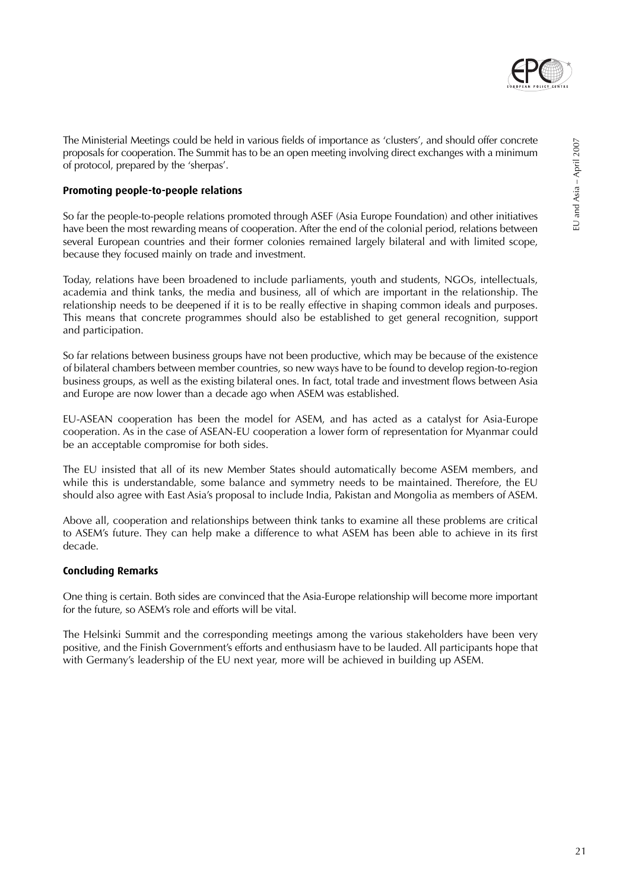The Ministerial Meetings could be held in various fields of importance as 'clusters', and should offer concrete proposals for cooperation. The Summit has to be an open meeting involving direct exchanges with a minimum of protocol, prepared by the 'sherpas'.

### Promoting people-to-people relations

So far the people-to-people relations promoted through ASEF (Asia Europe Foundation) and other initiatives have been the most rewarding means of cooperation. After the end of the colonial period, relations between several European countries and their former colonies remained largely bilateral and with limited scope, because they focused mainly on trade and investment.

Today, relations have been broadened to include parliaments, youth and students, NGOs, intellectuals, academia and think tanks, the media and business, all of which are important in the relationship. The relationship needs to be deepened if it is to be really effective in shaping common ideals and purposes. This means that concrete programmes should also be established to get general recognition, support and participation.

So far relations between business groups have not been productive, which may be because of the existence of bilateral chambers between member countries, so new ways have to be found to develop region-to-region business groups, as well as the existing bilateral ones. In fact, total trade and investment flows between Asia and Europe are now lower than a decade ago when ASEM was established.

EU-ASEAN cooperation has been the model for ASEM, and has acted as a catalyst for Asia-Europe cooperation. As in the case of ASEAN-EU cooperation a lower form of representation for Myanmar could be an acceptable compromise for both sides.

The EU insisted that all of its new Member States should automatically become ASEM members, and while this is understandable, some balance and symmetry needs to be maintained. Therefore, the EU should also agree with East Asia's proposal to include India, Pakistan and Mongolia as members of ASEM.

Above all, cooperation and relationships between think tanks to examine all these problems are critical to ASEM's future. They can help make a difference to what ASEM has been able to achieve in its first decade.

### Concluding Remarks

One thing is certain. Both sides are convinced that the Asia-Europe relationship will become more important for the future, so ASEM's role and efforts will be vital.

The Helsinki Summit and the corresponding meetings among the various stakeholders have been very positive, and the Finish Government's efforts and enthusiasm have to be lauded. All participants hope that with Germany's leadership of the EU next year, more will be achieved in building up ASEM.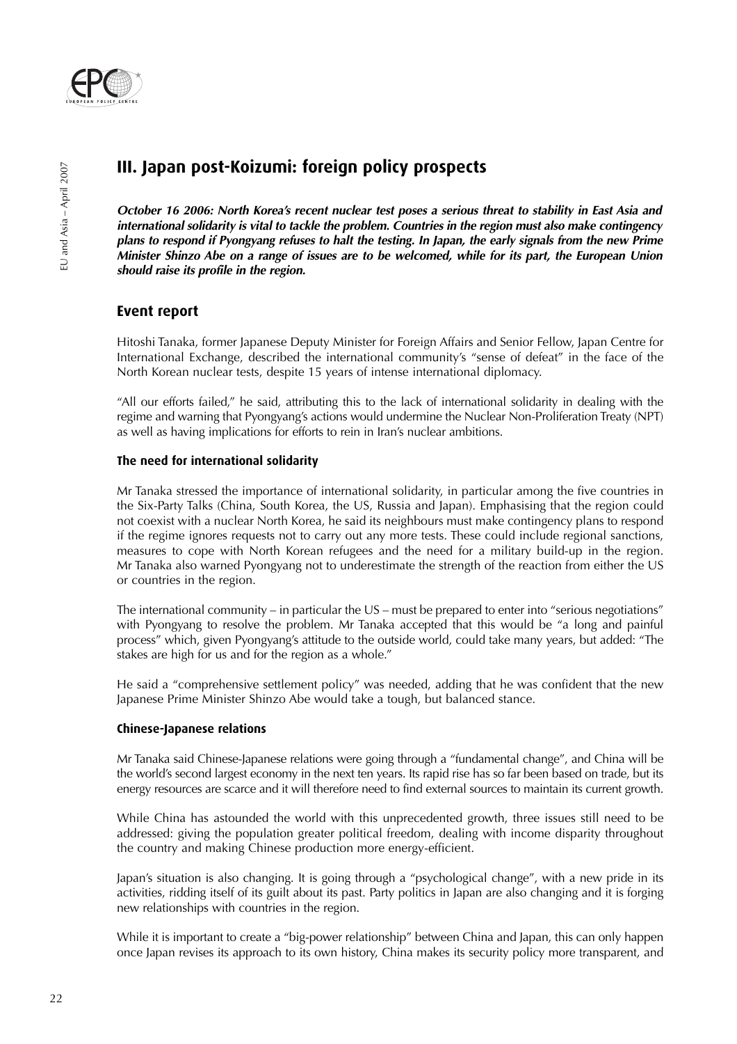## III. Japan post-Koizumi: foreign policy prospects

***October 16 2006: North Korea's recent nuclear test poses a serious threat to stability in East Asia and international solidarity is vital to tackle the problem. Countries in the region must also make contingency plans to respond if Pyongyang refuses to halt the testing. In Japan, the early signals from the new Prime Minister Shinzo Abe on a range of issues are to be welcomed, while for its part, the European Union should raise its profile in the region.***

### Event report

Hitoshi Tanaka, former Japanese Deputy Minister for Foreign Affairs and Senior Fellow, Japan Centre for International Exchange, described the international community's "sense of defeat" in the face of the North Korean nuclear tests, despite 15 years of intense international diplomacy.

"All our efforts failed," he said, attributing this to the lack of international solidarity in dealing with the regime and warning that Pyongyang's actions would undermine the Nuclear Non-Proliferation Treaty (NPT) as well as having implications for efforts to rein in Iran's nuclear ambitions.

#### The need for international solidarity

Mr Tanaka stressed the importance of international solidarity, in particular among the five countries in the Six-Party Talks (China, South Korea, the US, Russia and Japan). Emphasising that the region could not coexist with a nuclear North Korea, he said its neighbours must make contingency plans to respond if the regime ignores requests not to carry out any more tests. These could include regional sanctions, measures to cope with North Korean refugees and the need for a military build-up in the region. Mr Tanaka also warned Pyongyang not to underestimate the strength of the reaction from either the US or countries in the region.

The international community – in particular the US – must be prepared to enter into "serious negotiations" with Pyongyang to resolve the problem. Mr Tanaka accepted that this would be "a long and painful process" which, given Pyongyang's attitude to the outside world, could take many years, but added: "The stakes are high for us and for the region as a whole."

He said a "comprehensive settlement policy" was needed, adding that he was confident that the new Japanese Prime Minister Shinzo Abe would take a tough, but balanced stance.

#### Chinese-Japanese relations

Mr Tanaka said Chinese-Japanese relations were going through a "fundamental change", and China will be the world's second largest economy in the next ten years. Its rapid rise has so far been based on trade, but its energy resources are scarce and it will therefore need to find external sources to maintain its current growth.

While China has astounded the world with this unprecedented growth, three issues still need to be addressed: giving the population greater political freedom, dealing with income disparity throughout the country and making Chinese production more energy-efficient.

Japan's situation is also changing. It is going through a "psychological change", with a new pride in its activities, ridding itself of its guilt about its past. Party politics in Japan are also changing and it is forging new relationships with countries in the region.

While it is important to create a "big-power relationship" between China and Japan, this can only happen once Japan revises its approach to its own history, China makes its security policy more transparent, and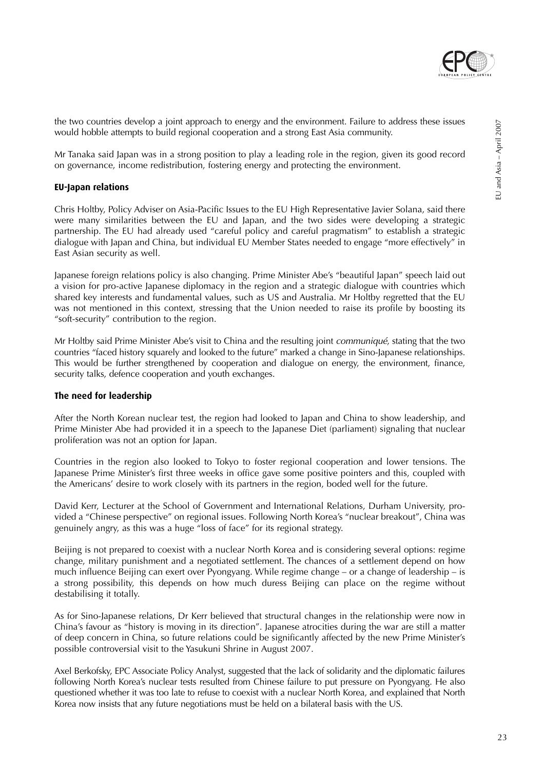the two countries develop a joint approach to energy and the environment. Failure to address these issues would hobble attempts to build regional cooperation and a strong East Asia community.

Mr Tanaka said Japan was in a strong position to play a leading role in the region, given its good record on governance, income redistribution, fostering energy and protecting the environment.

### EU-Japan relations

Chris Holtby, Policy Adviser on Asia-Pacific Issues to the EU High Representative Javier Solana, said there were many similarities between the EU and Japan, and the two sides were developing a strategic partnership. The EU had already used "careful policy and careful pragmatism" to establish a strategic dialogue with Japan and China, but individual EU Member States needed to engage "more effectively" in East Asian security as well.

Japanese foreign relations policy is also changing. Prime Minister Abe's "beautiful Japan" speech laid out a vision for pro-active Japanese diplomacy in the region and a strategic dialogue with countries which shared key interests and fundamental values, such as US and Australia. Mr Holtby regretted that the EU was not mentioned in this context, stressing that the Union needed to raise its profile by boosting its "soft-security" contribution to the region.

Mr Holtby said Prime Minister Abe's visit to China and the resulting joint *communiqué*, stating that the two countries "faced history squarely and looked to the future" marked a change in Sino-Japanese relationships. This would be further strengthened by cooperation and dialogue on energy, the environment, finance, security talks, defence cooperation and youth exchanges.

### The need for leadership

After the North Korean nuclear test, the region had looked to Japan and China to show leadership, and Prime Minister Abe had provided it in a speech to the Japanese Diet (parliament) signaling that nuclear proliferation was not an option for Japan.

Countries in the region also looked to Tokyo to foster regional cooperation and lower tensions. The Japanese Prime Minister's first three weeks in office gave some positive pointers and this, coupled with the Americans' desire to work closely with its partners in the region, boded well for the future.

David Kerr, Lecturer at the School of Government and International Relations, Durham University, provided a "Chinese perspective" on regional issues. Following North Korea's "nuclear breakout", China was genuinely angry, as this was a huge "loss of face" for its regional strategy.

Beijing is not prepared to coexist with a nuclear North Korea and is considering several options: regime change, military punishment and a negotiated settlement. The chances of a settlement depend on how much influence Beijing can exert over Pyongyang. While regime change – or a change of leadership – is a strong possibility, this depends on how much duress Beijing can place on the regime without destabilising it totally.

As for Sino-Japanese relations, Dr Kerr believed that structural changes in the relationship were now in China's favour as "history is moving in its direction". Japanese atrocities during the war are still a matter of deep concern in China, so future relations could be significantly affected by the new Prime Minister's possible controversial visit to the Yasukuni Shrine in August 2007.

Axel Berkofsky, EPC Associate Policy Analyst, suggested that the lack of solidarity and the diplomatic failures following North Korea's nuclear tests resulted from Chinese failure to put pressure on Pyongyang. He also questioned whether it was too late to refuse to coexist with a nuclear North Korea, and explained that North Korea now insists that any future negotiations must be held on a bilateral basis with the US.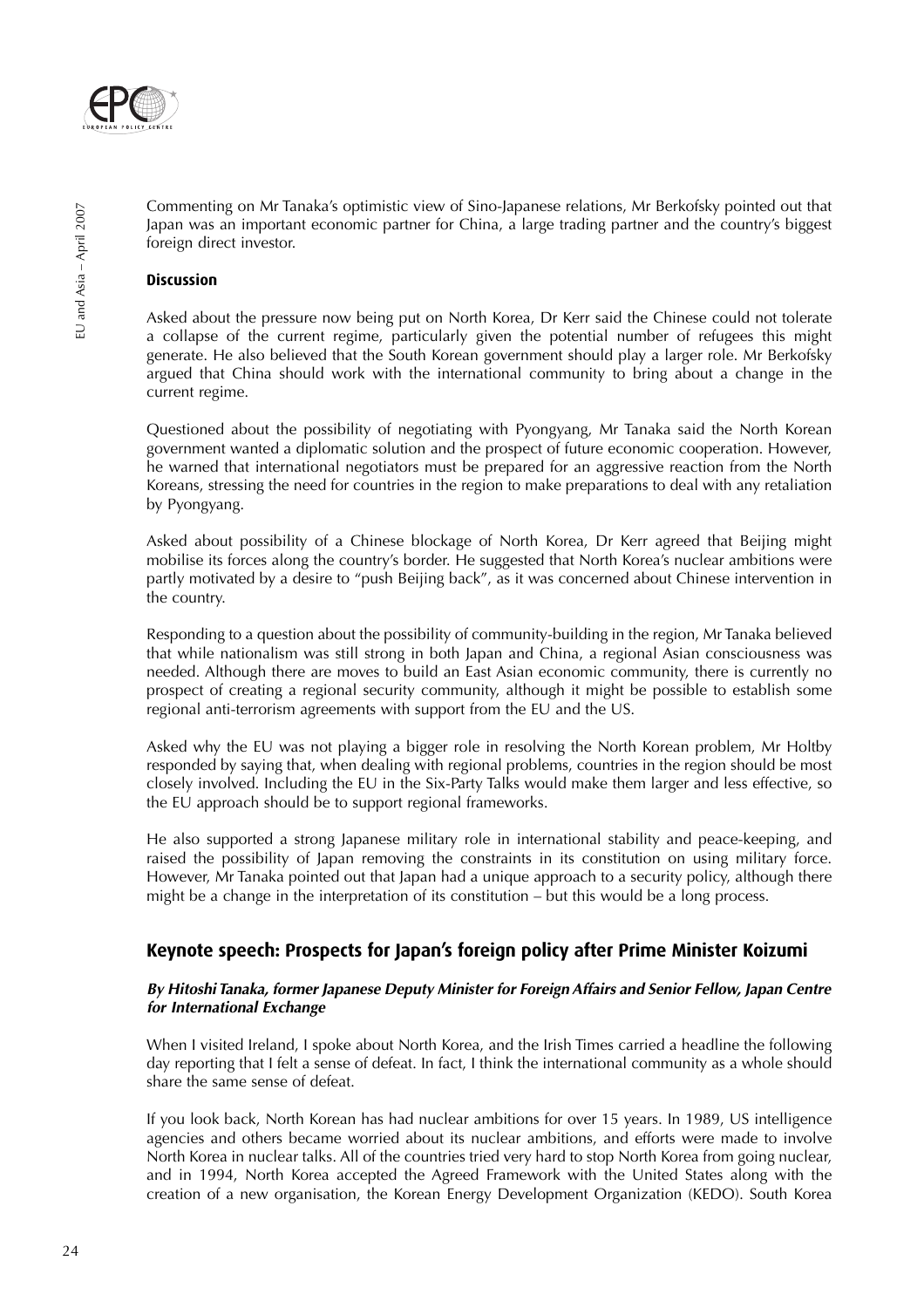Commenting on Mr Tanaka's optimistic view of Sino-Japanese relations, Mr Berkofsky pointed out that Japan was an important economic partner for China, a large trading partner and the country's biggest foreign direct investor.

#### Discussion

Asked about the pressure now being put on North Korea, Dr Kerr said the Chinese could not tolerate a collapse of the current regime, particularly given the potential number of refugees this might generate. He also believed that the South Korean government should play a larger role. Mr Berkofsky argued that China should work with the international community to bring about a change in the current regime.

Questioned about the possibility of negotiating with Pyongyang, Mr Tanaka said the North Korean government wanted a diplomatic solution and the prospect of future economic cooperation. However, he warned that international negotiators must be prepared for an aggressive reaction from the North Koreans, stressing the need for countries in the region to make preparations to deal with any retaliation by Pyongyang.

Asked about possibility of a Chinese blockage of North Korea, Dr Kerr agreed that Beijing might mobilise its forces along the country's border. He suggested that North Korea's nuclear ambitions were partly motivated by a desire to "push Beijing back", as it was concerned about Chinese intervention in the country.

Responding to a question about the possibility of community-building in the region, Mr Tanaka believed that while nationalism was still strong in both Japan and China, a regional Asian consciousness was needed. Although there are moves to build an East Asian economic community, there is currently no prospect of creating a regional security community, although it might be possible to establish some regional anti-terrorism agreements with support from the EU and the US.

Asked why the EU was not playing a bigger role in resolving the North Korean problem, Mr Holtby responded by saying that, when dealing with regional problems, countries in the region should be most closely involved. Including the EU in the Six-Party Talks would make them larger and less effective, so the EU approach should be to support regional frameworks.

He also supported a strong Japanese military role in international stability and peace-keeping, and raised the possibility of Japan removing the constraints in its constitution on using military force. However, Mr Tanaka pointed out that Japan had a unique approach to a security policy, although there might be a change in the interpretation of its constitution – but this would be a long process.

## Keynote speech: Prospects for Japan's foreign policy after Prime Minister Koizumi

***By Hitoshi Tanaka, former Japanese Deputy Minister for Foreign Affairs and Senior Fellow, Japan Centre for International Exchange***

When I visited Ireland, I spoke about North Korea, and the Irish Times carried a headline the following day reporting that I felt a sense of defeat. In fact, I think the international community as a whole should share the same sense of defeat.

If you look back, North Korean has had nuclear ambitions for over 15 years. In 1989, US intelligence agencies and others became worried about its nuclear ambitions, and efforts were made to involve North Korea in nuclear talks. All of the countries tried very hard to stop North Korea from going nuclear, and in 1994, North Korea accepted the Agreed Framework with the United States along with the creation of a new organisation, the Korean Energy Development Organization (KEDO). South Korea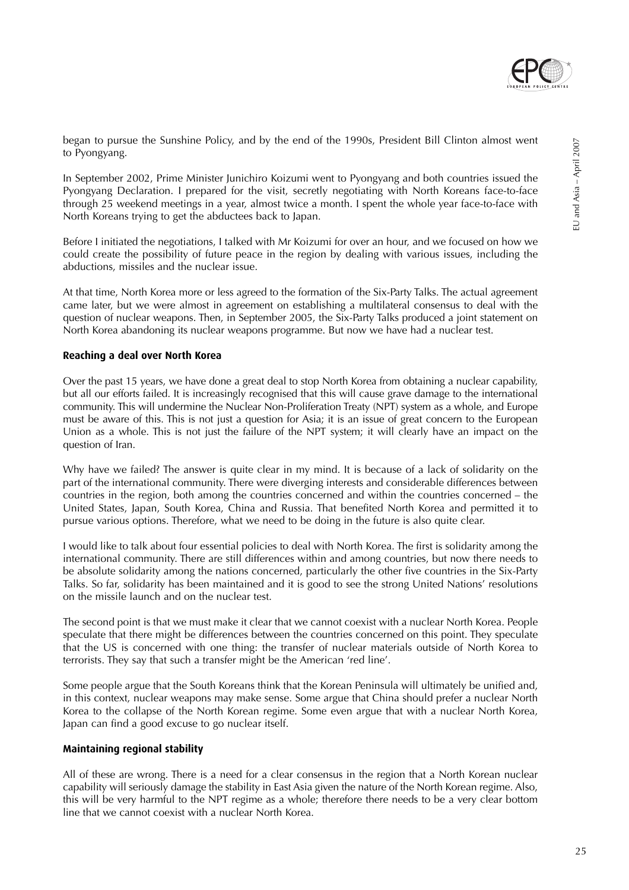began to pursue the Sunshine Policy, and by the end of the 1990s, President Bill Clinton almost went to Pyongyang.

In September 2002, Prime Minister Junichiro Koizumi went to Pyongyang and both countries issued the Pyongyang Declaration. I prepared for the visit, secretly negotiating with North Koreans face-to-face through 25 weekend meetings in a year, almost twice a month. I spent the whole year face-to-face with North Koreans trying to get the abductees back to Japan.

Before I initiated the negotiations, I talked with Mr Koizumi for over an hour, and we focused on how we could create the possibility of future peace in the region by dealing with various issues, including the abductions, missiles and the nuclear issue.

At that time, North Korea more or less agreed to the formation of the Six-Party Talks. The actual agreement came later, but we were almost in agreement on establishing a multilateral consensus to deal with the question of nuclear weapons. Then, in September 2005, the Six-Party Talks produced a joint statement on North Korea abandoning its nuclear weapons programme. But now we have had a nuclear test.

### Reaching a deal over North Korea

Over the past 15 years, we have done a great deal to stop North Korea from obtaining a nuclear capability, but all our efforts failed. It is increasingly recognised that this will cause grave damage to the international community. This will undermine the Nuclear Non-Proliferation Treaty (NPT) system as a whole, and Europe must be aware of this. This is not just a question for Asia; it is an issue of great concern to the European Union as a whole. This is not just the failure of the NPT system; it will clearly have an impact on the question of Iran.

Why have we failed? The answer is quite clear in my mind. It is because of a lack of solidarity on the part of the international community. There were diverging interests and considerable differences between countries in the region, both among the countries concerned and within the countries concerned – the United States, Japan, South Korea, China and Russia. That benefited North Korea and permitted it to pursue various options. Therefore, what we need to be doing in the future is also quite clear.

I would like to talk about four essential policies to deal with North Korea. The first is solidarity among the international community. There are still differences within and among countries, but now there needs to be absolute solidarity among the nations concerned, particularly the other five countries in the Six-Party Talks. So far, solidarity has been maintained and it is good to see the strong United Nations' resolutions on the missile launch and on the nuclear test.

The second point is that we must make it clear that we cannot coexist with a nuclear North Korea. People speculate that there might be differences between the countries concerned on this point. They speculate that the US is concerned with one thing: the transfer of nuclear materials outside of North Korea to terrorists. They say that such a transfer might be the American 'red line'.

Some people argue that the South Koreans think that the Korean Peninsula will ultimately be unified and, in this context, nuclear weapons may make sense. Some argue that China should prefer a nuclear North Korea to the collapse of the North Korean regime. Some even argue that with a nuclear North Korea, Japan can find a good excuse to go nuclear itself.

### Maintaining regional stability

All of these are wrong. There is a need for a clear consensus in the region that a North Korean nuclear capability will seriously damage the stability in East Asia given the nature of the North Korean regime. Also, this will be very harmful to the NPT regime as a whole; therefore there needs to be a very clear bottom line that we cannot coexist with a nuclear North Korea.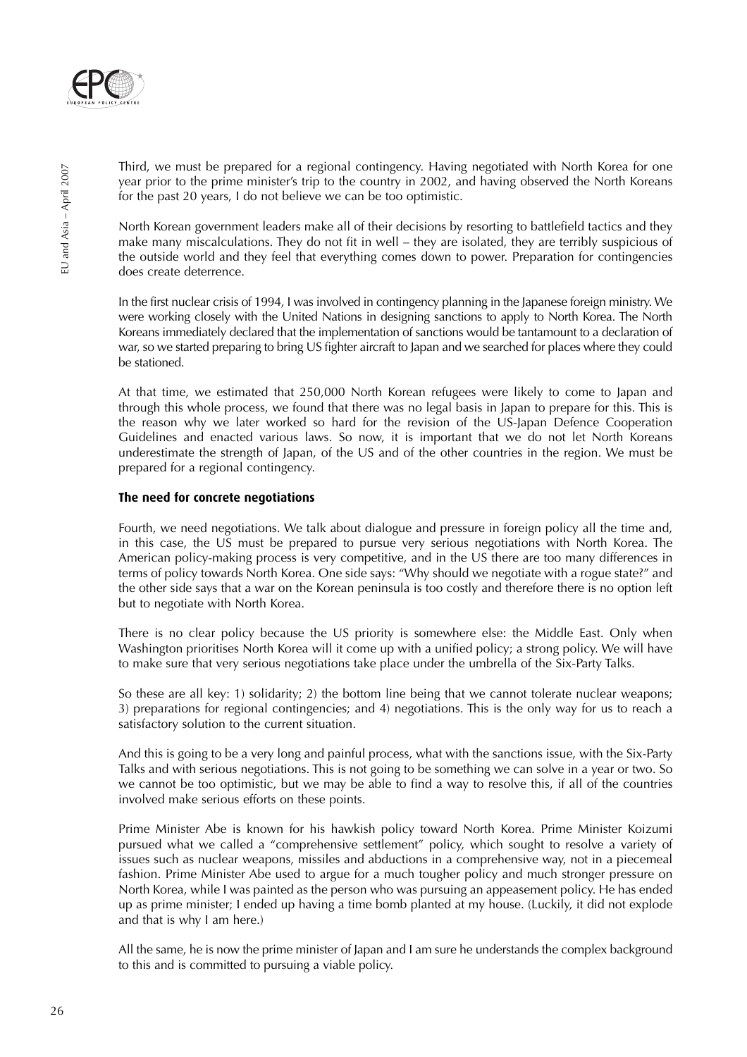Third, we must be prepared for a regional contingency. Having negotiated with North Korea for one year prior to the prime minister's trip to the country in 2002, and having observed the North Koreans for the past 20 years, I do not believe we can be too optimistic.

North Korean government leaders make all of their decisions by resorting to battlefield tactics and they make many miscalculations. They do not fit in well – they are isolated, they are terribly suspicious of the outside world and they feel that everything comes down to power. Preparation for contingencies does create deterrence.

In the first nuclear crisis of 1994, I was involved in contingency planning in the Japanese foreign ministry. We were working closely with the United Nations in designing sanctions to apply to North Korea. The North Koreans immediately declared that the implementation of sanctions would be tantamount to a declaration of war, so we started preparing to bring US fighter aircraft to Japan and we searched for places where they could be stationed.

At that time, we estimated that 250,000 North Korean refugees were likely to come to Japan and through this whole process, we found that there was no legal basis in Japan to prepare for this. This is the reason why we later worked so hard for the revision of the US-Japan Defence Cooperation Guidelines and enacted various laws. So now, it is important that we do not let North Koreans underestimate the strength of Japan, of the US and of the other countries in the region. We must be prepared for a regional contingency.

### The need for concrete negotiations

Fourth, we need negotiations. We talk about dialogue and pressure in foreign policy all the time and, in this case, the US must be prepared to pursue very serious negotiations with North Korea. The American policy-making process is very competitive, and in the US there are too many differences in terms of policy towards North Korea. One side says: "Why should we negotiate with a rogue state?" and the other side says that a war on the Korean peninsula is too costly and therefore there is no option left but to negotiate with North Korea.

There is no clear policy because the US priority is somewhere else: the Middle East. Only when Washington prioritises North Korea will it come up with a unified policy; a strong policy. We will have to make sure that very serious negotiations take place under the umbrella of the Six-Party Talks.

So these are all key: 1) solidarity; 2) the bottom line being that we cannot tolerate nuclear weapons; 3) preparations for regional contingencies; and 4) negotiations. This is the only way for us to reach a satisfactory solution to the current situation.

And this is going to be a very long and painful process, what with the sanctions issue, with the Six-Party Talks and with serious negotiations. This is not going to be something we can solve in a year or two. So we cannot be too optimistic, but we may be able to find a way to resolve this, if all of the countries involved make serious efforts on these points.

Prime Minister Abe is known for his hawkish policy toward North Korea. Prime Minister Koizumi pursued what we called a "comprehensive settlement" policy, which sought to resolve a variety of issues such as nuclear weapons, missiles and abductions in a comprehensive way, not in a piecemeal fashion. Prime Minister Abe used to argue for a much tougher policy and much stronger pressure on North Korea, while I was painted as the person who was pursuing an appeasement policy. He has ended up as prime minister; I ended up having a time bomb planted at my house. (Luckily, it did not explode and that is why I am here.)

All the same, he is now the prime minister of Japan and I am sure he understands the complex background to this and is committed to pursuing a viable policy.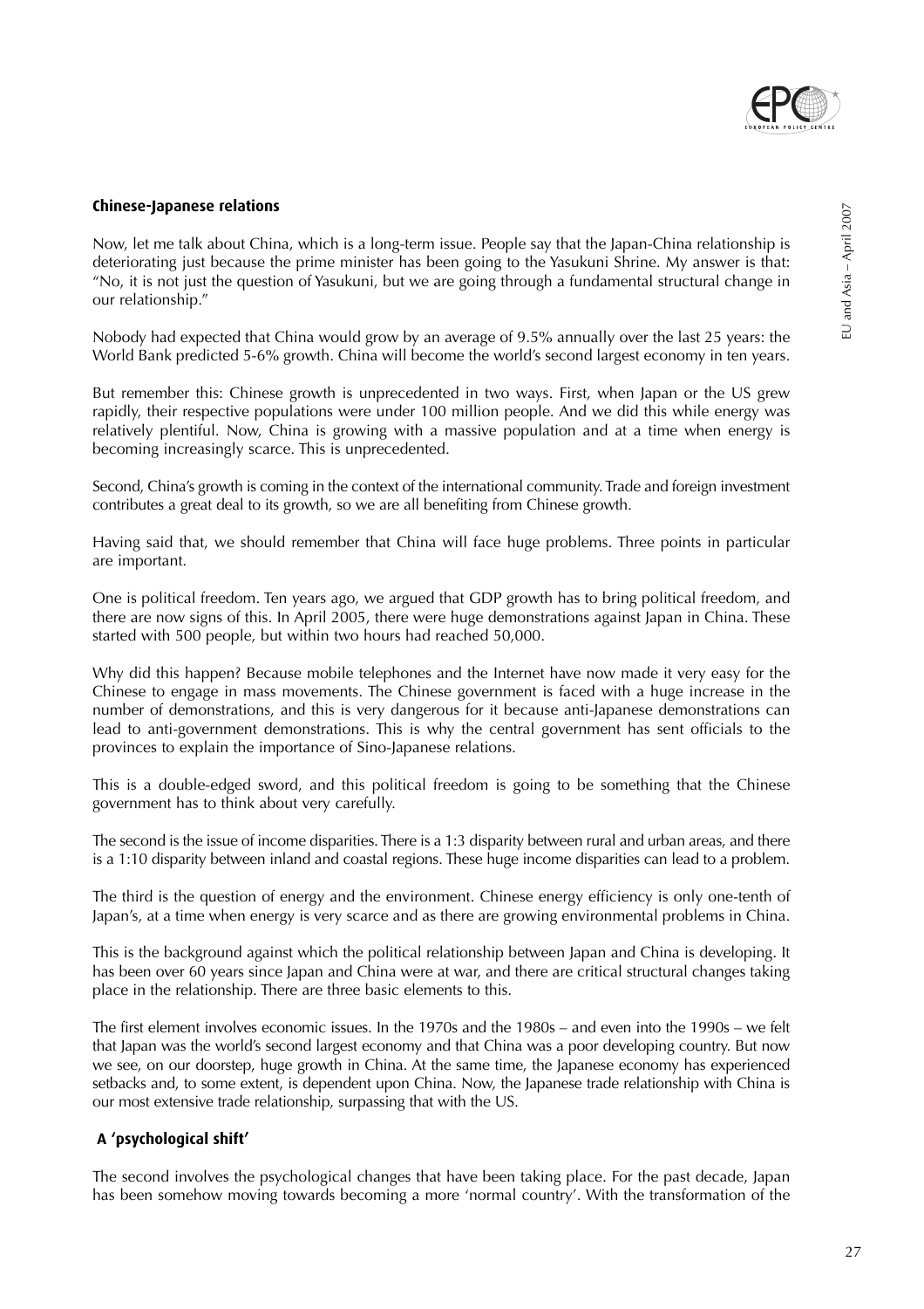### Chinese-Japanese relations

Now, let me talk about China, which is a long-term issue. People say that the Japan-China relationship is deteriorating just because the prime minister has been going to the Yasukuni Shrine. My answer is that: "No, it is not just the question of Yasukuni, but we are going through a fundamental structural change in our relationship."

Nobody had expected that China would grow by an average of 9.5% annually over the last 25 years: the World Bank predicted 5-6% growth. China will become the world's second largest economy in ten years.

But remember this: Chinese growth is unprecedented in two ways. First, when Japan or the US grew rapidly, their respective populations were under 100 million people. And we did this while energy was relatively plentiful. Now, China is growing with a massive population and at a time when energy is becoming increasingly scarce. This is unprecedented.

Second, China's growth is coming in the context of the international community. Trade and foreign investment contributes a great deal to its growth, so we are all benefiting from Chinese growth.

Having said that, we should remember that China will face huge problems. Three points in particular are important.

One is political freedom. Ten years ago, we argued that GDP growth has to bring political freedom, and there are now signs of this. In April 2005, there were huge demonstrations against Japan in China. These started with 500 people, but within two hours had reached 50,000.

Why did this happen? Because mobile telephones and the Internet have now made it very easy for the Chinese to engage in mass movements. The Chinese government is faced with a huge increase in the number of demonstrations, and this is very dangerous for it because anti-Japanese demonstrations can lead to anti-government demonstrations. This is why the central government has sent officials to the provinces to explain the importance of Sino-Japanese relations.

This is a double-edged sword, and this political freedom is going to be something that the Chinese government has to think about very carefully.

The second is the issue of income disparities. There is a 1:3 disparity between rural and urban areas, and there is a 1:10 disparity between inland and coastal regions. These huge income disparities can lead to a problem.

The third is the question of energy and the environment. Chinese energy efficiency is only one-tenth of Japan's, at a time when energy is very scarce and as there are growing environmental problems in China.

This is the background against which the political relationship between Japan and China is developing. It has been over 60 years since Japan and China were at war, and there are critical structural changes taking place in the relationship. There are three basic elements to this.

The first element involves economic issues. In the 1970s and the 1980s – and even into the 1990s – we felt that Japan was the world's second largest economy and that China was a poor developing country. But now we see, on our doorstep, huge growth in China. At the same time, the Japanese economy has experienced setbacks and, to some extent, is dependent upon China. Now, the Japanese trade relationship with China is our most extensive trade relationship, surpassing that with the US.

### A 'psychological shift'

The second involves the psychological changes that have been taking place. For the past decade, Japan has been somehow moving towards becoming a more 'normal country'. With the transformation of the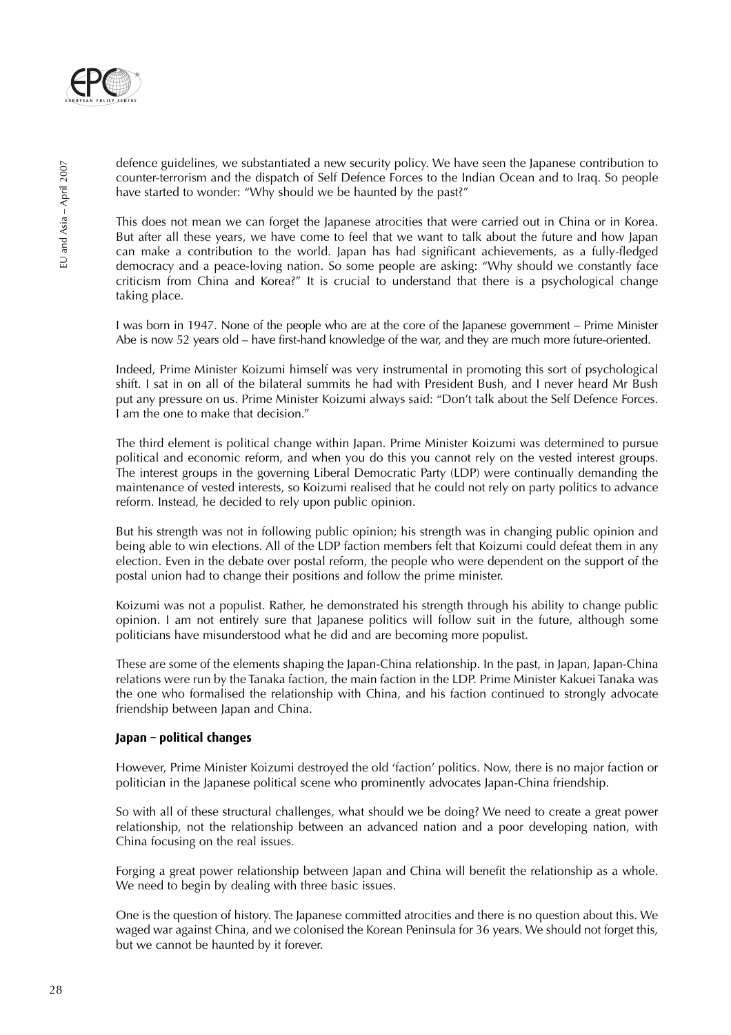defence guidelines, we substantiated a new security policy. We have seen the Japanese contribution to counter-terrorism and the dispatch of Self Defence Forces to the Indian Ocean and to Iraq. So people have started to wonder: "Why should we be haunted by the past?"

This does not mean we can forget the Japanese atrocities that were carried out in China or in Korea. But after all these years, we have come to feel that we want to talk about the future and how Japan can make a contribution to the world. Japan has had significant achievements, as a fully-fledged democracy and a peace-loving nation. So some people are asking: "Why should we constantly face criticism from China and Korea?" It is crucial to understand that there is a psychological change taking place.

I was born in 1947. None of the people who are at the core of the Japanese government – Prime Minister Abe is now 52 years old – have first-hand knowledge of the war, and they are much more future-oriented.

Indeed, Prime Minister Koizumi himself was very instrumental in promoting this sort of psychological shift. I sat in on all of the bilateral summits he had with President Bush, and I never heard Mr Bush put any pressure on us. Prime Minister Koizumi always said: "Don't talk about the Self Defence Forces. I am the one to make that decision."

The third element is political change within Japan. Prime Minister Koizumi was determined to pursue political and economic reform, and when you do this you cannot rely on the vested interest groups. The interest groups in the governing Liberal Democratic Party (LDP) were continually demanding the maintenance of vested interests, so Koizumi realised that he could not rely on party politics to advance reform. Instead, he decided to rely upon public opinion.

But his strength was not in following public opinion; his strength was in changing public opinion and being able to win elections. All of the LDP faction members felt that Koizumi could defeat them in any election. Even in the debate over postal reform, the people who were dependent on the support of the postal union had to change their positions and follow the prime minister.

Koizumi was not a populist. Rather, he demonstrated his strength through his ability to change public opinion. I am not entirely sure that Japanese politics will follow suit in the future, although some politicians have misunderstood what he did and are becoming more populist.

These are some of the elements shaping the Japan-China relationship. In the past, in Japan, Japan-China relations were run by the Tanaka faction, the main faction in the LDP. Prime Minister Kakuei Tanaka was the one who formalised the relationship with China, and his faction continued to strongly advocate friendship between Japan and China.

### Japan – political changes

However, Prime Minister Koizumi destroyed the old 'faction' politics. Now, there is no major faction or politician in the Japanese political scene who prominently advocates Japan-China friendship.

So with all of these structural challenges, what should we be doing? We need to create a great power relationship, not the relationship between an advanced nation and a poor developing nation, with China focusing on the real issues.

Forging a great power relationship between Japan and China will benefit the relationship as a whole. We need to begin by dealing with three basic issues.

One is the question of history. The Japanese committed atrocities and there is no question about this. We waged war against China, and we colonised the Korean Peninsula for 36 years. We should not forget this, but we cannot be haunted by it forever.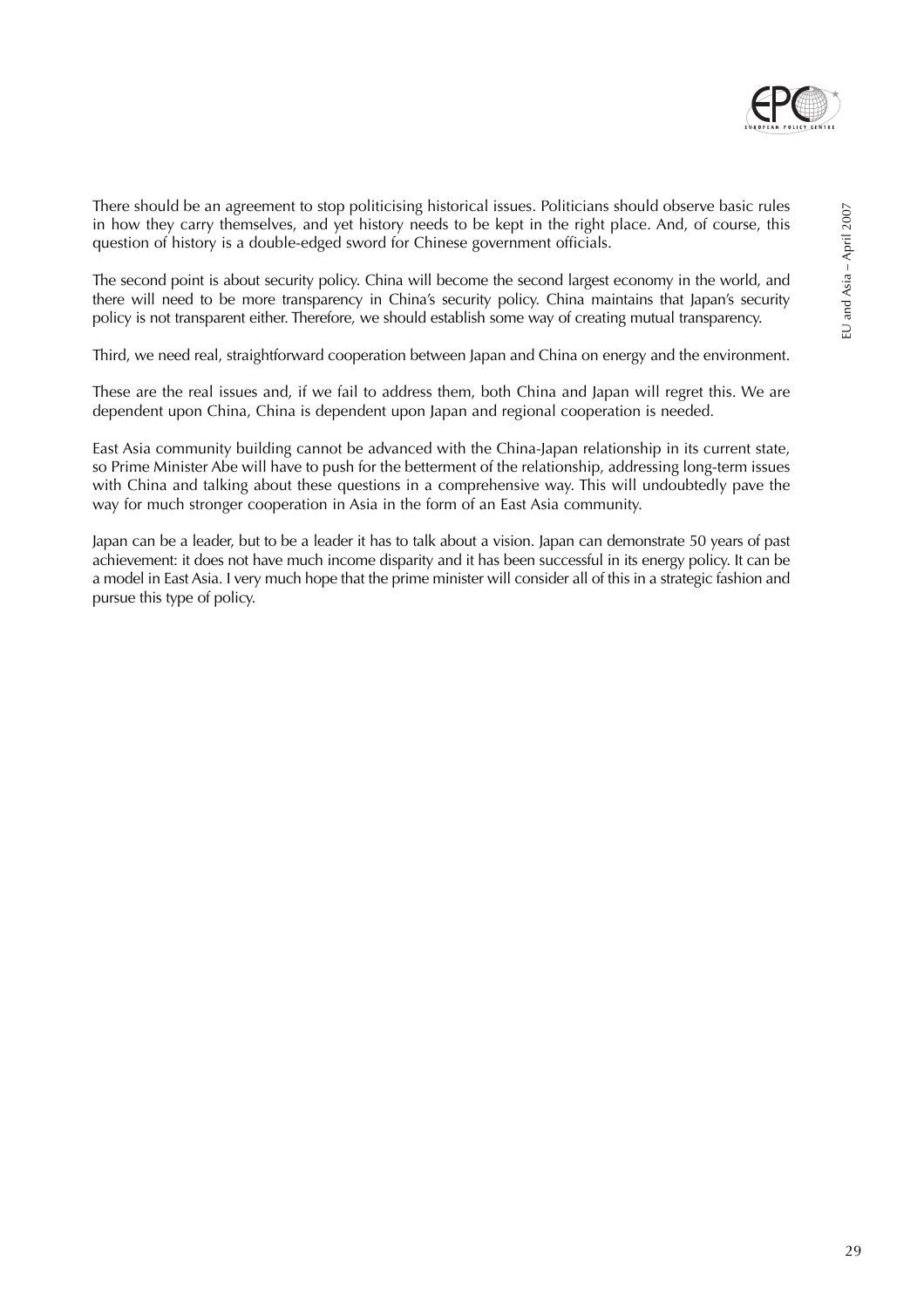There should be an agreement to stop politicising historical issues. Politicians should observe basic rules in how they carry themselves, and yet history needs to be kept in the right place. And, of course, this question of history is a double-edged sword for Chinese government officials.

The second point is about security policy. China will become the second largest economy in the world, and there will need to be more transparency in China's security policy. China maintains that Japan's security policy is not transparent either. Therefore, we should establish some way of creating mutual transparency.

Third, we need real, straightforward cooperation between Japan and China on energy and the environment.

These are the real issues and, if we fail to address them, both China and Japan will regret this. We are dependent upon China, China is dependent upon Japan and regional cooperation is needed.

East Asia community building cannot be advanced with the China-Japan relationship in its current state, so Prime Minister Abe will have to push for the betterment of the relationship, addressing long-term issues with China and talking about these questions in a comprehensive way. This will undoubtedly pave the way for much stronger cooperation in Asia in the form of an East Asia community.

Japan can be a leader, but to be a leader it has to talk about a vision. Japan can demonstrate 50 years of past achievement: it does not have much income disparity and it has been successful in its energy policy. It can be a model in East Asia. I very much hope that the prime minister will consider all of this in a strategic fashion and pursue this type of policy.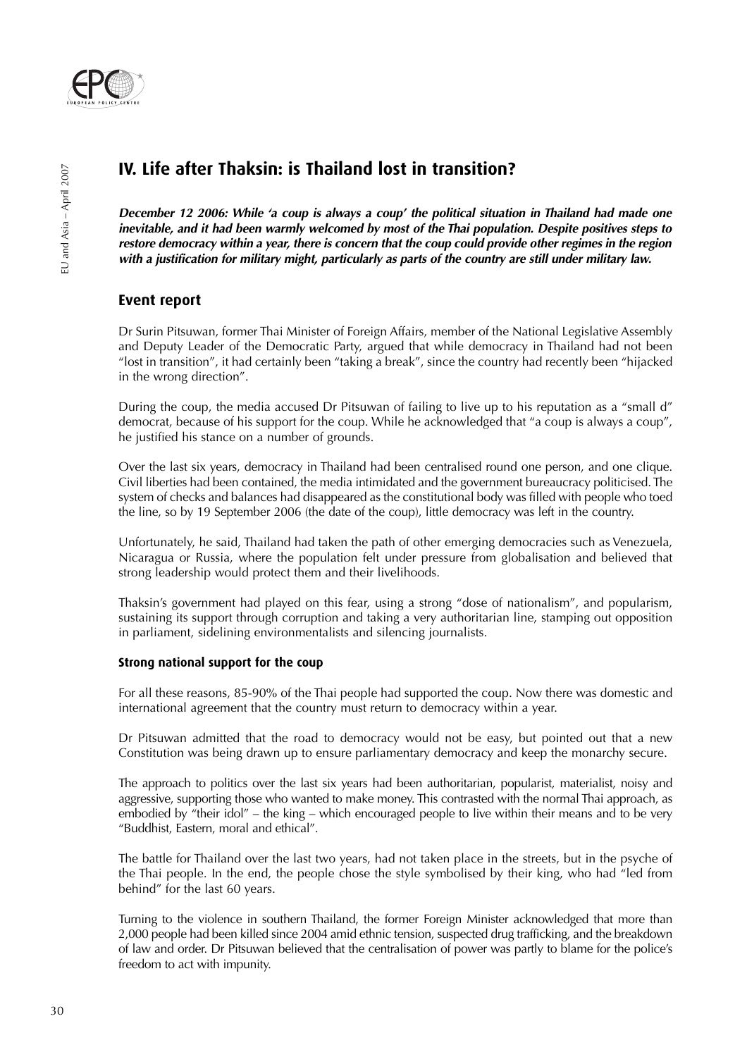## IV. Life after Thaksin: is Thailand lost in transition?

***December 12 2006: While 'a coup is always a coup' the political situation in Thailand had made one inevitable, and it had been warmly welcomed by most of the Thai population. Despite positives steps to restore democracy within a year, there is concern that the coup could provide other regimes in the region with a justification for military might, particularly as parts of the country are still under military law.***

### Event report

Dr Surin Pitsuwan, former Thai Minister of Foreign Affairs, member of the National Legislative Assembly and Deputy Leader of the Democratic Party, argued that while democracy in Thailand had not been "lost in transition", it had certainly been "taking a break", since the country had recently been "hijacked in the wrong direction".

During the coup, the media accused Dr Pitsuwan of failing to live up to his reputation as a "small d" democrat, because of his support for the coup. While he acknowledged that "a coup is always a coup", he justified his stance on a number of grounds.

Over the last six years, democracy in Thailand had been centralised round one person, and one clique. Civil liberties had been contained, the media intimidated and the government bureaucracy politicised. The system of checks and balances had disappeared as the constitutional body was filled with people who toed the line, so by 19 September 2006 (the date of the coup), little democracy was left in the country.

Unfortunately, he said, Thailand had taken the path of other emerging democracies such as Venezuela, Nicaragua or Russia, where the population felt under pressure from globalisation and believed that strong leadership would protect them and their livelihoods.

Thaksin's government had played on this fear, using a strong "dose of nationalism", and popularism, sustaining its support through corruption and taking a very authoritarian line, stamping out opposition in parliament, sidelining environmentalists and silencing journalists.

#### Strong national support for the coup

For all these reasons, 85-90% of the Thai people had supported the coup. Now there was domestic and international agreement that the country must return to democracy within a year.

Dr Pitsuwan admitted that the road to democracy would not be easy, but pointed out that a new Constitution was being drawn up to ensure parliamentary democracy and keep the monarchy secure.

The approach to politics over the last six years had been authoritarian, popularist, materialist, noisy and aggressive, supporting those who wanted to make money. This contrasted with the normal Thai approach, as embodied by "their idol" – the king – which encouraged people to live within their means and to be very "Buddhist, Eastern, moral and ethical".

The battle for Thailand over the last two years, had not taken place in the streets, but in the psyche of the Thai people. In the end, the people chose the style symbolised by their king, who had "led from behind" for the last 60 years.

Turning to the violence in southern Thailand, the former Foreign Minister acknowledged that more than 2,000 people had been killed since 2004 amid ethnic tension, suspected drug trafficking, and the breakdown of law and order. Dr Pitsuwan believed that the centralisation of power was partly to blame for the police's freedom to act with impunity.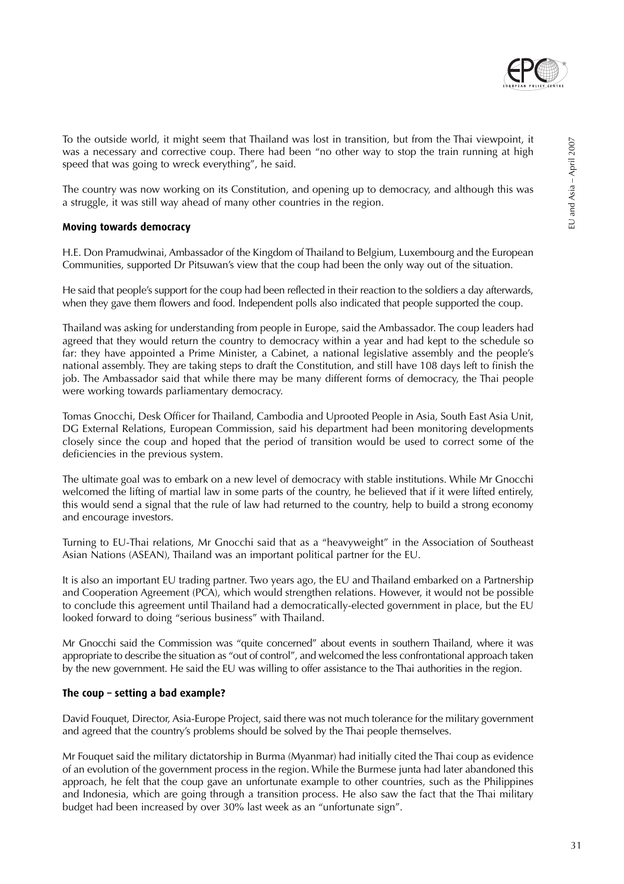To the outside world, it might seem that Thailand was lost in transition, but from the Thai viewpoint, it was a necessary and corrective coup. There had been "no other way to stop the train running at high speed that was going to wreck everything", he said.

The country was now working on its Constitution, and opening up to democracy, and although this was a struggle, it was still way ahead of many other countries in the region.

### Moving towards democracy

H.E. Don Pramudwinai, Ambassador of the Kingdom of Thailand to Belgium, Luxembourg and the European Communities, supported Dr Pitsuwan's view that the coup had been the only way out of the situation.

He said that people's support for the coup had been reflected in their reaction to the soldiers a day afterwards, when they gave them flowers and food. Independent polls also indicated that people supported the coup.

Thailand was asking for understanding from people in Europe, said the Ambassador. The coup leaders had agreed that they would return the country to democracy within a year and had kept to the schedule so far: they have appointed a Prime Minister, a Cabinet, a national legislative assembly and the people's national assembly. They are taking steps to draft the Constitution, and still have 108 days left to finish the job. The Ambassador said that while there may be many different forms of democracy, the Thai people were working towards parliamentary democracy.

Tomas Gnocchi, Desk Officer for Thailand, Cambodia and Uprooted People in Asia, South East Asia Unit, DG External Relations, European Commission, said his department had been monitoring developments closely since the coup and hoped that the period of transition would be used to correct some of the deficiencies in the previous system.

The ultimate goal was to embark on a new level of democracy with stable institutions. While Mr Gnocchi welcomed the lifting of martial law in some parts of the country, he believed that if it were lifted entirely, this would send a signal that the rule of law had returned to the country, help to build a strong economy and encourage investors.

Turning to EU-Thai relations, Mr Gnocchi said that as a "heavyweight" in the Association of Southeast Asian Nations (ASEAN), Thailand was an important political partner for the EU.

It is also an important EU trading partner. Two years ago, the EU and Thailand embarked on a Partnership and Cooperation Agreement (PCA), which would strengthen relations. However, it would not be possible to conclude this agreement until Thailand had a democratically-elected government in place, but the EU looked forward to doing "serious business" with Thailand.

Mr Gnocchi said the Commission was "quite concerned" about events in southern Thailand, where it was appropriate to describe the situation as "out of control", and welcomed the less confrontational approach taken by the new government. He said the EU was willing to offer assistance to the Thai authorities in the region.

### The coup – setting a bad example?

David Fouquet, Director, Asia-Europe Project, said there was not much tolerance for the military government and agreed that the country's problems should be solved by the Thai people themselves.

Mr Fouquet said the military dictatorship in Burma (Myanmar) had initially cited the Thai coup as evidence of an evolution of the government process in the region. While the Burmese junta had later abandoned this approach, he felt that the coup gave an unfortunate example to other countries, such as the Philippines and Indonesia, which are going through a transition process. He also saw the fact that the Thai military budget had been increased by over 30% last week as an "unfortunate sign".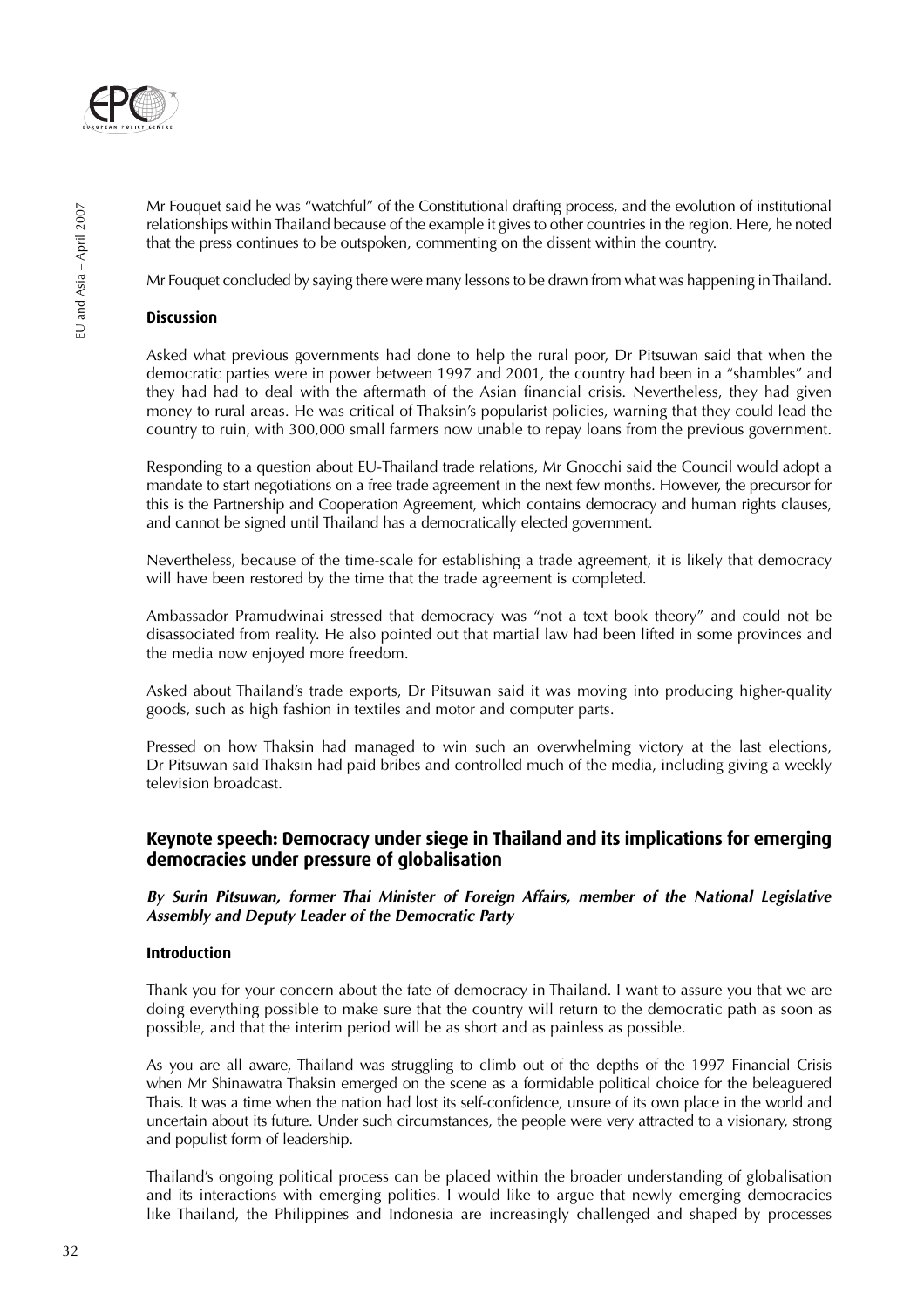Mr Fouquet said he was "watchful" of the Constitutional drafting process, and the evolution of institutional relationships within Thailand because of the example it gives to other countries in the region. Here, he noted that the press continues to be outspoken, commenting on the dissent within the country.

Mr Fouquet concluded by saying there were many lessons to be drawn from what was happening in Thailand.

#### Discussion

Asked what previous governments had done to help the rural poor, Dr Pitsuwan said that when the democratic parties were in power between 1997 and 2001, the country had been in a "shambles" and they had had to deal with the aftermath of the Asian financial crisis. Nevertheless, they had given money to rural areas. He was critical of Thaksin's popularist policies, warning that they could lead the country to ruin, with 300,000 small farmers now unable to repay loans from the previous government.

Responding to a question about EU-Thailand trade relations, Mr Gnocchi said the Council would adopt a mandate to start negotiations on a free trade agreement in the next few months. However, the precursor for this is the Partnership and Cooperation Agreement, which contains democracy and human rights clauses, and cannot be signed until Thailand has a democratically elected government.

Nevertheless, because of the time-scale for establishing a trade agreement, it is likely that democracy will have been restored by the time that the trade agreement is completed.

Ambassador Pramudwinai stressed that democracy was "not a text book theory" and could not be disassociated from reality. He also pointed out that martial law had been lifted in some provinces and the media now enjoyed more freedom.

Asked about Thailand's trade exports, Dr Pitsuwan said it was moving into producing higher-quality goods, such as high fashion in textiles and motor and computer parts.

Pressed on how Thaksin had managed to win such an overwhelming victory at the last elections, Dr Pitsuwan said Thaksin had paid bribes and controlled much of the media, including giving a weekly television broadcast.

### Keynote speech: Democracy under siege in Thailand and its implications for emerging democracies under pressure of globalisation

***By Surin Pitsuwan, former Thai Minister of Foreign Affairs, member of the National Legislative Assembly and Deputy Leader of the Democratic Party***

#### Introduction

Thank you for your concern about the fate of democracy in Thailand. I want to assure you that we are doing everything possible to make sure that the country will return to the democratic path as soon as possible, and that the interim period will be as short and as painless as possible.

As you are all aware, Thailand was struggling to climb out of the depths of the 1997 Financial Crisis when Mr Shinawatra Thaksin emerged on the scene as a formidable political choice for the beleaguered Thais. It was a time when the nation had lost its self-confidence, unsure of its own place in the world and uncertain about its future. Under such circumstances, the people were very attracted to a visionary, strong and populist form of leadership.

Thailand's ongoing political process can be placed within the broader understanding of globalisation and its interactions with emerging polities. I would like to argue that newly emerging democracies like Thailand, the Philippines and Indonesia are increasingly challenged and shaped by processes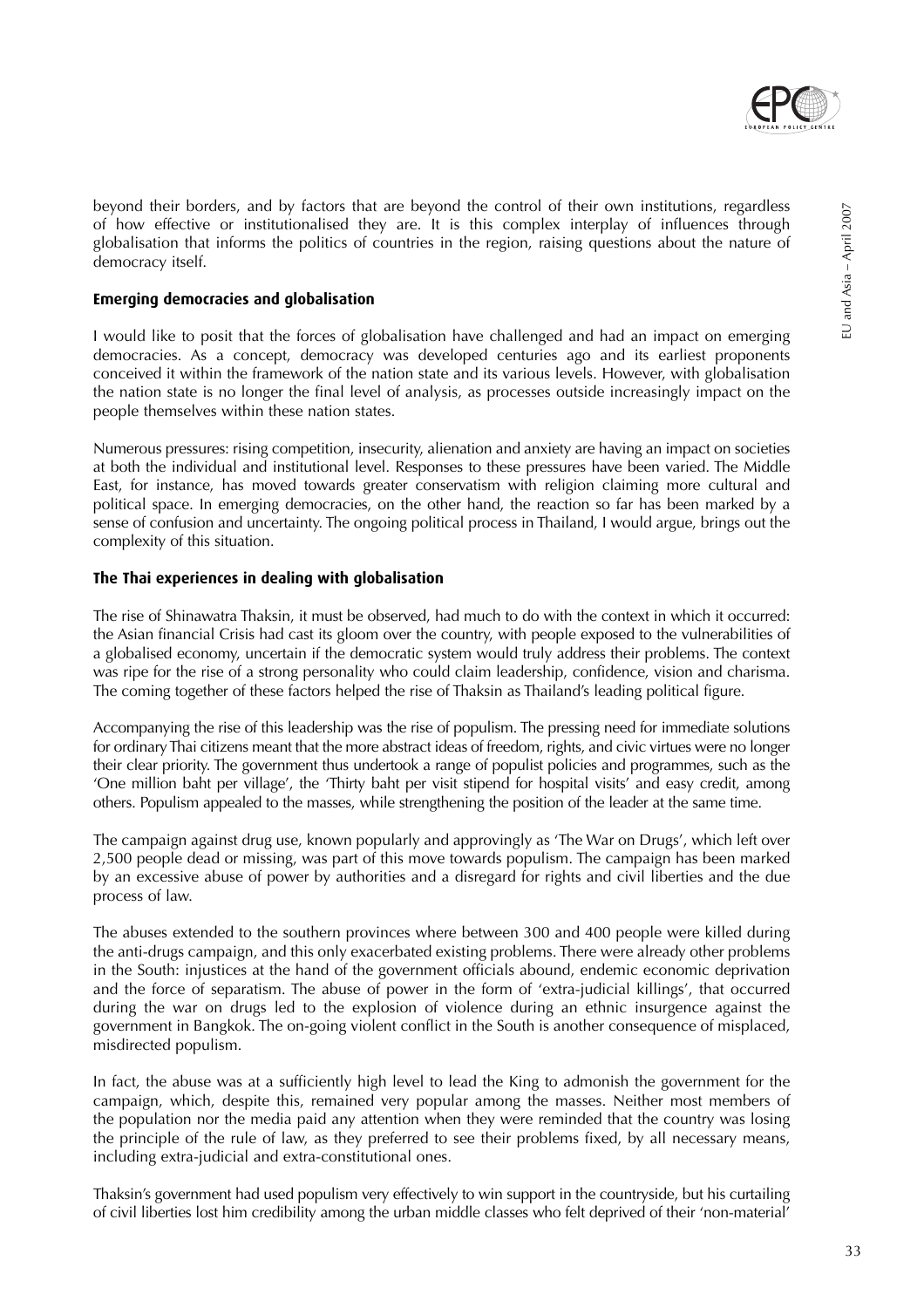beyond their borders, and by factors that are beyond the control of their own institutions, regardless of how effective or institutionalised they are. It is this complex interplay of influences through globalisation that informs the politics of countries in the region, raising questions about the nature of democracy itself.

### Emerging democracies and globalisation

I would like to posit that the forces of globalisation have challenged and had an impact on emerging democracies. As a concept, democracy was developed centuries ago and its earliest proponents conceived it within the framework of the nation state and its various levels. However, with globalisation the nation state is no longer the final level of analysis, as processes outside increasingly impact on the people themselves within these nation states.

Numerous pressures: rising competition, insecurity, alienation and anxiety are having an impact on societies at both the individual and institutional level. Responses to these pressures have been varied. The Middle East, for instance, has moved towards greater conservatism with religion claiming more cultural and political space. In emerging democracies, on the other hand, the reaction so far has been marked by a sense of confusion and uncertainty. The ongoing political process in Thailand, I would argue, brings out the complexity of this situation.

### The Thai experiences in dealing with globalisation

The rise of Shinawatra Thaksin, it must be observed, had much to do with the context in which it occurred: the Asian financial Crisis had cast its gloom over the country, with people exposed to the vulnerabilities of a globalised economy, uncertain if the democratic system would truly address their problems. The context was ripe for the rise of a strong personality who could claim leadership, confidence, vision and charisma. The coming together of these factors helped the rise of Thaksin as Thailand's leading political figure.

Accompanying the rise of this leadership was the rise of populism. The pressing need for immediate solutions for ordinary Thai citizens meant that the more abstract ideas of freedom, rights, and civic virtues were no longer their clear priority. The government thus undertook a range of populist policies and programmes, such as the 'One million baht per village', the 'Thirty baht per visit stipend for hospital visits' and easy credit, among others. Populism appealed to the masses, while strengthening the position of the leader at the same time.

The campaign against drug use, known popularly and approvingly as 'The War on Drugs', which left over 2,500 people dead or missing, was part of this move towards populism. The campaign has been marked by an excessive abuse of power by authorities and a disregard for rights and civil liberties and the due process of law.

The abuses extended to the southern provinces where between 300 and 400 people were killed during the anti-drugs campaign, and this only exacerbated existing problems. There were already other problems in the South: injustices at the hand of the government officials abound, endemic economic deprivation and the force of separatism. The abuse of power in the form of 'extra-judicial killings', that occurred during the war on drugs led to the explosion of violence during an ethnic insurgence against the government in Bangkok. The on-going violent conflict in the South is another consequence of misplaced, misdirected populism.

In fact, the abuse was at a sufficiently high level to lead the King to admonish the government for the campaign, which, despite this, remained very popular among the masses. Neither most members of the population nor the media paid any attention when they were reminded that the country was losing the principle of the rule of law, as they preferred to see their problems fixed, by all necessary means, including extra-judicial and extra-constitutional ones.

Thaksin's government had used populism very effectively to win support in the countryside, but his curtailing of civil liberties lost him credibility among the urban middle classes who felt deprived of their 'non-material'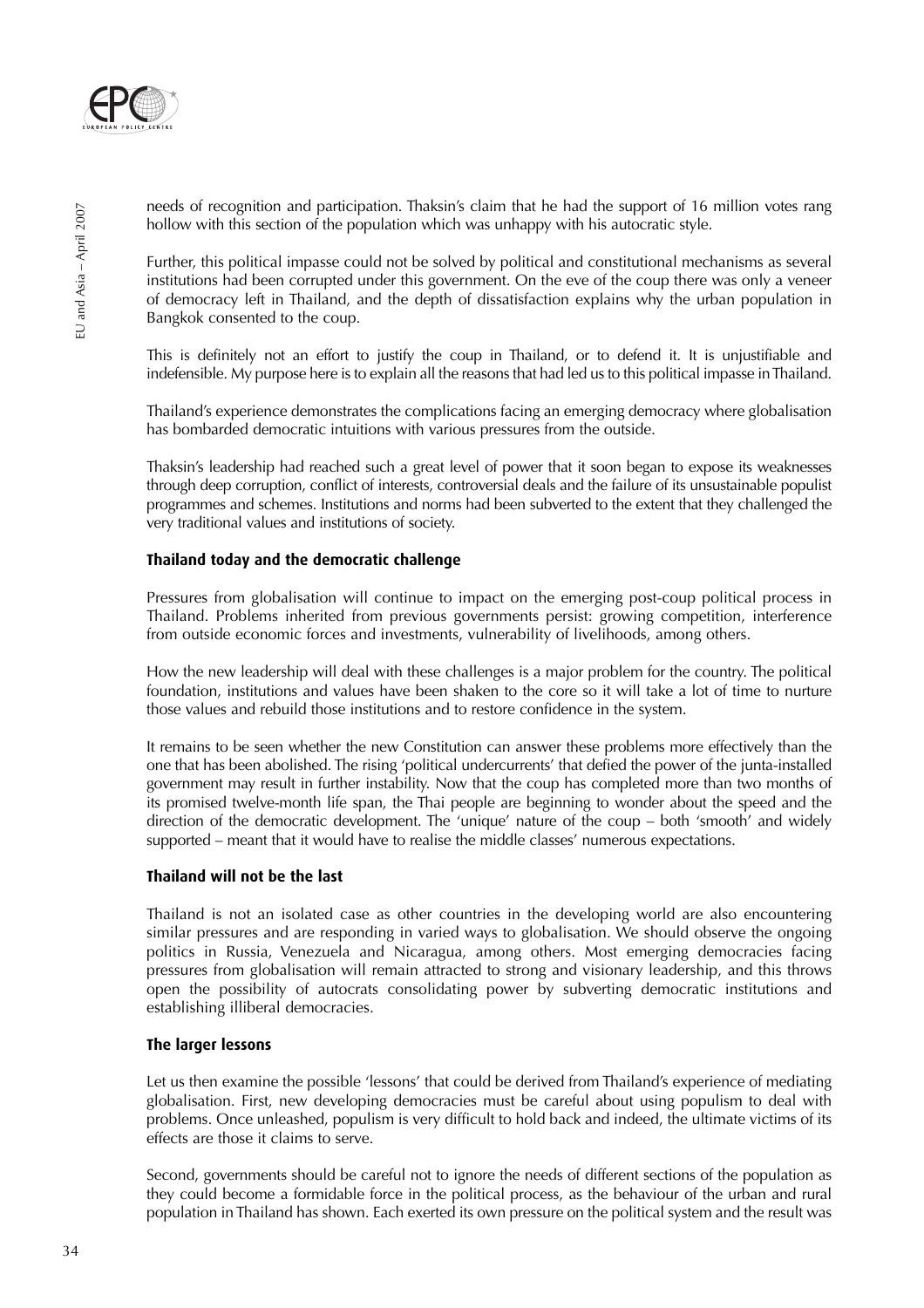needs of recognition and participation. Thaksin's claim that he had the support of 16 million votes rang hollow with this section of the population which was unhappy with his autocratic style.

Further, this political impasse could not be solved by political and constitutional mechanisms as several institutions had been corrupted under this government. On the eve of the coup there was only a veneer of democracy left in Thailand, and the depth of dissatisfaction explains why the urban population in Bangkok consented to the coup.

This is definitely not an effort to justify the coup in Thailand, or to defend it. It is unjustifiable and indefensible. My purpose here is to explain all the reasons that had led us to this political impasse in Thailand.

Thailand's experience demonstrates the complications facing an emerging democracy where globalisation has bombarded democratic intuitions with various pressures from the outside.

Thaksin's leadership had reached such a great level of power that it soon began to expose its weaknesses through deep corruption, conflict of interests, controversial deals and the failure of its unsustainable populist programmes and schemes. Institutions and norms had been subverted to the extent that they challenged the very traditional values and institutions of society.

### Thailand today and the democratic challenge

Pressures from globalisation will continue to impact on the emerging post-coup political process in Thailand. Problems inherited from previous governments persist: growing competition, interference from outside economic forces and investments, vulnerability of livelihoods, among others.

How the new leadership will deal with these challenges is a major problem for the country. The political foundation, institutions and values have been shaken to the core so it will take a lot of time to nurture those values and rebuild those institutions and to restore confidence in the system.

It remains to be seen whether the new Constitution can answer these problems more effectively than the one that has been abolished. The rising 'political undercurrents' that defied the power of the junta-installed government may result in further instability. Now that the coup has completed more than two months of its promised twelve-month life span, the Thai people are beginning to wonder about the speed and the direction of the democratic development. The 'unique' nature of the coup – both 'smooth' and widely supported – meant that it would have to realise the middle classes' numerous expectations.

### Thailand will not be the last

Thailand is not an isolated case as other countries in the developing world are also encountering similar pressures and are responding in varied ways to globalisation. We should observe the ongoing politics in Russia, Venezuela and Nicaragua, among others. Most emerging democracies facing pressures from globalisation will remain attracted to strong and visionary leadership, and this throws open the possibility of autocrats consolidating power by subverting democratic institutions and establishing illiberal democracies.

### The larger lessons

Let us then examine the possible 'lessons' that could be derived from Thailand's experience of mediating globalisation. First, new developing democracies must be careful about using populism to deal with problems. Once unleashed, populism is very difficult to hold back and indeed, the ultimate victims of its effects are those it claims to serve.

Second, governments should be careful not to ignore the needs of different sections of the population as they could become a formidable force in the political process, as the behaviour of the urban and rural population in Thailand has shown. Each exerted its own pressure on the political system and the result was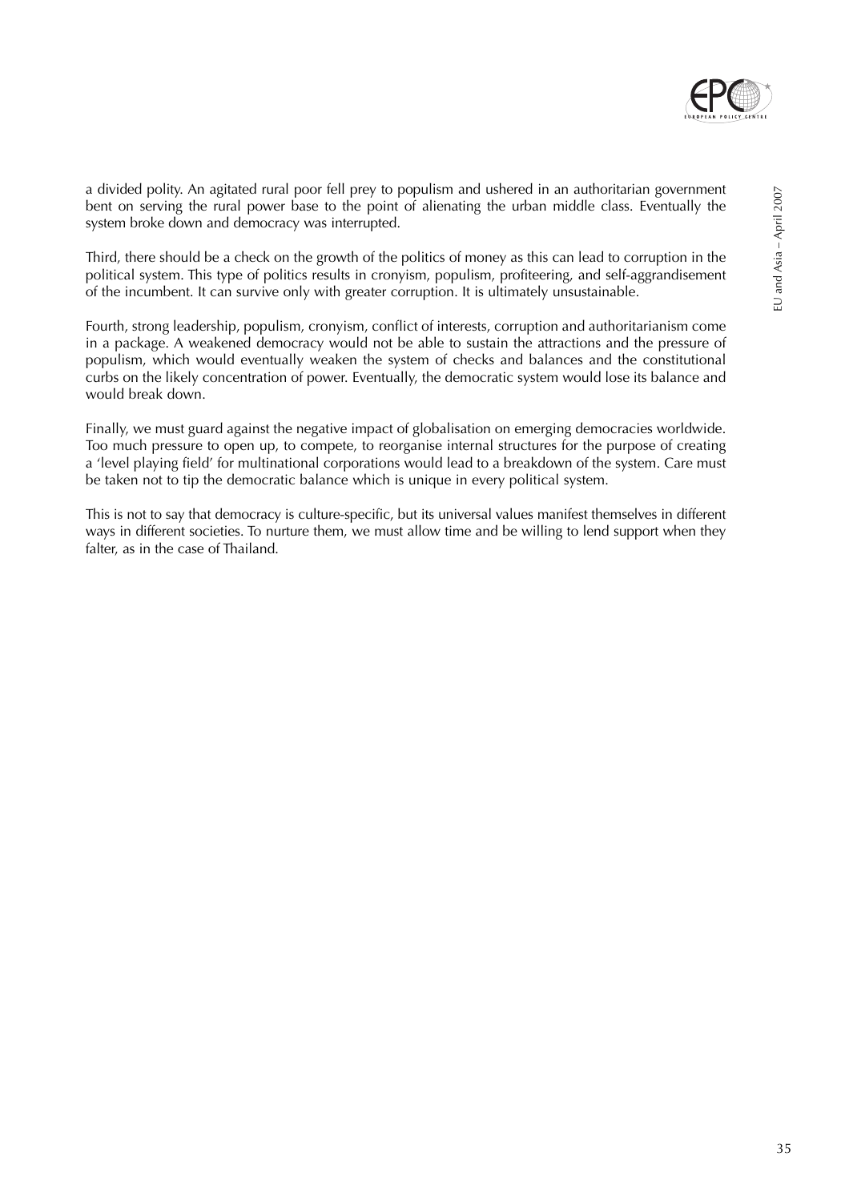a divided polity. An agitated rural poor fell prey to populism and ushered in an authoritarian government bent on serving the rural power base to the point of alienating the urban middle class. Eventually the system broke down and democracy was interrupted.

Third, there should be a check on the growth of the politics of money as this can lead to corruption in the political system. This type of politics results in cronyism, populism, profiteering, and self-aggrandisement of the incumbent. It can survive only with greater corruption. It is ultimately unsustainable.

Fourth, strong leadership, populism, cronyism, conflict of interests, corruption and authoritarianism come in a package. A weakened democracy would not be able to sustain the attractions and the pressure of populism, which would eventually weaken the system of checks and balances and the constitutional curbs on the likely concentration of power. Eventually, the democratic system would lose its balance and would break down.

Finally, we must guard against the negative impact of globalisation on emerging democracies worldwide. Too much pressure to open up, to compete, to reorganise internal structures for the purpose of creating a 'level playing field' for multinational corporations would lead to a breakdown of the system. Care must be taken not to tip the democratic balance which is unique in every political system.

This is not to say that democracy is culture-specific, but its universal values manifest themselves in different ways in different societies. To nurture them, we must allow time and be willing to lend support when they falter, as in the case of Thailand.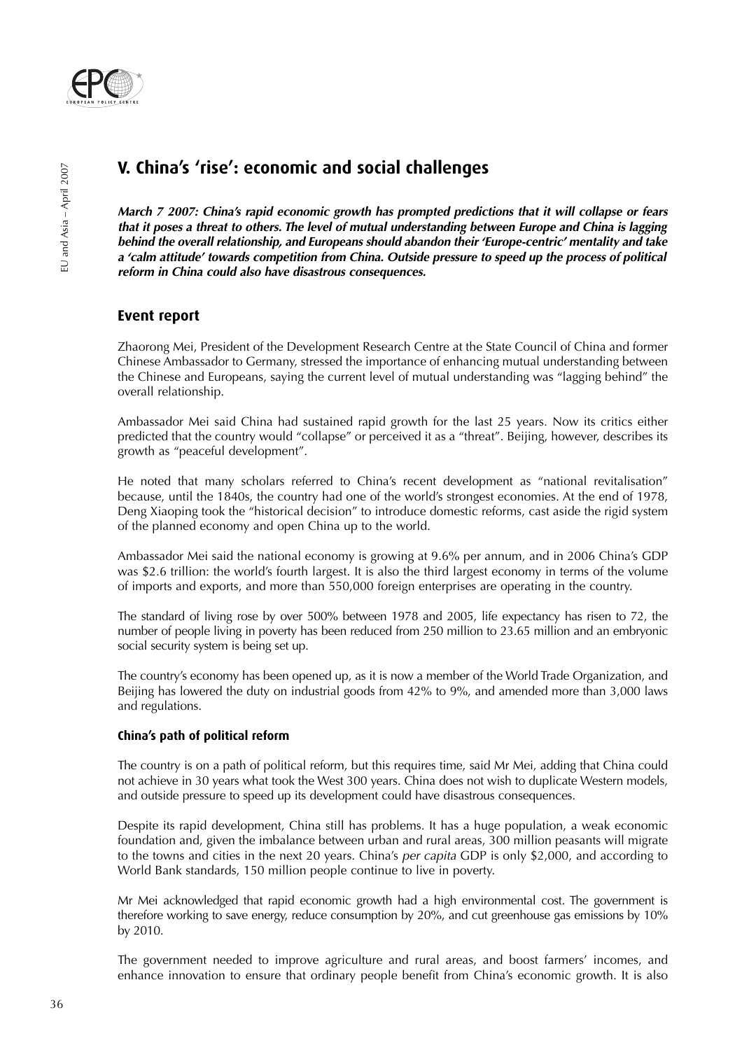## V. China's 'rise': economic and social challenges

***March 7 2007: China's rapid economic growth has prompted predictions that it will collapse or fears that it poses a threat to others. The level of mutual understanding between Europe and China is lagging behind the overall relationship, and Europeans should abandon their 'Europe-centric' mentality and take a 'calm attitude' towards competition from China. Outside pressure to speed up the process of political reform in China could also have disastrous consequences.***

### Event report

Zhaorong Mei, President of the Development Research Centre at the State Council of China and former Chinese Ambassador to Germany, stressed the importance of enhancing mutual understanding between the Chinese and Europeans, saying the current level of mutual understanding was "lagging behind" the overall relationship.

Ambassador Mei said China had sustained rapid growth for the last 25 years. Now its critics either predicted that the country would "collapse" or perceived it as a "threat". Beijing, however, describes its growth as "peaceful development".

He noted that many scholars referred to China's recent development as "national revitalisation" because, until the 1840s, the country had one of the world's strongest economies. At the end of 1978, Deng Xiaoping took the "historical decision" to introduce domestic reforms, cast aside the rigid system of the planned economy and open China up to the world.

Ambassador Mei said the national economy is growing at 9.6% per annum, and in 2006 China's GDP was $2.6 trillion: the world's fourth largest. It is also the third largest economy in terms of the volume of imports and exports, and more than 550,000 foreign enterprises are operating in the country.

The standard of living rose by over 500% between 1978 and 2005, life expectancy has risen to 72, the number of people living in poverty has been reduced from 250 million to 23.65 million and an embryonic social security system is being set up.

The country's economy has been opened up, as it is now a member of the World Trade Organization, and Beijing has lowered the duty on industrial goods from 42% to 9%, and amended more than 3,000 laws and regulations.

#### China's path of political reform

The country is on a path of political reform, but this requires time, said Mr Mei, adding that China could not achieve in 30 years what took the West 300 years. China does not wish to duplicate Western models, and outside pressure to speed up its development could have disastrous consequences.

Despite its rapid development, China still has problems. It has a huge population, a weak economic foundation and, given the imbalance between urban and rural areas, 300 million peasants will migrate to the towns and cities in the next 20 years. China's *per capita* GDP is only $2,000, and according to World Bank standards, 150 million people continue to live in poverty.

Mr Mei acknowledged that rapid economic growth had a high environmental cost. The government is therefore working to save energy, reduce consumption by 20%, and cut greenhouse gas emissions by 10% by 2010.

The government needed to improve agriculture and rural areas, and boost farmers' incomes, and enhance innovation to ensure that ordinary people benefit from China's economic growth. It is also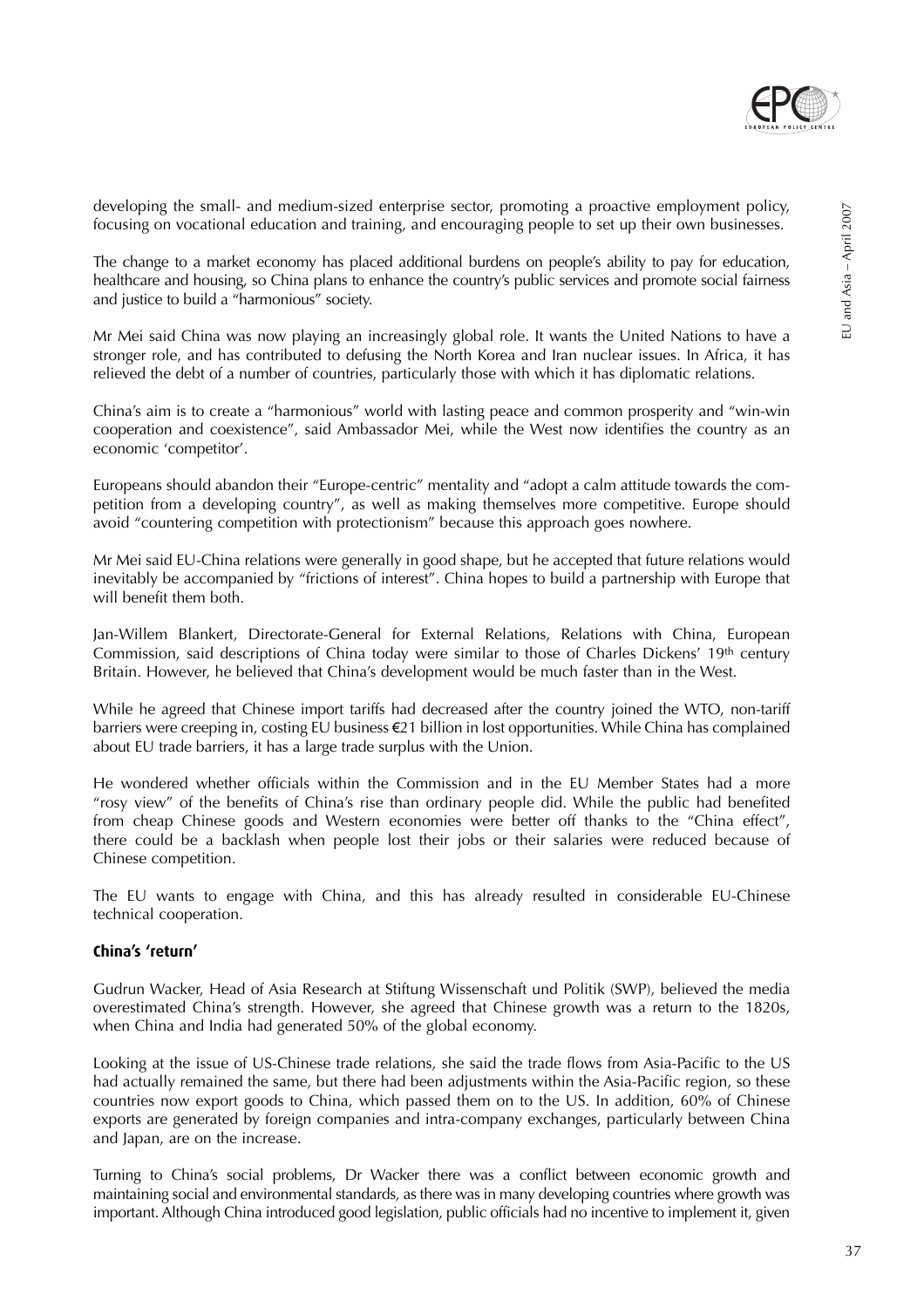developing the small- and medium-sized enterprise sector, promoting a proactive employment policy, focusing on vocational education and training, and encouraging people to set up their own businesses.

The change to a market economy has placed additional burdens on people's ability to pay for education, healthcare and housing, so China plans to enhance the country's public services and promote social fairness and justice to build a "harmonious" society.

Mr Mei said China was now playing an increasingly global role. It wants the United Nations to have a stronger role, and has contributed to defusing the North Korea and Iran nuclear issues. In Africa, it has relieved the debt of a number of countries, particularly those with which it has diplomatic relations.

China's aim is to create a "harmonious" world with lasting peace and common prosperity and "win-win cooperation and coexistence", said Ambassador Mei, while the West now identifies the country as an economic 'competitor'.

Europeans should abandon their "Europe-centric" mentality and "adopt a calm attitude towards the competition from a developing country", as well as making themselves more competitive. Europe should avoid "countering competition with protectionism" because this approach goes nowhere.

Mr Mei said EU-China relations were generally in good shape, but he accepted that future relations would inevitably be accompanied by "frictions of interest". China hopes to build a partnership with Europe that will benefit them both.

Jan-Willem Blankert, Directorate-General for External Relations, Relations with China, European Commission, said descriptions of China today were similar to those of Charles Dickens' 19th century Britain. However, he believed that China's development would be much faster than in the West.

While he agreed that Chinese import tariffs had decreased after the country joined the WTO, non-tariff barriers were creeping in, costing EU business €21 billion in lost opportunities. While China has complained about EU trade barriers, it has a large trade surplus with the Union.

He wondered whether officials within the Commission and in the EU Member States had a more "rosy view" of the benefits of China's rise than ordinary people did. While the public had benefited from cheap Chinese goods and Western economies were better off thanks to the "China effect", there could be a backlash when people lost their jobs or their salaries were reduced because of Chinese competition.

The EU wants to engage with China, and this has already resulted in considerable EU-Chinese technical cooperation.

### China's 'return'

Gudrun Wacker, Head of Asia Research at Stiftung Wissenschaft und Politik (SWP), believed the media overestimated China's strength. However, she agreed that Chinese growth was a return to the 1820s, when China and India had generated 50% of the global economy.

Looking at the issue of US-Chinese trade relations, she said the trade flows from Asia-Pacific to the US had actually remained the same, but there had been adjustments within the Asia-Pacific region, so these countries now export goods to China, which passed them on to the US. In addition, 60% of Chinese exports are generated by foreign companies and intra-company exchanges, particularly between China and Japan, are on the increase.

Turning to China's social problems, Dr Wacker there was a conflict between economic growth and maintaining social and environmental standards, as there was in many developing countries where growth was important. Although China introduced good legislation, public officials had no incentive to implement it, given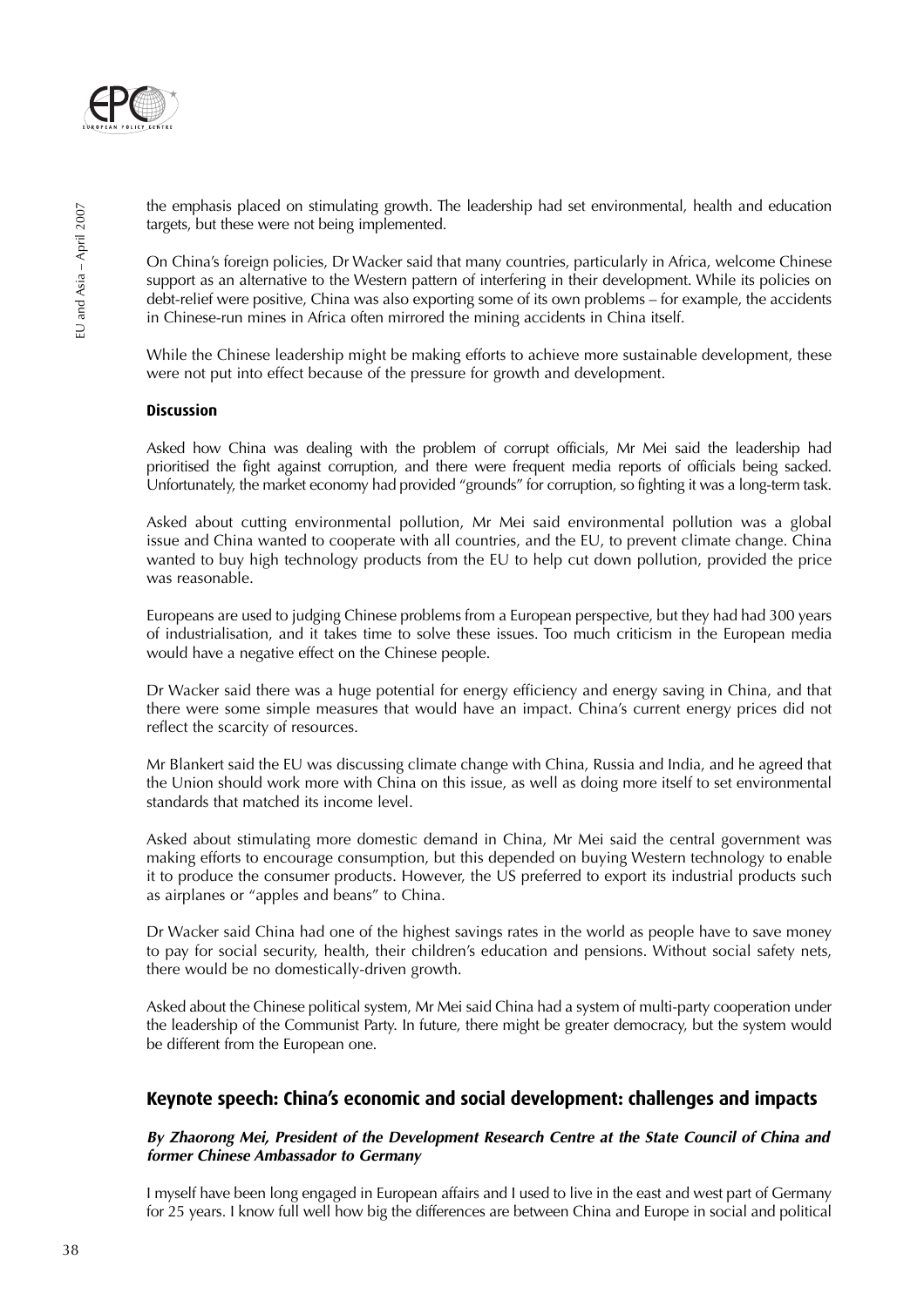the emphasis placed on stimulating growth. The leadership had set environmental, health and education targets, but these were not being implemented.

On China's foreign policies, Dr Wacker said that many countries, particularly in Africa, welcome Chinese support as an alternative to the Western pattern of interfering in their development. While its policies on debt-relief were positive, China was also exporting some of its own problems – for example, the accidents in Chinese-run mines in Africa often mirrored the mining accidents in China itself.

While the Chinese leadership might be making efforts to achieve more sustainable development, these were not put into effect because of the pressure for growth and development.

#### Discussion

Asked how China was dealing with the problem of corrupt officials, Mr Mei said the leadership had prioritised the fight against corruption, and there were frequent media reports of officials being sacked. Unfortunately, the market economy had provided "grounds" for corruption, so fighting it was a long-term task.

Asked about cutting environmental pollution, Mr Mei said environmental pollution was a global issue and China wanted to cooperate with all countries, and the EU, to prevent climate change. China wanted to buy high technology products from the EU to help cut down pollution, provided the price was reasonable.

Europeans are used to judging Chinese problems from a European perspective, but they had had 300 years of industrialisation, and it takes time to solve these issues. Too much criticism in the European media would have a negative effect on the Chinese people.

Dr Wacker said there was a huge potential for energy efficiency and energy saving in China, and that there were some simple measures that would have an impact. China's current energy prices did not reflect the scarcity of resources.

Mr Blankert said the EU was discussing climate change with China, Russia and India, and he agreed that the Union should work more with China on this issue, as well as doing more itself to set environmental standards that matched its income level.

Asked about stimulating more domestic demand in China, Mr Mei said the central government was making efforts to encourage consumption, but this depended on buying Western technology to enable it to produce the consumer products. However, the US preferred to export its industrial products such as airplanes or "apples and beans" to China.

Dr Wacker said China had one of the highest savings rates in the world as people have to save money to pay for social security, health, their children's education and pensions. Without social safety nets, there would be no domestically-driven growth.

Asked about the Chinese political system, Mr Mei said China had a system of multi-party cooperation under the leadership of the Communist Party. In future, there might be greater democracy, but the system would be different from the European one.

### Keynote speech: China's economic and social development: challenges and impacts

***By Zhaorong Mei, President of the Development Research Centre at the State Council of China and former Chinese Ambassador to Germany***

I myself have been long engaged in European affairs and I used to live in the east and west part of Germany for 25 years. I know full well how big the differences are between China and Europe in social and political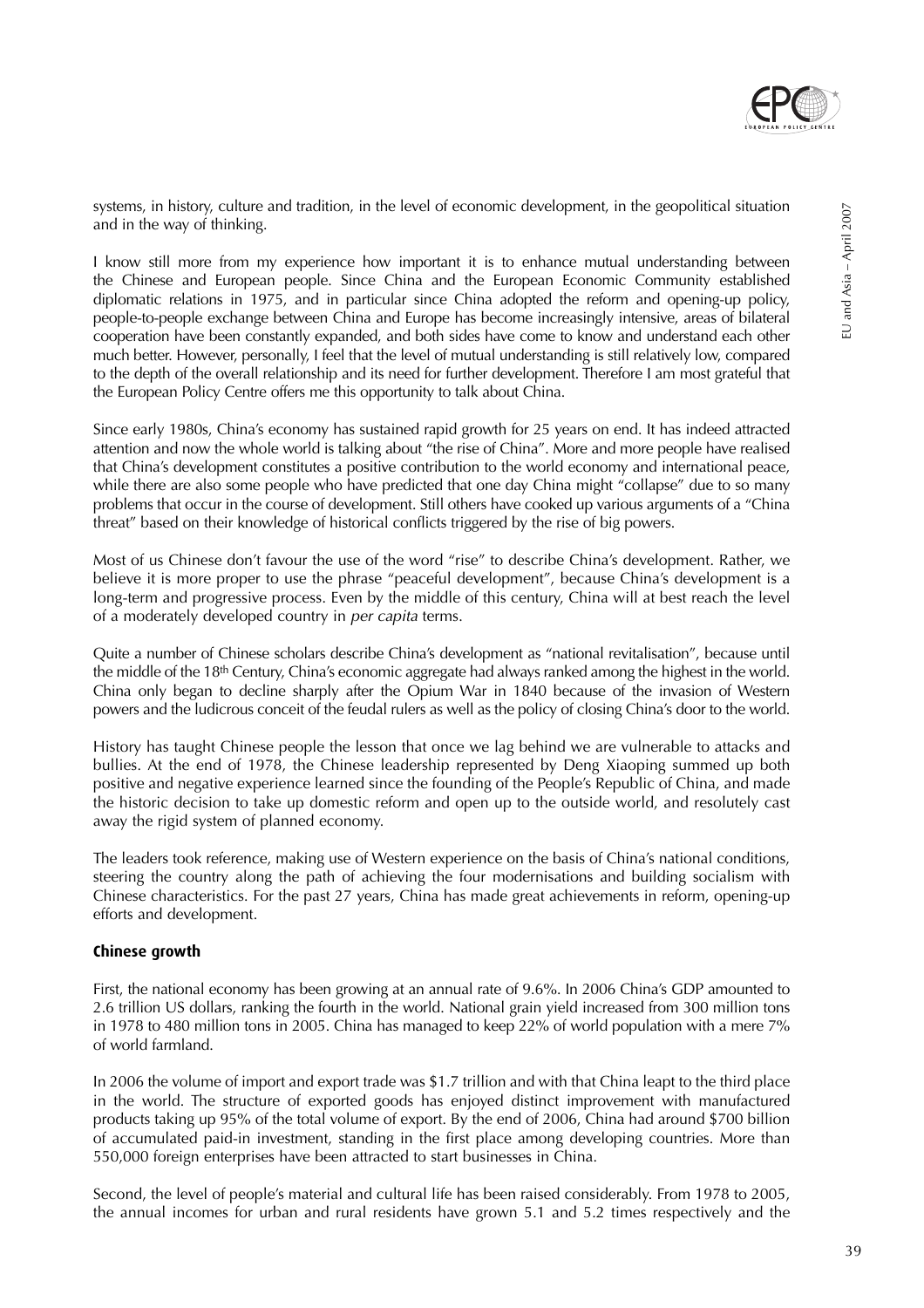systems, in history, culture and tradition, in the level of economic development, in the geopolitical situation and in the way of thinking.

I know still more from my experience how important it is to enhance mutual understanding between the Chinese and European people. Since China and the European Economic Community established diplomatic relations in 1975, and in particular since China adopted the reform and opening-up policy, people-to-people exchange between China and Europe has become increasingly intensive, areas of bilateral cooperation have been constantly expanded, and both sides have come to know and understand each other much better. However, personally, I feel that the level of mutual understanding is still relatively low, compared to the depth of the overall relationship and its need for further development. Therefore I am most grateful that the European Policy Centre offers me this opportunity to talk about China.

Since early 1980s, China's economy has sustained rapid growth for 25 years on end. It has indeed attracted attention and now the whole world is talking about "the rise of China". More and more people have realised that China's development constitutes a positive contribution to the world economy and international peace, while there are also some people who have predicted that one day China might "collapse" due to so many problems that occur in the course of development. Still others have cooked up various arguments of a "China threat" based on their knowledge of historical conflicts triggered by the rise of big powers.

Most of us Chinese don't favour the use of the word "rise" to describe China's development. Rather, we believe it is more proper to use the phrase "peaceful development", because China's development is a long-term and progressive process. Even by the middle of this century, China will at best reach the level of a moderately developed country in *per capita* terms.

Quite a number of Chinese scholars describe China's development as "national revitalisation", because until the middle of the 18th Century, China's economic aggregate had always ranked among the highest in the world. China only began to decline sharply after the Opium War in 1840 because of the invasion of Western powers and the ludicrous conceit of the feudal rulers as well as the policy of closing China's door to the world.

History has taught Chinese people the lesson that once we lag behind we are vulnerable to attacks and bullies. At the end of 1978, the Chinese leadership represented by Deng Xiaoping summed up both positive and negative experience learned since the founding of the People's Republic of China, and made the historic decision to take up domestic reform and open up to the outside world, and resolutely cast away the rigid system of planned economy.

The leaders took reference, making use of Western experience on the basis of China's national conditions, steering the country along the path of achieving the four modernisations and building socialism with Chinese characteristics. For the past 27 years, China has made great achievements in reform, opening-up efforts and development.

### Chinese growth

First, the national economy has been growing at an annual rate of 9.6%. In 2006 China's GDP amounted to 2.6 trillion US dollars, ranking the fourth in the world. National grain yield increased from 300 million tons in 1978 to 480 million tons in 2005. China has managed to keep 22% of world population with a mere 7% of world farmland.

In 2006 the volume of import and export trade was $1.7 trillion and with that China leapt to the third place in the world. The structure of exported goods has enjoyed distinct improvement with manufactured products taking up 95% of the total volume of export. By the end of 2006, China had around $700 billion of accumulated paid-in investment, standing in the first place among developing countries. More than 550,000 foreign enterprises have been attracted to start businesses in China.

Second, the level of people's material and cultural life has been raised considerably. From 1978 to 2005, the annual incomes for urban and rural residents have grown 5.1 and 5.2 times respectively and the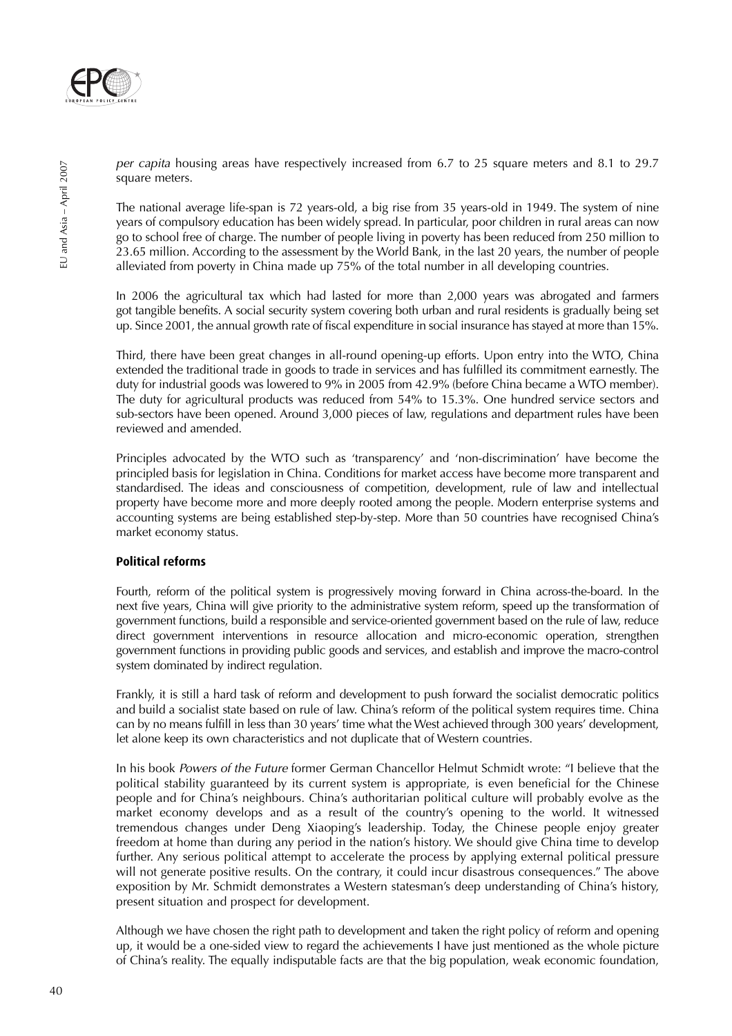*per capita* housing areas have respectively increased from 6.7 to 25 square meters and 8.1 to 29.7 square meters.

The national average life-span is 72 years-old, a big rise from 35 years-old in 1949. The system of nine years of compulsory education has been widely spread. In particular, poor children in rural areas can now go to school free of charge. The number of people living in poverty has been reduced from 250 million to 23.65 million. According to the assessment by the World Bank, in the last 20 years, the number of people alleviated from poverty in China made up 75% of the total number in all developing countries.

In 2006 the agricultural tax which had lasted for more than 2,000 years was abrogated and farmers got tangible benefits. A social security system covering both urban and rural residents is gradually being set up. Since 2001, the annual growth rate of fiscal expenditure in social insurance has stayed at more than 15%.

Third, there have been great changes in all-round opening-up efforts. Upon entry into the WTO, China extended the traditional trade in goods to trade in services and has fulfilled its commitment earnestly. The duty for industrial goods was lowered to 9% in 2005 from 42.9% (before China became a WTO member). The duty for agricultural products was reduced from 54% to 15.3%. One hundred service sectors and sub-sectors have been opened. Around 3,000 pieces of law, regulations and department rules have been reviewed and amended.

Principles advocated by the WTO such as 'transparency' and 'non-discrimination' have become the principled basis for legislation in China. Conditions for market access have become more transparent and standardised. The ideas and consciousness of competition, development, rule of law and intellectual property have become more and more deeply rooted among the people. Modern enterprise systems and accounting systems are being established step-by-step. More than 50 countries have recognised China's market economy status.

**Political reforms**

Fourth, reform of the political system is progressively moving forward in China across-the-board. In the next five years, China will give priority to the administrative system reform, speed up the transformation of government functions, build a responsible and service-oriented government based on the rule of law, reduce direct government interventions in resource allocation and micro-economic operation, strengthen government functions in providing public goods and services, and establish and improve the macro-control system dominated by indirect regulation.

Frankly, it is still a hard task of reform and development to push forward the socialist democratic politics and build a socialist state based on rule of law. China's reform of the political system requires time. China can by no means fulfill in less than 30 years' time what the West achieved through 300 years' development, let alone keep its own characteristics and not duplicate that of Western countries.

In his book *Powers of the Future* former German Chancellor Helmut Schmidt wrote: "I believe that the political stability guaranteed by its current system is appropriate, is even beneficial for the Chinese people and for China's neighbours. China's authoritarian political culture will probably evolve as the market economy develops and as a result of the country's opening to the world. It witnessed tremendous changes under Deng Xiaoping's leadership. Today, the Chinese people enjoy greater freedom at home than during any period in the nation's history. We should give China time to develop further. Any serious political attempt to accelerate the process by applying external political pressure will not generate positive results. On the contrary, it could incur disastrous consequences." The above exposition by Mr. Schmidt demonstrates a Western statesman's deep understanding of China's history, present situation and prospect for development.

Although we have chosen the right path to development and taken the right policy of reform and opening up, it would be a one-sided view to regard the achievements I have just mentioned as the whole picture of China's reality. The equally indisputable facts are that the big population, weak economic foundation,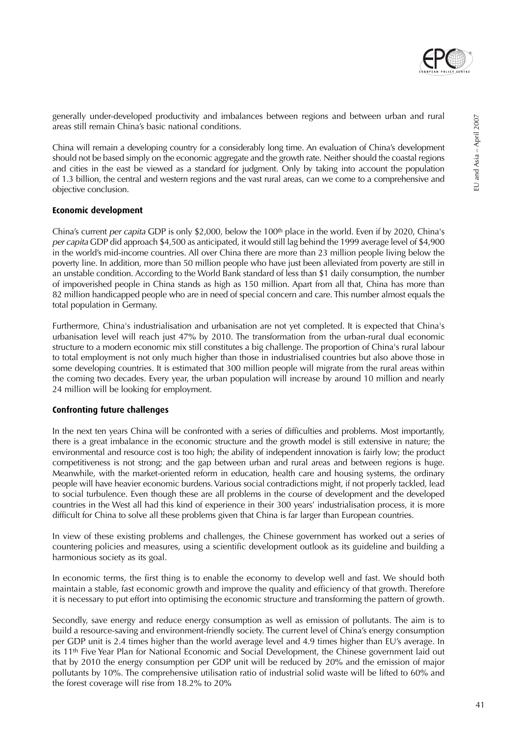generally under-developed productivity and imbalances between regions and between urban and rural areas still remain China's basic national conditions.

China will remain a developing country for a considerably long time. An evaluation of China's development should not be based simply on the economic aggregate and the growth rate. Neither should the coastal regions and cities in the east be viewed as a standard for judgment. Only by taking into account the population of 1.3 billion, the central and western regions and the vast rural areas, can we come to a comprehensive and objective conclusion.

### Economic development

China's current *per capita* GDP is only $2,000, below the 100th place in the world. Even if by 2020, China's *per capita* GDP did approach $4,500 as anticipated, it would still lag behind the 1999 average level of $4,900 in the world's mid-income countries. All over China there are more than 23 million people living below the poverty line. In addition, more than 50 million people who have just been alleviated from poverty are still in an unstable condition. According to the World Bank standard of less than $1 daily consumption, the number of impoverished people in China stands as high as 150 million. Apart from all that, China has more than 82 million handicapped people who are in need of special concern and care. This number almost equals the total population in Germany.

Furthermore, China's industrialisation and urbanisation are not yet completed. It is expected that China's urbanisation level will reach just 47% by 2010. The transformation from the urban-rural dual economic structure to a modern economic mix still constitutes a big challenge. The proportion of China's rural labour to total employment is not only much higher than those in industrialised countries but also above those in some developing countries. It is estimated that 300 million people will migrate from the rural areas within the coming two decades. Every year, the urban population will increase by around 10 million and nearly 24 million will be looking for employment.

### Confronting future challenges

In the next ten years China will be confronted with a series of difficulties and problems. Most importantly, there is a great imbalance in the economic structure and the growth model is still extensive in nature; the environmental and resource cost is too high; the ability of independent innovation is fairly low; the product competitiveness is not strong; and the gap between urban and rural areas and between regions is huge. Meanwhile, with the market-oriented reform in education, health care and housing systems, the ordinary people will have heavier economic burdens. Various social contradictions might, if not properly tackled, lead to social turbulence. Even though these are all problems in the course of development and the developed countries in the West all had this kind of experience in their 300 years' industrialisation process, it is more difficult for China to solve all these problems given that China is far larger than European countries.

In view of these existing problems and challenges, the Chinese government has worked out a series of countering policies and measures, using a scientific development outlook as its guideline and building a harmonious society as its goal.

In economic terms, the first thing is to enable the economy to develop well and fast. We should both maintain a stable, fast economic growth and improve the quality and efficiency of that growth. Therefore it is necessary to put effort into optimising the economic structure and transforming the pattern of growth.

Secondly, save energy and reduce energy consumption as well as emission of pollutants. The aim is to build a resource-saving and environment-friendly society. The current level of China's energy consumption per GDP unit is 2.4 times higher than the world average level and 4.9 times higher than EU's average. In its 11th Five Year Plan for National Economic and Social Development, the Chinese government laid out that by 2010 the energy consumption per GDP unit will be reduced by 20% and the emission of major pollutants by 10%. The comprehensive utilisation ratio of industrial solid waste will be lifted to 60% and the forest coverage will rise from 18.2% to 20%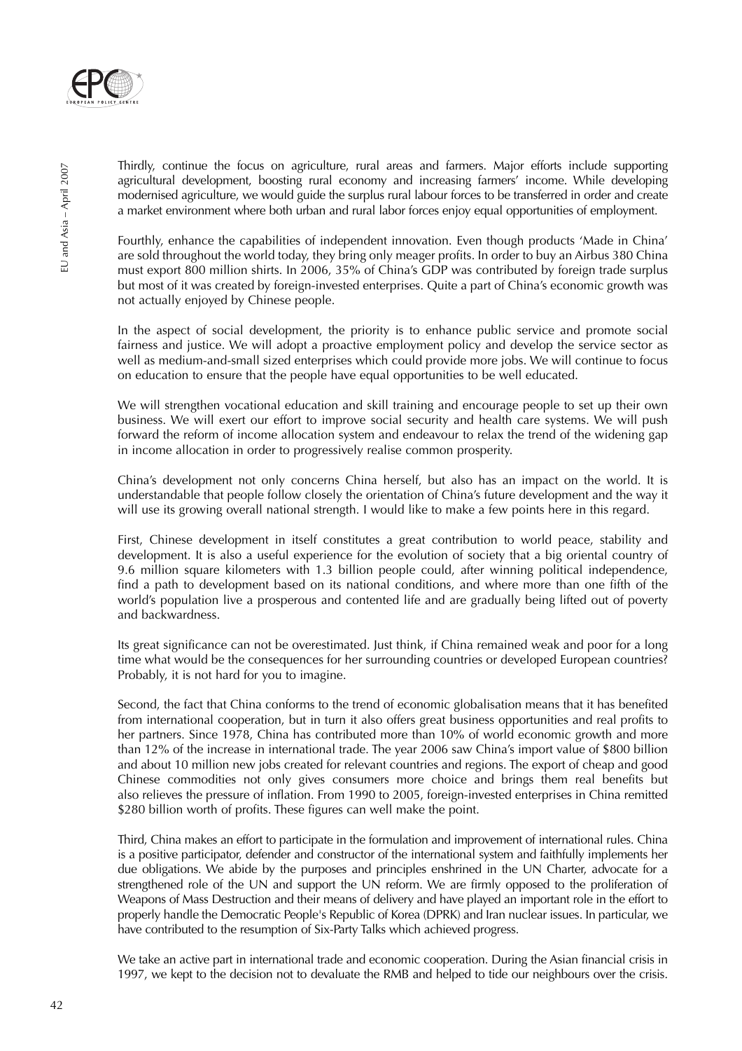Thirdly, continue the focus on agriculture, rural areas and farmers. Major efforts include supporting agricultural development, boosting rural economy and increasing farmers' income. While developing modernised agriculture, we would guide the surplus rural labour forces to be transferred in order and create a market environment where both urban and rural labor forces enjoy equal opportunities of employment.

Fourthly, enhance the capabilities of independent innovation. Even though products 'Made in China' are sold throughout the world today, they bring only meager profits. In order to buy an Airbus 380 China must export 800 million shirts. In 2006, 35% of China's GDP was contributed by foreign trade surplus but most of it was created by foreign-invested enterprises. Quite a part of China's economic growth was not actually enjoyed by Chinese people.

In the aspect of social development, the priority is to enhance public service and promote social fairness and justice. We will adopt a proactive employment policy and develop the service sector as well as medium-and-small sized enterprises which could provide more jobs. We will continue to focus on education to ensure that the people have equal opportunities to be well educated.

We will strengthen vocational education and skill training and encourage people to set up their own business. We will exert our effort to improve social security and health care systems. We will push forward the reform of income allocation system and endeavour to relax the trend of the widening gap in income allocation in order to progressively realise common prosperity.

China's development not only concerns China herself, but also has an impact on the world. It is understandable that people follow closely the orientation of China's future development and the way it will use its growing overall national strength. I would like to make a few points here in this regard.

First, Chinese development in itself constitutes a great contribution to world peace, stability and development. It is also a useful experience for the evolution of society that a big oriental country of 9.6 million square kilometers with 1.3 billion people could, after winning political independence, find a path to development based on its national conditions, and where more than one fifth of the world's population live a prosperous and contented life and are gradually being lifted out of poverty and backwardness.

Its great significance can not be overestimated. Just think, if China remained weak and poor for a long time what would be the consequences for her surrounding countries or developed European countries? Probably, it is not hard for you to imagine.

Second, the fact that China conforms to the trend of economic globalisation means that it has benefited from international cooperation, but in turn it also offers great business opportunities and real profits to her partners. Since 1978, China has contributed more than 10% of world economic growth and more than 12% of the increase in international trade. The year 2006 saw China's import value of $800 billion and about 10 million new jobs created for relevant countries and regions. The export of cheap and good Chinese commodities not only gives consumers more choice and brings them real benefits but also relieves the pressure of inflation. From 1990 to 2005, foreign-invested enterprises in China remitted $280 billion worth of profits. These figures can well make the point.

Third, China makes an effort to participate in the formulation and improvement of international rules. China is a positive participator, defender and constructor of the international system and faithfully implements her due obligations. We abide by the purposes and principles enshrined in the UN Charter, advocate for a strengthened role of the UN and support the UN reform. We are firmly opposed to the proliferation of Weapons of Mass Destruction and their means of delivery and have played an important role in the effort to properly handle the Democratic People's Republic of Korea (DPRK) and Iran nuclear issues. In particular, we have contributed to the resumption of Six-Party Talks which achieved progress.

We take an active part in international trade and economic cooperation. During the Asian financial crisis in 1997, we kept to the decision not to devaluate the RMB and helped to tide our neighbours over the crisis.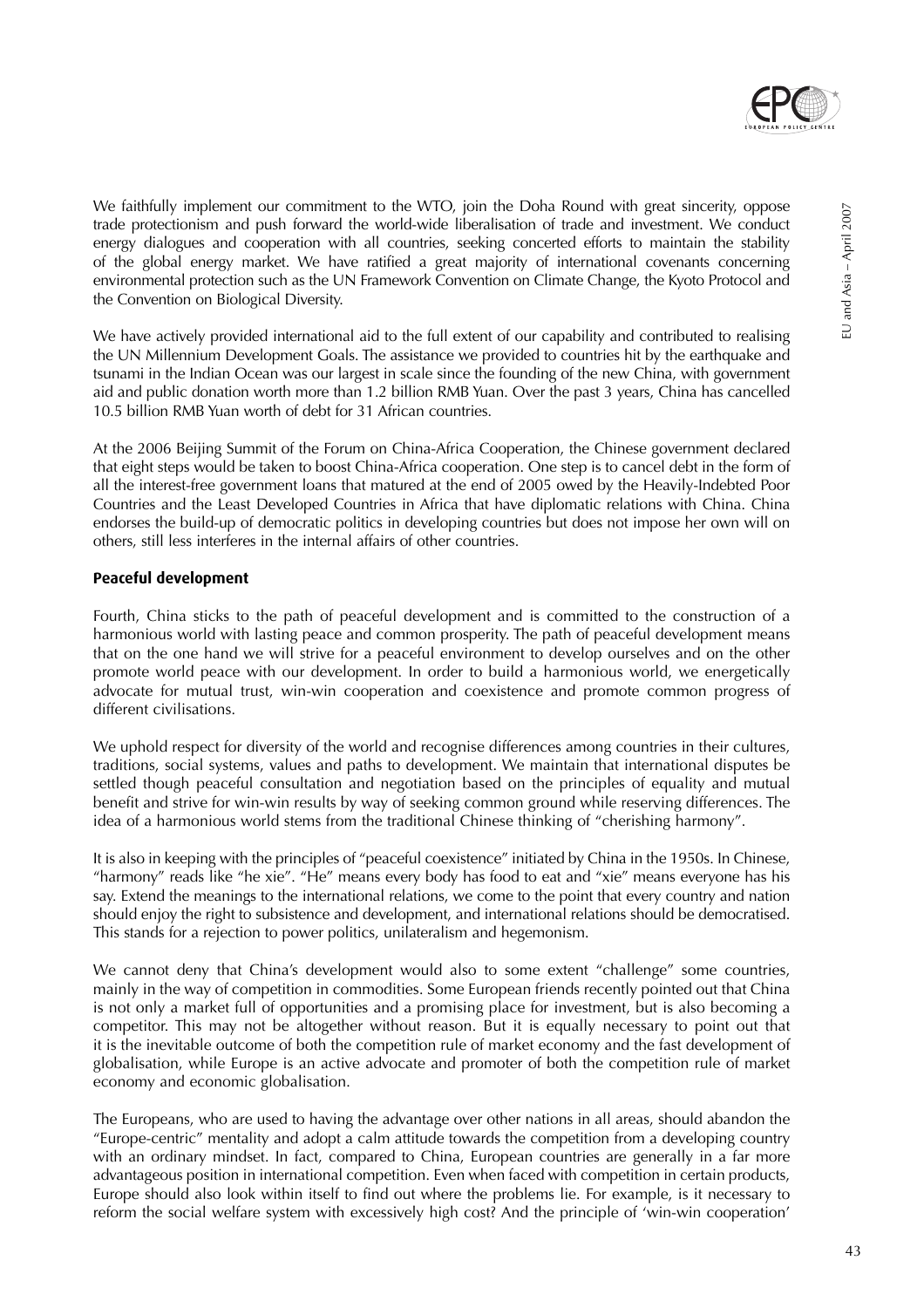We faithfully implement our commitment to the WTO, join the Doha Round with great sincerity, oppose trade protectionism and push forward the world-wide liberalisation of trade and investment. We conduct energy dialogues and cooperation with all countries, seeking concerted efforts to maintain the stability of the global energy market. We have ratified a great majority of international covenants concerning environmental protection such as the UN Framework Convention on Climate Change, the Kyoto Protocol and the Convention on Biological Diversity.

We have actively provided international aid to the full extent of our capability and contributed to realising the UN Millennium Development Goals. The assistance we provided to countries hit by the earthquake and tsunami in the Indian Ocean was our largest in scale since the founding of the new China, with government aid and public donation worth more than 1.2 billion RMB Yuan. Over the past 3 years, China has cancelled 10.5 billion RMB Yuan worth of debt for 31 African countries.

At the 2006 Beijing Summit of the Forum on China-Africa Cooperation, the Chinese government declared that eight steps would be taken to boost China-Africa cooperation. One step is to cancel debt in the form of all the interest-free government loans that matured at the end of 2005 owed by the Heavily-Indebted Poor Countries and the Least Developed Countries in Africa that have diplomatic relations with China. China endorses the build-up of democratic politics in developing countries but does not impose her own will on others, still less interferes in the internal affairs of other countries.

**Peaceful development**

Fourth, China sticks to the path of peaceful development and is committed to the construction of a harmonious world with lasting peace and common prosperity. The path of peaceful development means that on the one hand we will strive for a peaceful environment to develop ourselves and on the other promote world peace with our development. In order to build a harmonious world, we energetically advocate for mutual trust, win-win cooperation and coexistence and promote common progress of different civilisations.

We uphold respect for diversity of the world and recognise differences among countries in their cultures, traditions, social systems, values and paths to development. We maintain that international disputes be settled though peaceful consultation and negotiation based on the principles of equality and mutual benefit and strive for win-win results by way of seeking common ground while reserving differences. The idea of a harmonious world stems from the traditional Chinese thinking of "cherishing harmony".

It is also in keeping with the principles of "peaceful coexistence" initiated by China in the 1950s. In Chinese, "harmony" reads like "he xie". "He" means every body has food to eat and "xie" means everyone has his say. Extend the meanings to the international relations, we come to the point that every country and nation should enjoy the right to subsistence and development, and international relations should be democratised. This stands for a rejection to power politics, unilateralism and hegemonism.

We cannot deny that China's development would also to some extent "challenge" some countries, mainly in the way of competition in commodities. Some European friends recently pointed out that China is not only a market full of opportunities and a promising place for investment, but is also becoming a competitor. This may not be altogether without reason. But it is equally necessary to point out that it is the inevitable outcome of both the competition rule of market economy and the fast development of globalisation, while Europe is an active advocate and promoter of both the competition rule of market economy and economic globalisation.

The Europeans, who are used to having the advantage over other nations in all areas, should abandon the "Europe-centric" mentality and adopt a calm attitude towards the competition from a developing country with an ordinary mindset. In fact, compared to China, European countries are generally in a far more advantageous position in international competition. Even when faced with competition in certain products, Europe should also look within itself to find out where the problems lie. For example, is it necessary to reform the social welfare system with excessively high cost? And the principle of 'win-win cooperation'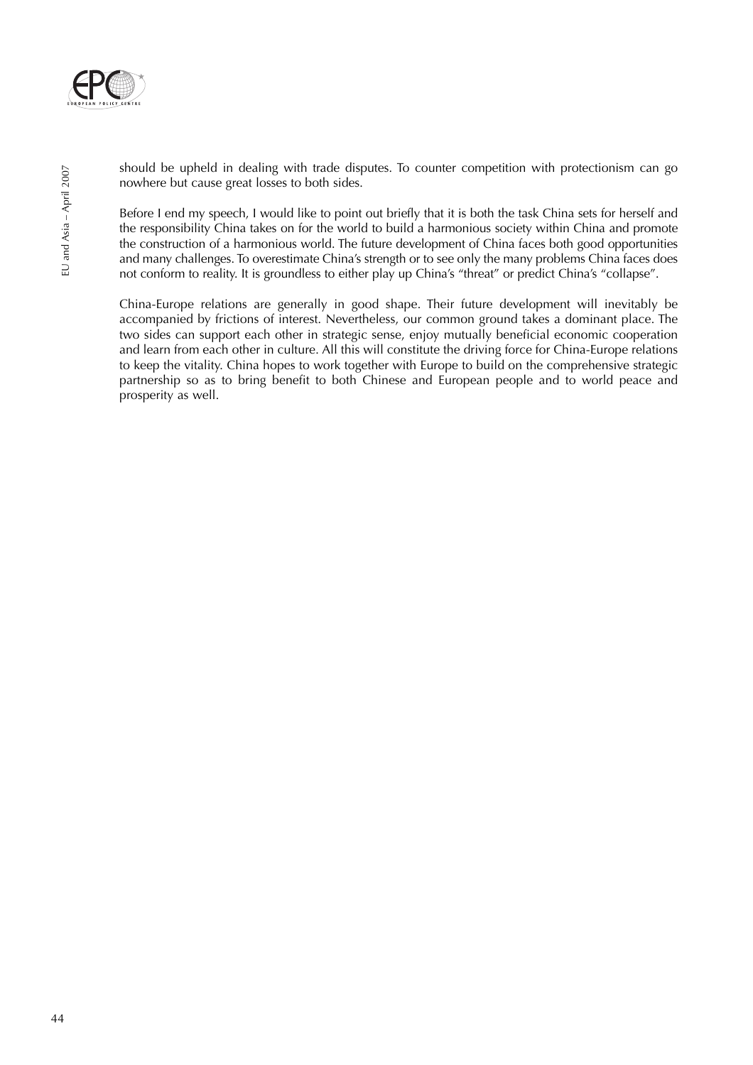should be upheld in dealing with trade disputes. To counter competition with protectionism can go nowhere but cause great losses to both sides.

Before I end my speech, I would like to point out briefly that it is both the task China sets for herself and the responsibility China takes on for the world to build a harmonious society within China and promote the construction of a harmonious world. The future development of China faces both good opportunities and many challenges. To overestimate China's strength or to see only the many problems China faces does not conform to reality. It is groundless to either play up China's "threat" or predict China's "collapse".

China-Europe relations are generally in good shape. Their future development will inevitably be accompanied by frictions of interest. Nevertheless, our common ground takes a dominant place. The two sides can support each other in strategic sense, enjoy mutually beneficial economic cooperation and learn from each other in culture. All this will constitute the driving force for China-Europe relations to keep the vitality. China hopes to work together with Europe to build on the comprehensive strategic partnership so as to bring benefit to both Chinese and European people and to world peace and prosperity as well.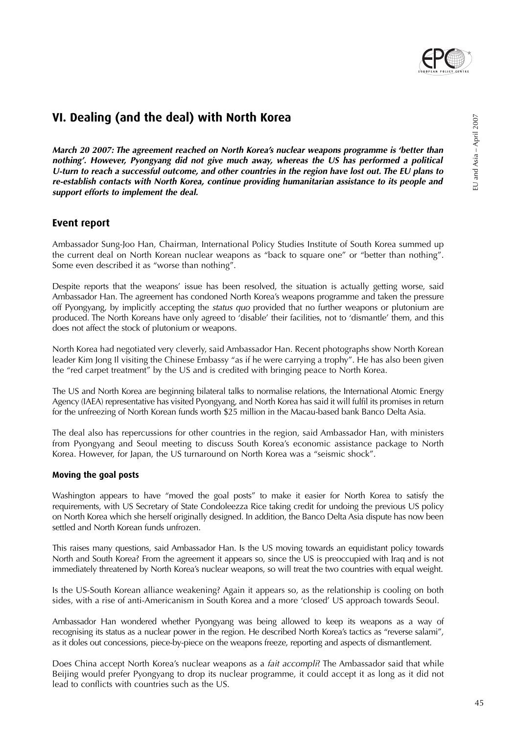## VI. Dealing (and the deal) with North Korea

***March 20 2007: The agreement reached on North Korea's nuclear weapons programme is 'better than nothing'. However, Pyongyang did not give much away, whereas the US has performed a political U-turn to reach a successful outcome, and other countries in the region have lost out. The EU plans to re-establish contacts with North Korea, continue providing humanitarian assistance to its people and support efforts to implement the deal.***

### Event report

Ambassador Sung-Joo Han, Chairman, International Policy Studies Institute of South Korea summed up the current deal on North Korean nuclear weapons as "back to square one" or "better than nothing". Some even described it as "worse than nothing".

Despite reports that the weapons' issue has been resolved, the situation is actually getting worse, said Ambassador Han. The agreement has condoned North Korea's weapons programme and taken the pressure off Pyongyang, by implicitly accepting the *status quo* provided that no further weapons or plutonium are produced. The North Koreans have only agreed to 'disable' their facilities, not to 'dismantle' them, and this does not affect the stock of plutonium or weapons.

North Korea had negotiated very cleverly, said Ambassador Han. Recent photographs show North Korean leader Kim Jong Il visiting the Chinese Embassy "as if he were carrying a trophy". He has also been given the "red carpet treatment" by the US and is credited with bringing peace to North Korea.

The US and North Korea are beginning bilateral talks to normalise relations, the International Atomic Energy Agency (IAEA) representative has visited Pyongyang, and North Korea has said it will fulfil its promises in return for the unfreezing of North Korean funds worth $25 million in the Macau-based bank Banco Delta Asia.

The deal also has repercussions for other countries in the region, said Ambassador Han, with ministers from Pyongyang and Seoul meeting to discuss South Korea's economic assistance package to North Korea. However, for Japan, the US turnaround on North Korea was a "seismic shock".

#### Moving the goal posts

Washington appears to have "moved the goal posts" to make it easier for North Korea to satisfy the requirements, with US Secretary of State Condoleezza Rice taking credit for undoing the previous US policy on North Korea which she herself originally designed. In addition, the Banco Delta Asia dispute has now been settled and North Korean funds unfrozen.

This raises many questions, said Ambassador Han. Is the US moving towards an equidistant policy towards North and South Korea? From the agreement it appears so, since the US is preoccupied with Iraq and is not immediately threatened by North Korea's nuclear weapons, so will treat the two countries with equal weight.

Is the US-South Korean alliance weakening? Again it appears so, as the relationship is cooling on both sides, with a rise of anti-Americanism in South Korea and a more 'closed' US approach towards Seoul.

Ambassador Han wondered whether Pyongyang was being allowed to keep its weapons as a way of recognising its status as a nuclear power in the region. He described North Korea's tactics as "reverse salami", as it doles out concessions, piece-by-piece on the weapons freeze, reporting and aspects of dismantlement.

Does China accept North Korea's nuclear weapons as a *fait accompli*? The Ambassador said that while Beijing would prefer Pyongyang to drop its nuclear programme, it could accept it as long as it did not lead to conflicts with countries such as the US.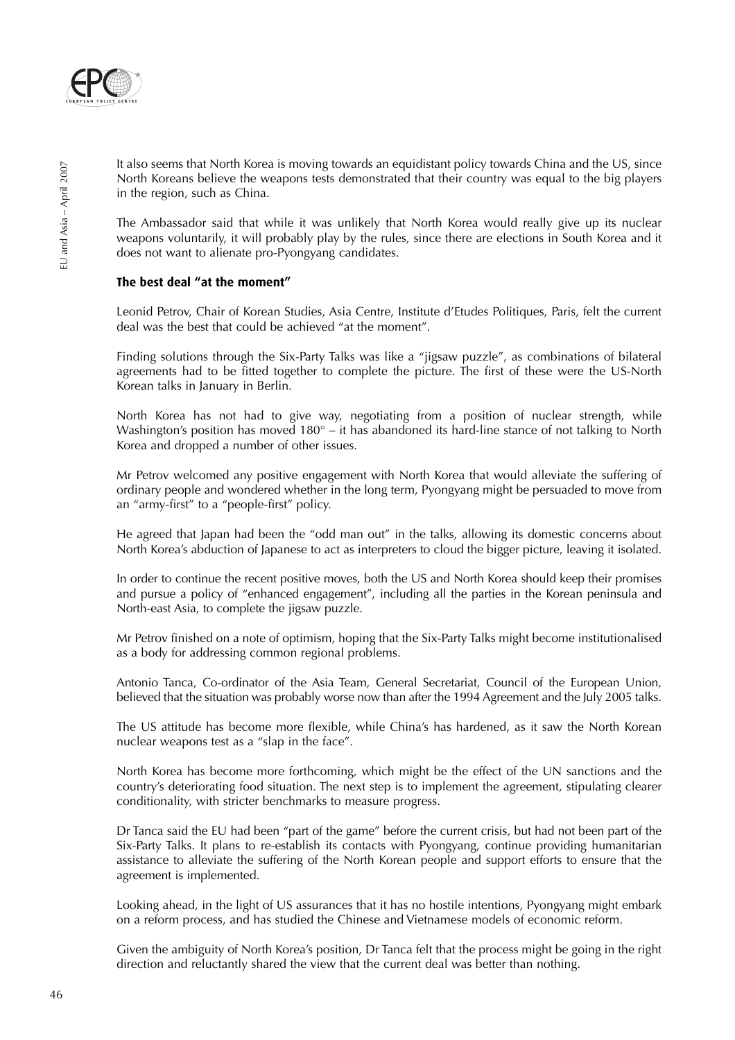It also seems that North Korea is moving towards an equidistant policy towards China and the US, since North Koreans believe the weapons tests demonstrated that their country was equal to the big players in the region, such as China.

The Ambassador said that while it was unlikely that North Korea would really give up its nuclear weapons voluntarily, it will probably play by the rules, since there are elections in South Korea and it does not want to alienate pro-Pyongyang candidates.

### The best deal "at the moment"

Leonid Petrov, Chair of Korean Studies, Asia Centre, Institute d'Etudes Politiques, Paris, felt the current deal was the best that could be achieved "at the moment".

Finding solutions through the Six-Party Talks was like a "jigsaw puzzle", as combinations of bilateral agreements had to be fitted together to complete the picture. The first of these were the US-North Korean talks in January in Berlin.

North Korea has not had to give way, negotiating from a position of nuclear strength, while Washington's position has moved 180° – it has abandoned its hard-line stance of not talking to North Korea and dropped a number of other issues.

Mr Petrov welcomed any positive engagement with North Korea that would alleviate the suffering of ordinary people and wondered whether in the long term, Pyongyang might be persuaded to move from an "army-first" to a "people-first" policy.

He agreed that Japan had been the "odd man out" in the talks, allowing its domestic concerns about North Korea's abduction of Japanese to act as interpreters to cloud the bigger picture, leaving it isolated.

In order to continue the recent positive moves, both the US and North Korea should keep their promises and pursue a policy of "enhanced engagement", including all the parties in the Korean peninsula and North-east Asia, to complete the jigsaw puzzle.

Mr Petrov finished on a note of optimism, hoping that the Six-Party Talks might become institutionalised as a body for addressing common regional problems.

Antonio Tanca, Co-ordinator of the Asia Team, General Secretariat, Council of the European Union, believed that the situation was probably worse now than after the 1994 Agreement and the July 2005 talks.

The US attitude has become more flexible, while China's has hardened, as it saw the North Korean nuclear weapons test as a "slap in the face".

North Korea has become more forthcoming, which might be the effect of the UN sanctions and the country's deteriorating food situation. The next step is to implement the agreement, stipulating clearer conditionality, with stricter benchmarks to measure progress.

Dr Tanca said the EU had been "part of the game" before the current crisis, but had not been part of the Six-Party Talks. It plans to re-establish its contacts with Pyongyang, continue providing humanitarian assistance to alleviate the suffering of the North Korean people and support efforts to ensure that the agreement is implemented.

Looking ahead, in the light of US assurances that it has no hostile intentions, Pyongyang might embark on a reform process, and has studied the Chinese and Vietnamese models of economic reform.

Given the ambiguity of North Korea's position, Dr Tanca felt that the process might be going in the right direction and reluctantly shared the view that the current deal was better than nothing.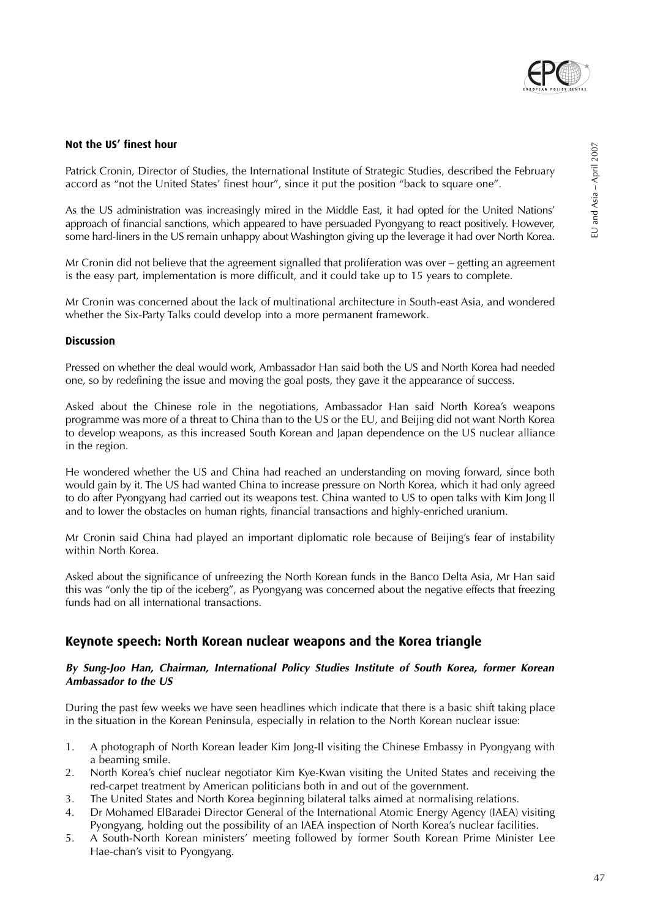### Not the US' finest hour

Patrick Cronin, Director of Studies, the International Institute of Strategic Studies, described the February accord as "not the United States' finest hour", since it put the position "back to square one".

As the US administration was increasingly mired in the Middle East, it had opted for the United Nations' approach of financial sanctions, which appeared to have persuaded Pyongyang to react positively. However, some hard-liners in the US remain unhappy about Washington giving up the leverage it had over North Korea.

Mr Cronin did not believe that the agreement signalled that proliferation was over – getting an agreement is the easy part, implementation is more difficult, and it could take up to 15 years to complete.

Mr Cronin was concerned about the lack of multinational architecture in South-east Asia, and wondered whether the Six-Party Talks could develop into a more permanent framework.

### Discussion

Pressed on whether the deal would work, Ambassador Han said both the US and North Korea had needed one, so by redefining the issue and moving the goal posts, they gave it the appearance of success.

Asked about the Chinese role in the negotiations, Ambassador Han said North Korea's weapons programme was more of a threat to China than to the US or the EU, and Beijing did not want North Korea to develop weapons, as this increased South Korean and Japan dependence on the US nuclear alliance in the region.

He wondered whether the US and China had reached an understanding on moving forward, since both would gain by it. The US had wanted China to increase pressure on North Korea, which it had only agreed to do after Pyongyang had carried out its weapons test. China wanted to US to open talks with Kim Jong Il and to lower the obstacles on human rights, financial transactions and highly-enriched uranium.

Mr Cronin said China had played an important diplomatic role because of Beijing's fear of instability within North Korea.

Asked about the significance of unfreezing the North Korean funds in the Banco Delta Asia, Mr Han said this was "only the tip of the iceberg", as Pyongyang was concerned about the negative effects that freezing funds had on all international transactions.

## Keynote speech: North Korean nuclear weapons and the Korea triangle

***By Sung-Joo Han, Chairman, International Policy Studies Institute of South Korea, former Korean Ambassador to the US***

During the past few weeks we have seen headlines which indicate that there is a basic shift taking place in the situation in the Korean Peninsula, especially in relation to the North Korean nuclear issue:

1. A photograph of North Korean leader Kim Jong-Il visiting the Chinese Embassy in Pyongyang with a beaming smile.
2. North Korea's chief nuclear negotiator Kim Kye-Kwan visiting the United States and receiving the red-carpet treatment by American politicians both in and out of the government.
3. The United States and North Korea beginning bilateral talks aimed at normalising relations.
4. Dr Mohamed ElBaradei Director General of the International Atomic Energy Agency (IAEA) visiting Pyongyang, holding out the possibility of an IAEA inspection of North Korea's nuclear facilities.
5. A South-North Korean ministers' meeting followed by former South Korean Prime Minister Lee Hae-chan's visit to Pyongyang.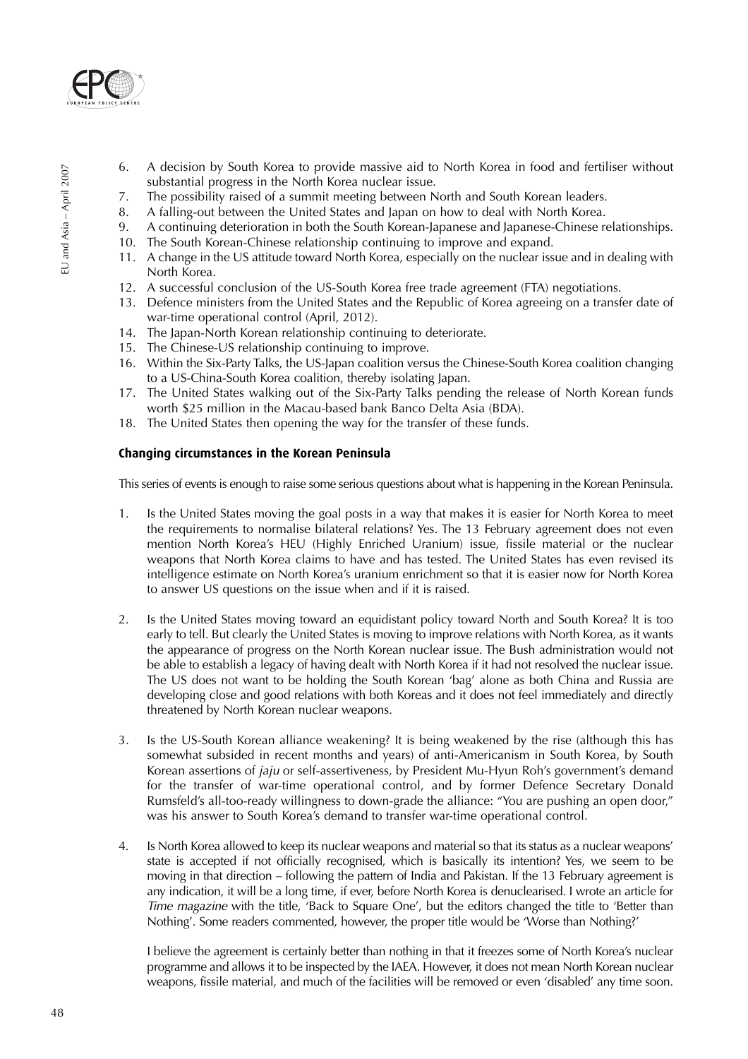6. A decision by South Korea to provide massive aid to North Korea in food and fertiliser without substantial progress in the North Korea nuclear issue.
7. The possibility raised of a summit meeting between North and South Korean leaders.
8. A falling-out between the United States and Japan on how to deal with North Korea.
9. A continuing deterioration in both the South Korean-Japanese and Japanese-Chinese relationships.
10. The South Korean-Chinese relationship continuing to improve and expand.
11. A change in the US attitude toward North Korea, especially on the nuclear issue and in dealing with North Korea.
12. A successful conclusion of the US-South Korea free trade agreement (FTA) negotiations.
13. Defence ministers from the United States and the Republic of Korea agreeing on a transfer date of war-time operational control (April, 2012).
14. The Japan-North Korean relationship continuing to deteriorate.
15. The Chinese-US relationship continuing to improve.
16. Within the Six-Party Talks, the US-Japan coalition versus the Chinese-South Korea coalition changing to a US-China-South Korea coalition, thereby isolating Japan.
17. The United States walking out of the Six-Party Talks pending the release of North Korean funds worth $25 million in the Macau-based bank Banco Delta Asia (BDA).
18. The United States then opening the way for the transfer of these funds.

**Changing circumstances in the Korean Peninsula**

This series of events is enough to raise some serious questions about what is happening in the Korean Peninsula.

1. Is the United States moving the goal posts in a way that makes it is easier for North Korea to meet the requirements to normalise bilateral relations? Yes. The 13 February agreement does not even mention North Korea's HEU (Highly Enriched Uranium) issue, fissile material or the nuclear weapons that North Korea claims to have and has tested. The United States has even revised its intelligence estimate on North Korea's uranium enrichment so that it is easier now for North Korea to answer US questions on the issue when and if it is raised.

2. Is the United States moving toward an equidistant policy toward North and South Korea? It is too early to tell. But clearly the United States is moving to improve relations with North Korea, as it wants the appearance of progress on the North Korean nuclear issue. The Bush administration would not be able to establish a legacy of having dealt with North Korea if it had not resolved the nuclear issue. The US does not want to be holding the South Korean 'bag' alone as both China and Russia are developing close and good relations with both Koreas and it does not feel immediately and directly threatened by North Korean nuclear weapons.

3. Is the US-South Korean alliance weakening? It is being weakened by the rise (although this has somewhat subsided in recent months and years) of anti-Americanism in South Korea, by South Korean assertions of *jaju* or self-assertiveness, by President Mu-Hyun Roh's government's demand for the transfer of war-time operational control, and by former Defence Secretary Donald Rumsfeld's all-too-ready willingness to down-grade the alliance: "You are pushing an open door," was his answer to South Korea's demand to transfer war-time operational control.

4. Is North Korea allowed to keep its nuclear weapons and material so that its status as a nuclear weapons' state is accepted if not officially recognised, which is basically its intention? Yes, we seem to be moving in that direction – following the pattern of India and Pakistan. If the 13 February agreement is any indication, it will be a long time, if ever, before North Korea is denuclearised. I wrote an article for *Time magazine* with the title, 'Back to Square One', but the editors changed the title to 'Better than Nothing'. Some readers commented, however, the proper title would be 'Worse than Nothing?'

   I believe the agreement is certainly better than nothing in that it freezes some of North Korea's nuclear programme and allows it to be inspected by the IAEA. However, it does not mean North Korean nuclear weapons, fissile material, and much of the facilities will be removed or even 'disabled' any time soon.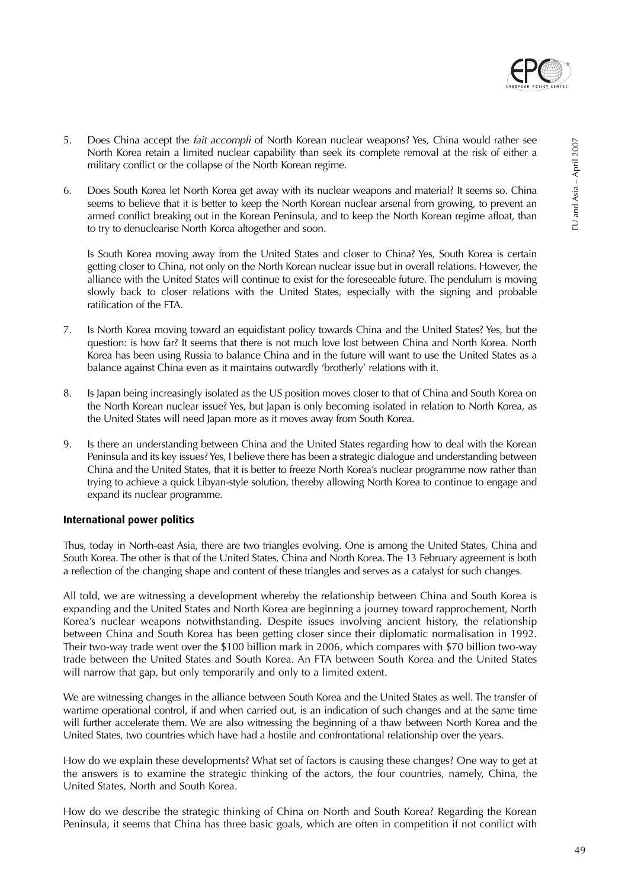5. Does China accept the *fait accompli* of North Korean nuclear weapons? Yes, China would rather see North Korea retain a limited nuclear capability than seek its complete removal at the risk of either a military conflict or the collapse of the North Korean regime.

6. Does South Korea let North Korea get away with its nuclear weapons and material? It seems so. China seems to believe that it is better to keep the North Korean nuclear arsenal from growing, to prevent an armed conflict breaking out in the Korean Peninsula, and to keep the North Korean regime afloat, than to try to denuclearise North Korea altogether and soon.

   Is South Korea moving away from the United States and closer to China? Yes, South Korea is certain getting closer to China, not only on the North Korean nuclear issue but in overall relations. However, the alliance with the United States will continue to exist for the foreseeable future. The pendulum is moving slowly back to closer relations with the United States, especially with the signing and probable ratification of the FTA.

7. Is North Korea moving toward an equidistant policy towards China and the United States? Yes, but the question: is how far? It seems that there is not much love lost between China and North Korea. North Korea has been using Russia to balance China and in the future will want to use the United States as a balance against China even as it maintains outwardly 'brotherly' relations with it.

8. Is Japan being increasingly isolated as the US position moves closer to that of China and South Korea on the North Korean nuclear issue? Yes, but Japan is only becoming isolated in relation to North Korea, as the United States will need Japan more as it moves away from South Korea.

9. Is there an understanding between China and the United States regarding how to deal with the Korean Peninsula and its key issues? Yes, I believe there has been a strategic dialogue and understanding between China and the United States, that it is better to freeze North Korea's nuclear programme now rather than trying to achieve a quick Libyan-style solution, thereby allowing North Korea to continue to engage and expand its nuclear programme.

### International power politics

Thus, today in North-east Asia, there are two triangles evolving. One is among the United States, China and South Korea. The other is that of the United States, China and North Korea. The 13 February agreement is both a reflection of the changing shape and content of these triangles and serves as a catalyst for such changes.

All told, we are witnessing a development whereby the relationship between China and South Korea is expanding and the United States and North Korea are beginning a journey toward rapprochement, North Korea's nuclear weapons notwithstanding. Despite issues involving ancient history, the relationship between China and South Korea has been getting closer since their diplomatic normalisation in 1992. Their two-way trade went over the $100 billion mark in 2006, which compares with $70 billion two-way trade between the United States and South Korea. An FTA between South Korea and the United States will narrow that gap, but only temporarily and only to a limited extent.

We are witnessing changes in the alliance between South Korea and the United States as well. The transfer of wartime operational control, if and when carried out, is an indication of such changes and at the same time will further accelerate them. We are also witnessing the beginning of a thaw between North Korea and the United States, two countries which have had a hostile and confrontational relationship over the years.

How do we explain these developments? What set of factors is causing these changes? One way to get at the answers is to examine the strategic thinking of the actors, the four countries, namely, China, the United States, North and South Korea.

How do we describe the strategic thinking of China on North and South Korea? Regarding the Korean Peninsula, it seems that China has three basic goals, which are often in competition if not conflict with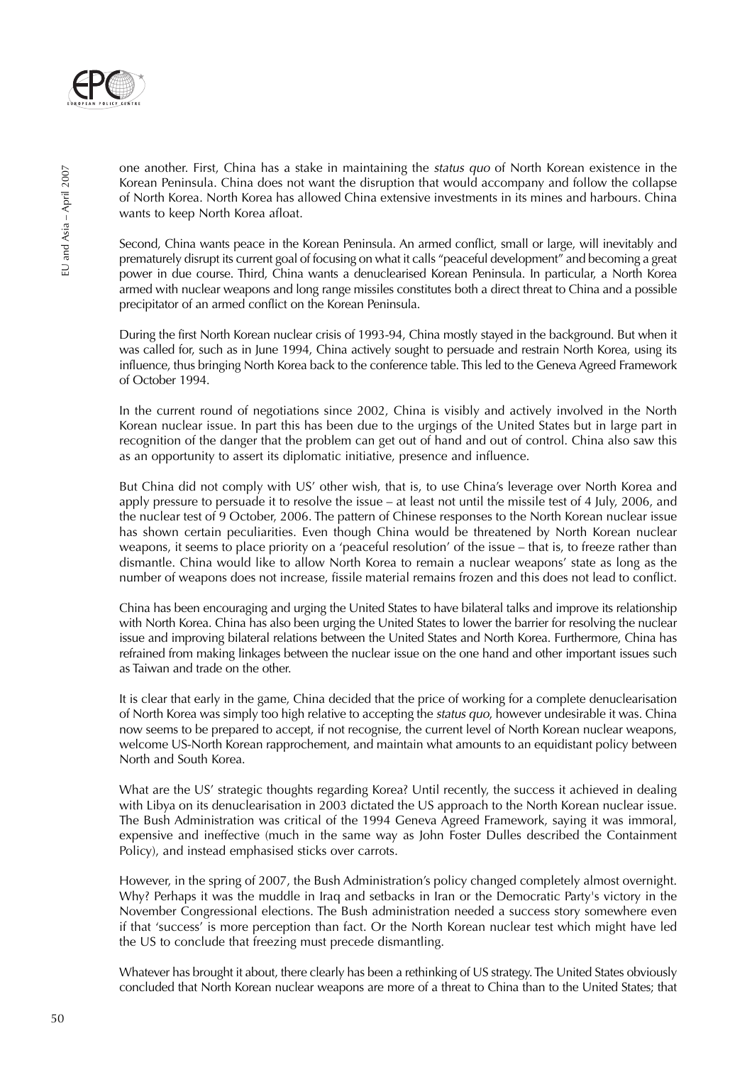one another. First, China has a stake in maintaining the *status quo* of North Korean existence in the Korean Peninsula. China does not want the disruption that would accompany and follow the collapse of North Korea. North Korea has allowed China extensive investments in its mines and harbours. China wants to keep North Korea afloat.

Second, China wants peace in the Korean Peninsula. An armed conflict, small or large, will inevitably and prematurely disrupt its current goal of focusing on what it calls "peaceful development" and becoming a great power in due course. Third, China wants a denuclearised Korean Peninsula. In particular, a North Korea armed with nuclear weapons and long range missiles constitutes both a direct threat to China and a possible precipitator of an armed conflict on the Korean Peninsula.

During the first North Korean nuclear crisis of 1993-94, China mostly stayed in the background. But when it was called for, such as in June 1994, China actively sought to persuade and restrain North Korea, using its influence, thus bringing North Korea back to the conference table. This led to the Geneva Agreed Framework of October 1994.

In the current round of negotiations since 2002, China is visibly and actively involved in the North Korean nuclear issue. In part this has been due to the urgings of the United States but in large part in recognition of the danger that the problem can get out of hand and out of control. China also saw this as an opportunity to assert its diplomatic initiative, presence and influence.

But China did not comply with US' other wish, that is, to use China's leverage over North Korea and apply pressure to persuade it to resolve the issue – at least not until the missile test of 4 July, 2006, and the nuclear test of 9 October, 2006. The pattern of Chinese responses to the North Korean nuclear issue has shown certain peculiarities. Even though China would be threatened by North Korean nuclear weapons, it seems to place priority on a 'peaceful resolution' of the issue – that is, to freeze rather than dismantle. China would like to allow North Korea to remain a nuclear weapons' state as long as the number of weapons does not increase, fissile material remains frozen and this does not lead to conflict.

China has been encouraging and urging the United States to have bilateral talks and improve its relationship with North Korea. China has also been urging the United States to lower the barrier for resolving the nuclear issue and improving bilateral relations between the United States and North Korea. Furthermore, China has refrained from making linkages between the nuclear issue on the one hand and other important issues such as Taiwan and trade on the other.

It is clear that early in the game, China decided that the price of working for a complete denuclearisation of North Korea was simply too high relative to accepting the *status quo*, however undesirable it was. China now seems to be prepared to accept, if not recognise, the current level of North Korean nuclear weapons, welcome US-North Korean rapprochement, and maintain what amounts to an equidistant policy between North and South Korea.

What are the US' strategic thoughts regarding Korea? Until recently, the success it achieved in dealing with Libya on its denuclearisation in 2003 dictated the US approach to the North Korean nuclear issue. The Bush Administration was critical of the 1994 Geneva Agreed Framework, saying it was immoral, expensive and ineffective (much in the same way as John Foster Dulles described the Containment Policy), and instead emphasised sticks over carrots.

However, in the spring of 2007, the Bush Administration's policy changed completely almost overnight. Why? Perhaps it was the muddle in Iraq and setbacks in Iran or the Democratic Party's victory in the November Congressional elections. The Bush administration needed a success story somewhere even if that 'success' is more perception than fact. Or the North Korean nuclear test which might have led the US to conclude that freezing must precede dismantling.

Whatever has brought it about, there clearly has been a rethinking of US strategy. The United States obviously concluded that North Korean nuclear weapons are more of a threat to China than to the United States; that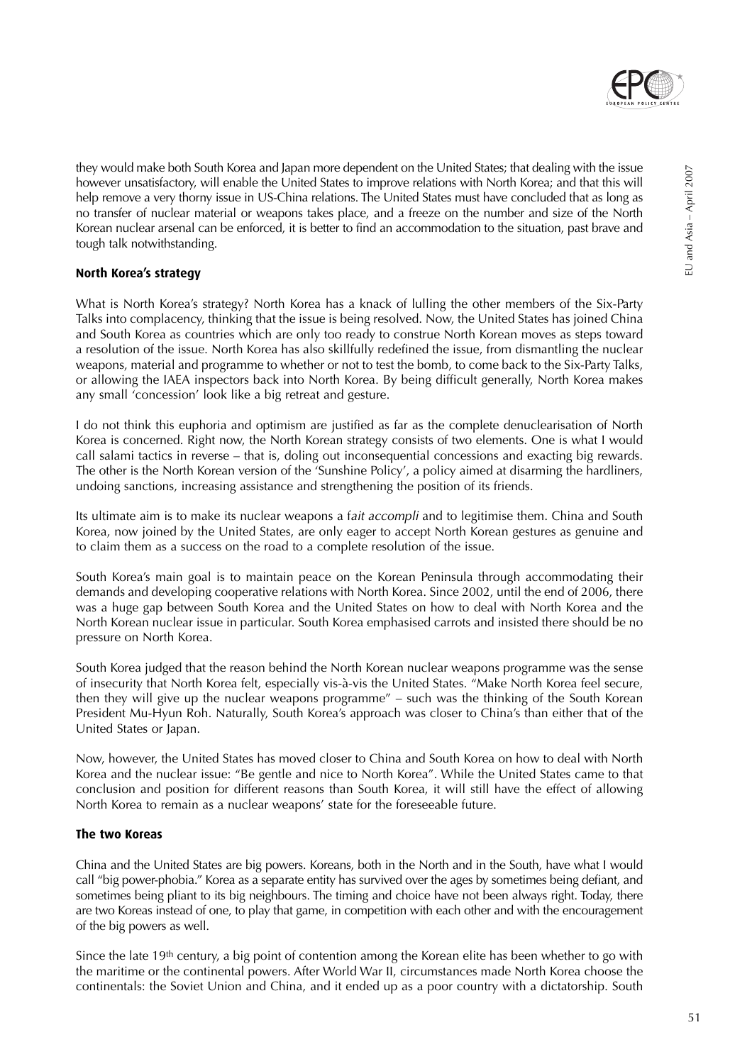they would make both South Korea and Japan more dependent on the United States; that dealing with the issue however unsatisfactory, will enable the United States to improve relations with North Korea; and that this will help remove a very thorny issue in US-China relations. The United States must have concluded that as long as no transfer of nuclear material or weapons takes place, and a freeze on the number and size of the North Korean nuclear arsenal can be enforced, it is better to find an accommodation to the situation, past brave and tough talk notwithstanding.

## North Korea's strategy

What is North Korea's strategy? North Korea has a knack of lulling the other members of the Six-Party Talks into complacency, thinking that the issue is being resolved. Now, the United States has joined China and South Korea as countries which are only too ready to construe North Korean moves as steps toward a resolution of the issue. North Korea has also skillfully redefined the issue, from dismantling the nuclear weapons, material and programme to whether or not to test the bomb, to come back to the Six-Party Talks, or allowing the IAEA inspectors back into North Korea. By being difficult generally, North Korea makes any small 'concession' look like a big retreat and gesture.

I do not think this euphoria and optimism are justified as far as the complete denuclearisation of North Korea is concerned. Right now, the North Korean strategy consists of two elements. One is what I would call salami tactics in reverse – that is, doling out inconsequential concessions and exacting big rewards. The other is the North Korean version of the 'Sunshine Policy', a policy aimed at disarming the hardliners, undoing sanctions, increasing assistance and strengthening the position of its friends.

Its ultimate aim is to make its nuclear weapons a f*ait accompli* and to legitimise them. China and South Korea, now joined by the United States, are only eager to accept North Korean gestures as genuine and to claim them as a success on the road to a complete resolution of the issue.

South Korea's main goal is to maintain peace on the Korean Peninsula through accommodating their demands and developing cooperative relations with North Korea. Since 2002, until the end of 2006, there was a huge gap between South Korea and the United States on how to deal with North Korea and the North Korean nuclear issue in particular. South Korea emphasised carrots and insisted there should be no pressure on North Korea.

South Korea judged that the reason behind the North Korean nuclear weapons programme was the sense of insecurity that North Korea felt, especially vis-à-vis the United States. "Make North Korea feel secure, then they will give up the nuclear weapons programme" – such was the thinking of the South Korean President Mu-Hyun Roh. Naturally, South Korea's approach was closer to China's than either that of the United States or Japan.

Now, however, the United States has moved closer to China and South Korea on how to deal with North Korea and the nuclear issue: "Be gentle and nice to North Korea". While the United States came to that conclusion and position for different reasons than South Korea, it will still have the effect of allowing North Korea to remain as a nuclear weapons' state for the foreseeable future.

## The two Koreas

China and the United States are big powers. Koreans, both in the North and in the South, have what I would call "big power-phobia." Korea as a separate entity has survived over the ages by sometimes being defiant, and sometimes being pliant to its big neighbours. The timing and choice have not been always right. Today, there are two Koreas instead of one, to play that game, in competition with each other and with the encouragement of the big powers as well.

Since the late 19th century, a big point of contention among the Korean elite has been whether to go with the maritime or the continental powers. After World War II, circumstances made North Korea choose the continentals: the Soviet Union and China, and it ended up as a poor country with a dictatorship. South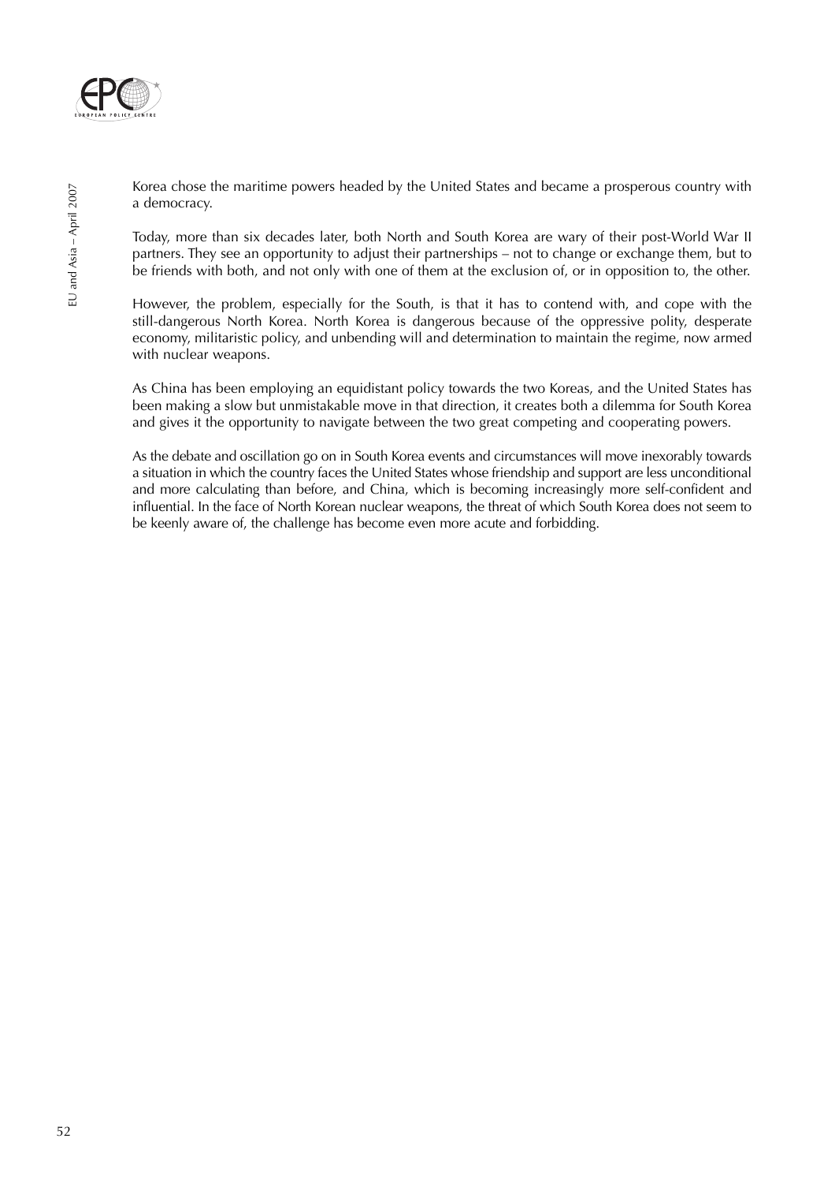Korea chose the maritime powers headed by the United States and became a prosperous country with a democracy.

Today, more than six decades later, both North and South Korea are wary of their post-World War II partners. They see an opportunity to adjust their partnerships – not to change or exchange them, but to be friends with both, and not only with one of them at the exclusion of, or in opposition to, the other.

However, the problem, especially for the South, is that it has to contend with, and cope with the still-dangerous North Korea. North Korea is dangerous because of the oppressive polity, desperate economy, militaristic policy, and unbending will and determination to maintain the regime, now armed with nuclear weapons.

As China has been employing an equidistant policy towards the two Koreas, and the United States has been making a slow but unmistakable move in that direction, it creates both a dilemma for South Korea and gives it the opportunity to navigate between the two great competing and cooperating powers.

As the debate and oscillation go on in South Korea events and circumstances will move inexorably towards a situation in which the country faces the United States whose friendship and support are less unconditional and more calculating than before, and China, which is becoming increasingly more self-confident and influential. In the face of North Korean nuclear weapons, the threat of which South Korea does not seem to be keenly aware of, the challenge has become even more acute and forbidding.